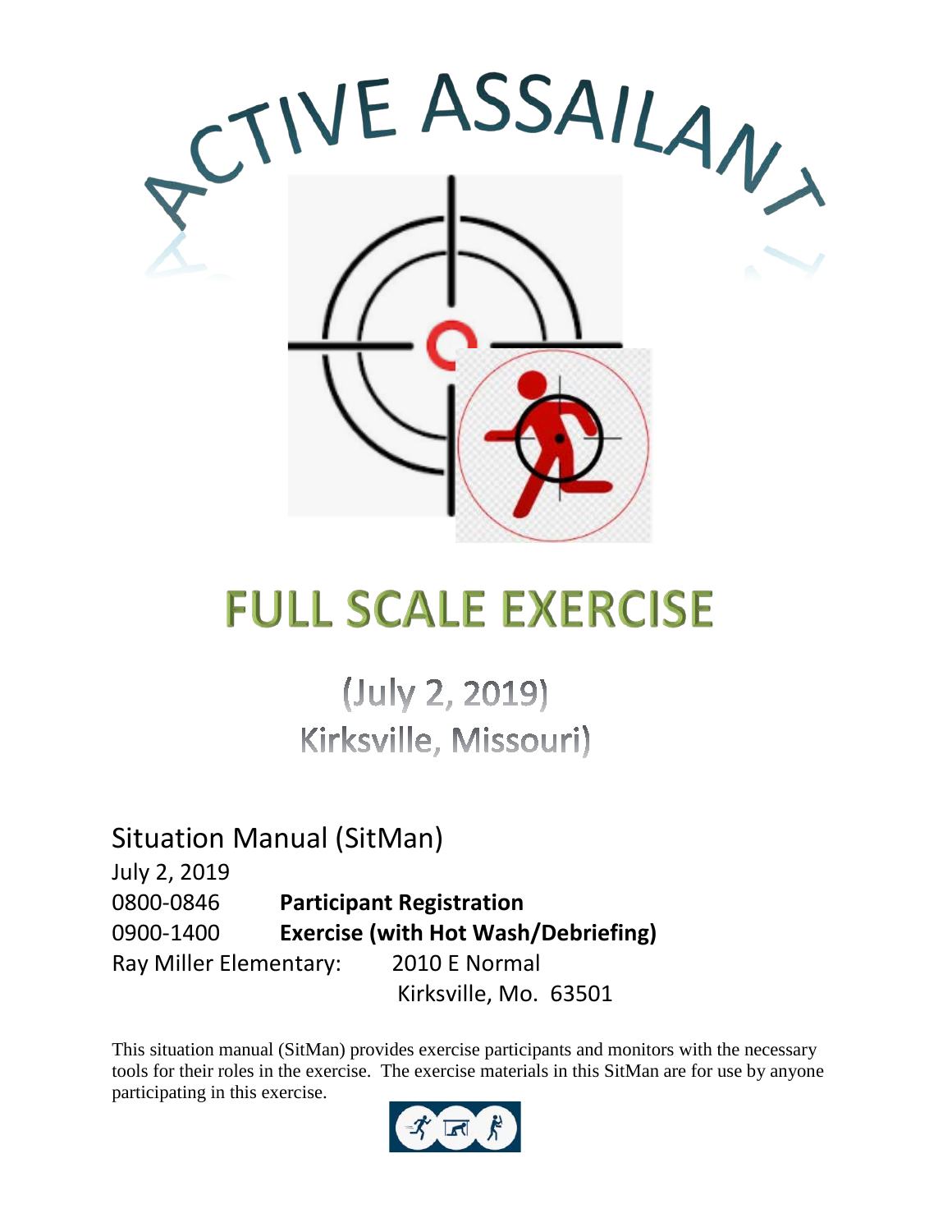# ACTIVE ASSAILANT

# FULL SCALE EXERCISE

(July 2, 2019)
Kirksville, Missouri)

## Situation Manual (SitMan)

July 2, 2019

0800-0846 **Participant Registration**

0900-1400 **Exercise (with Hot Wash/Debriefing)**

Ray Miller Elementary: 2010 E Normal
Kirksville, Mo. 63501

This situation manual (SitMan) provides exercise participants and monitors with the necessary tools for their roles in the exercise. The exercise materials in this SitMan are for use by anyone participating in this exercise.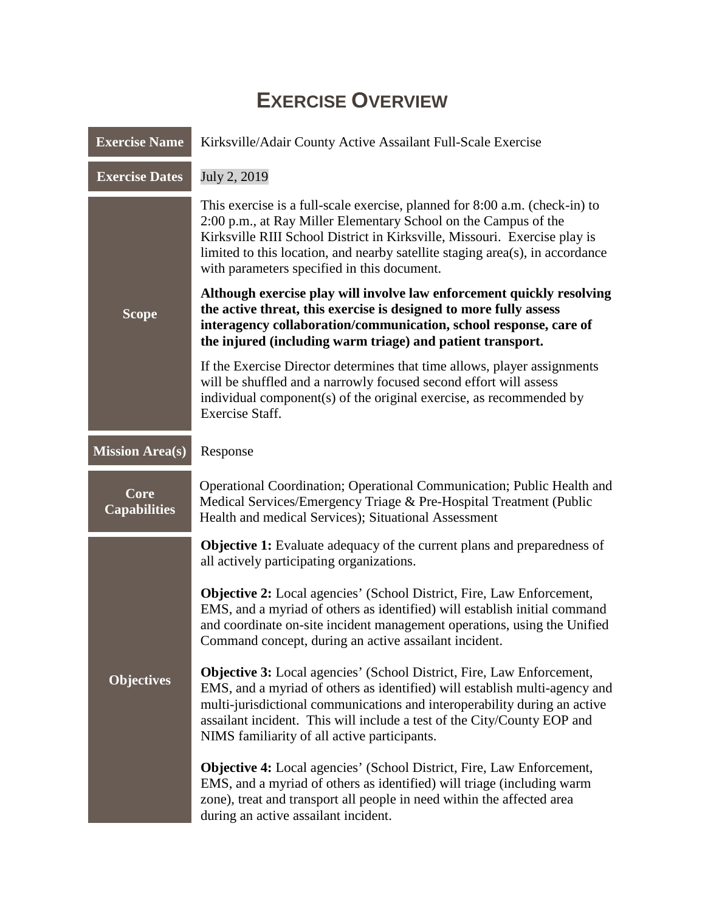# EXERCISE OVERVIEW

| | |
|---|---|
| **Exercise Name** | Kirksville/Adair County Active Assailant Full-Scale Exercise |
| **Exercise Dates** | July 2, 2019 |
| **Scope** | This exercise is a full-scale exercise, planned for 8:00 a.m. (check-in) to 2:00 p.m., at Ray Miller Elementary School on the Campus of the Kirksville RIII School District in Kirksville, Missouri. Exercise play is limited to this location, and nearby satellite staging area(s), in accordance with parameters specified in this document.<br><br>**Although exercise play will involve law enforcement quickly resolving the active threat, this exercise is designed to more fully assess interagency collaboration/communication, school response, care of the injured (including warm triage) and patient transport.**<br><br>If the Exercise Director determines that time allows, player assignments will be shuffled and a narrowly focused second effort will assess individual component(s) of the original exercise, as recommended by Exercise Staff. |
| **Mission Area(s)** | Response |
| **Core Capabilities** | Operational Coordination; Operational Communication; Public Health and Medical Services/Emergency Triage & Pre-Hospital Treatment (Public Health and medical Services); Situational Assessment |
| **Objectives** | **Objective 1:** Evaluate adequacy of the current plans and preparedness of all actively participating organizations.<br><br>**Objective 2:** Local agencies' (School District, Fire, Law Enforcement, EMS, and a myriad of others as identified) will establish initial command and coordinate on-site incident management operations, using the Unified Command concept, during an active assailant incident.<br><br>**Objective 3:** Local agencies' (School District, Fire, Law Enforcement, EMS, and a myriad of others as identified) will establish multi-agency and multi-jurisdictional communications and interoperability during an active assailant incident. This will include a test of the City/County EOP and NIMS familiarity of all active participants.<br><br>**Objective 4:** Local agencies' (School District, Fire, Law Enforcement, EMS, and a myriad of others as identified) will triage (including warm zone), treat and transport all people in need within the affected area during an active assailant incident. |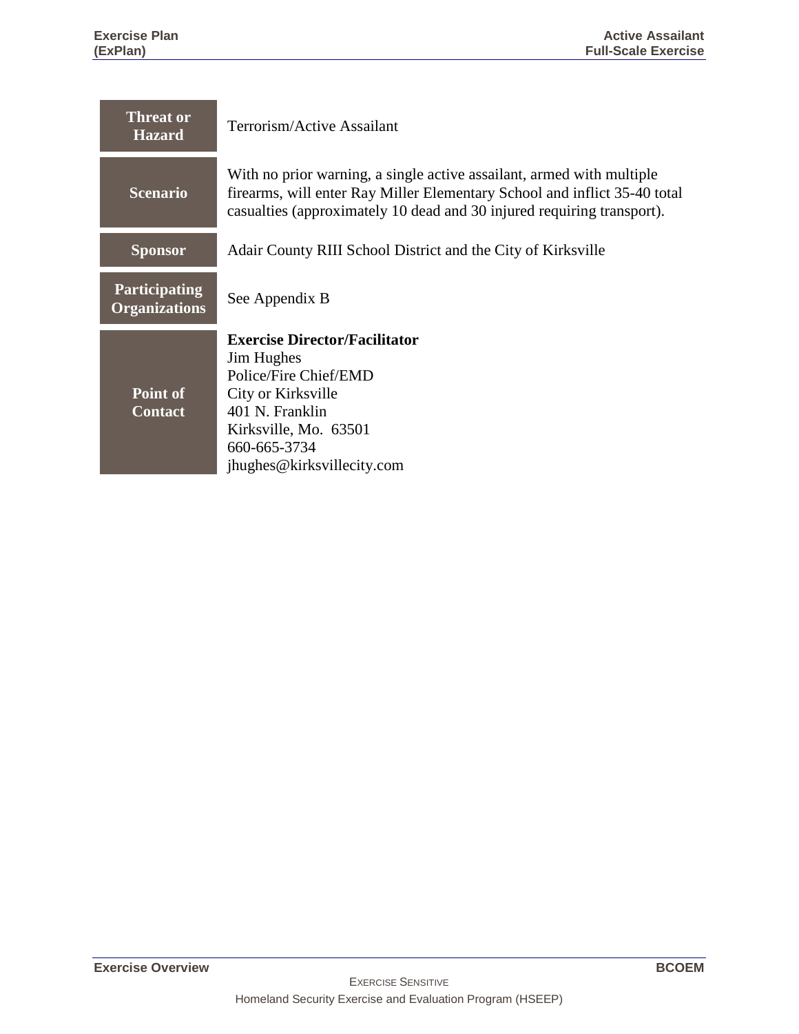| | |
|---|---|
| **Threat or Hazard** | Terrorism/Active Assailant |
| **Scenario** | With no prior warning, a single active assailant, armed with multiple firearms, will enter Ray Miller Elementary School and inflict 35-40 total casualties (approximately 10 dead and 30 injured requiring transport). |
| **Sponsor** | Adair County RIII School District and the City of Kirksville |
| **Participating Organizations** | See Appendix B |
| **Point of Contact** | **Exercise Director/Facilitator**<br>Jim Hughes<br>Police/Fire Chief/EMD<br>City or Kirksville<br>401 N. Franklin<br>Kirksville, Mo. 63501<br>660-665-3734<br>jhughes@kirksvillecity.com |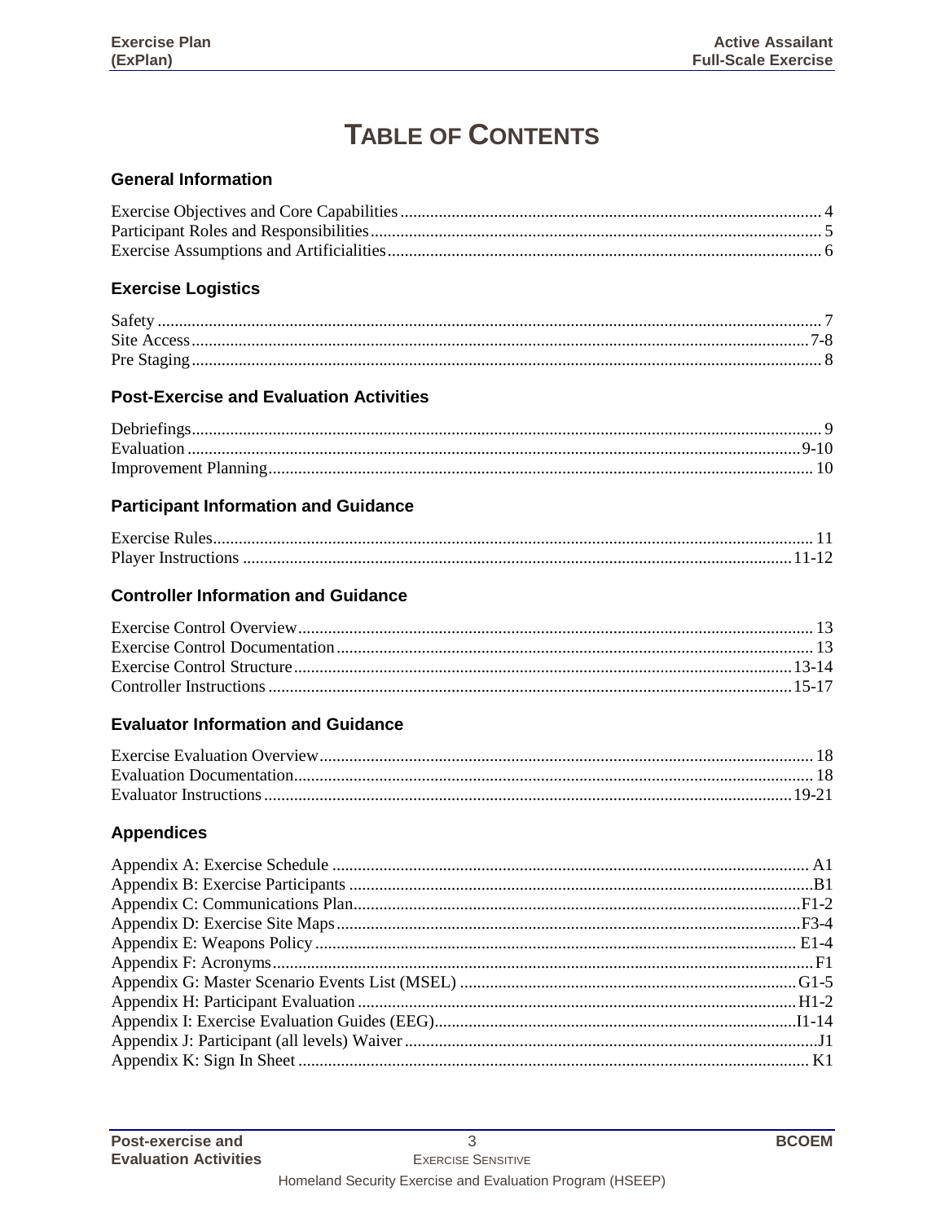# TABLE OF CONTENTS

### General Information

Exercise Objectives and Core Capabilities .......... 4
Participant Roles and Responsibilities .......... 5
Exercise Assumptions and Artificialities .......... 6

### Exercise Logistics

Safety .......... 7
Site Access .......... 7-8
Pre Staging .......... 8

### Post-Exercise and Evaluation Activities

Debriefings .......... 9
Evaluation .......... 9-10
Improvement Planning .......... 10

### Participant Information and Guidance

Exercise Rules .......... 11
Player Instructions .......... 11-12

### Controller Information and Guidance

Exercise Control Overview .......... 13
Exercise Control Documentation .......... 13
Exercise Control Structure .......... 13-14
Controller Instructions .......... 15-17

### Evaluator Information and Guidance

Exercise Evaluation Overview .......... 18
Evaluation Documentation .......... 18
Evaluator Instructions .......... 19-21

### Appendices

Appendix A: Exercise Schedule .......... A1
Appendix B: Exercise Participants .......... B1
Appendix C: Communications Plan .......... F1-2
Appendix D: Exercise Site Maps .......... F3-4
Appendix E: Weapons Policy .......... E1-4
Appendix F: Acronyms .......... F1
Appendix G: Master Scenario Events List (MSEL) .......... G1-5
Appendix H: Participant Evaluation .......... H1-2
Appendix I: Exercise Evaluation Guides (EEG) .......... I1-14
Appendix J: Participant (all levels) Waiver .......... J1
Appendix K: Sign In Sheet .......... K1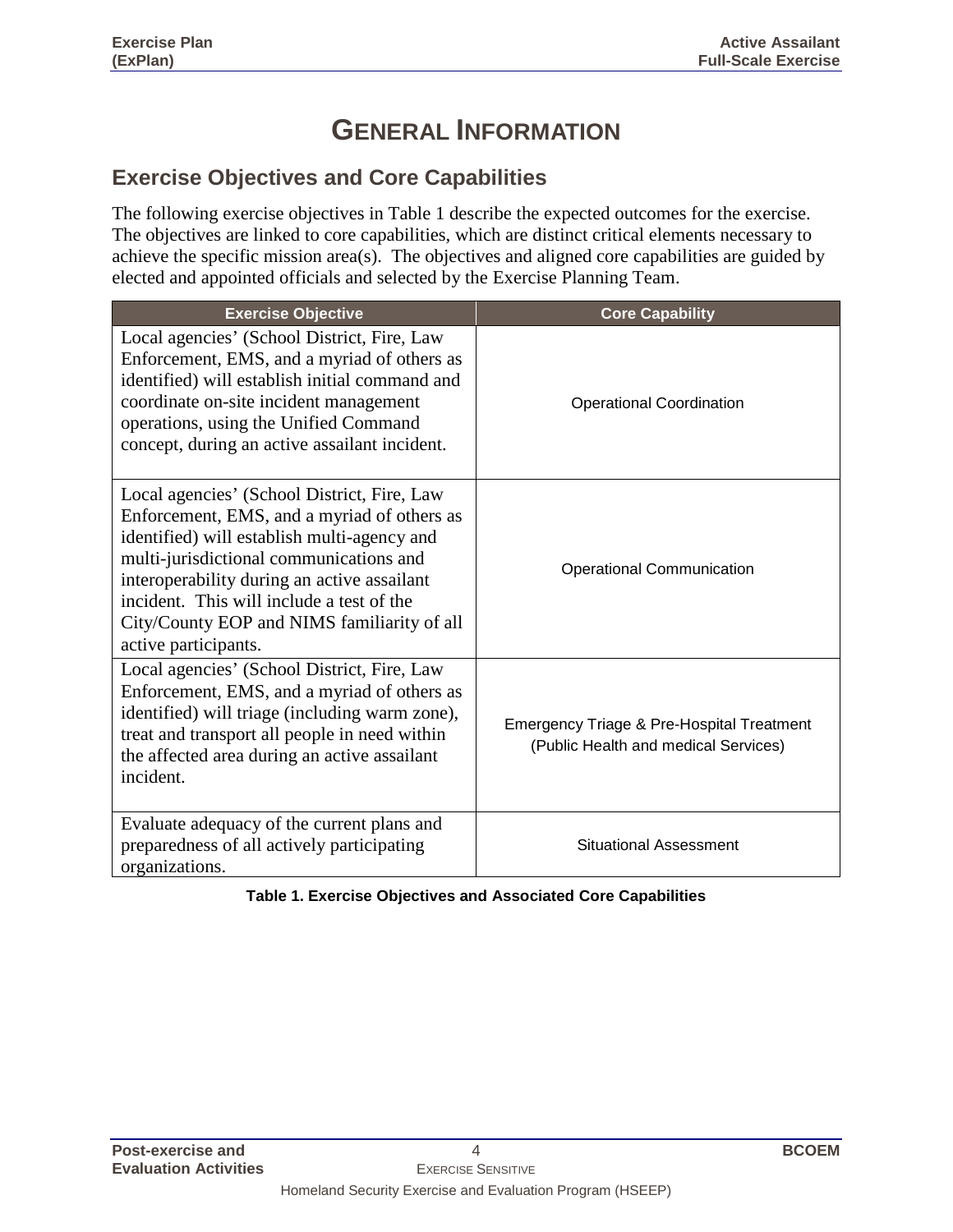# GENERAL INFORMATION

## Exercise Objectives and Core Capabilities

The following exercise objectives in Table 1 describe the expected outcomes for the exercise. The objectives are linked to core capabilities, which are distinct critical elements necessary to achieve the specific mission area(s). The objectives and aligned core capabilities are guided by elected and appointed officials and selected by the Exercise Planning Team.

| Exercise Objective | Core Capability |
|---|---|
| Local agencies' (School District, Fire, Law Enforcement, EMS, and a myriad of others as identified) will establish initial command and coordinate on-site incident management operations, using the Unified Command concept, during an active assailant incident. | Operational Coordination |
| Local agencies' (School District, Fire, Law Enforcement, EMS, and a myriad of others as identified) will establish multi-agency and multi-jurisdictional communications and interoperability during an active assailant incident. This will include a test of the City/County EOP and NIMS familiarity of all active participants. | Operational Communication |
| Local agencies' (School District, Fire, Law Enforcement, EMS, and a myriad of others as identified) will triage (including warm zone), treat and transport all people in need within the affected area during an active assailant incident. | Emergency Triage & Pre-Hospital Treatment (Public Health and medical Services) |
| Evaluate adequacy of the current plans and preparedness of all actively participating organizations. | Situational Assessment |

**Table 1. Exercise Objectives and Associated Core Capabilities**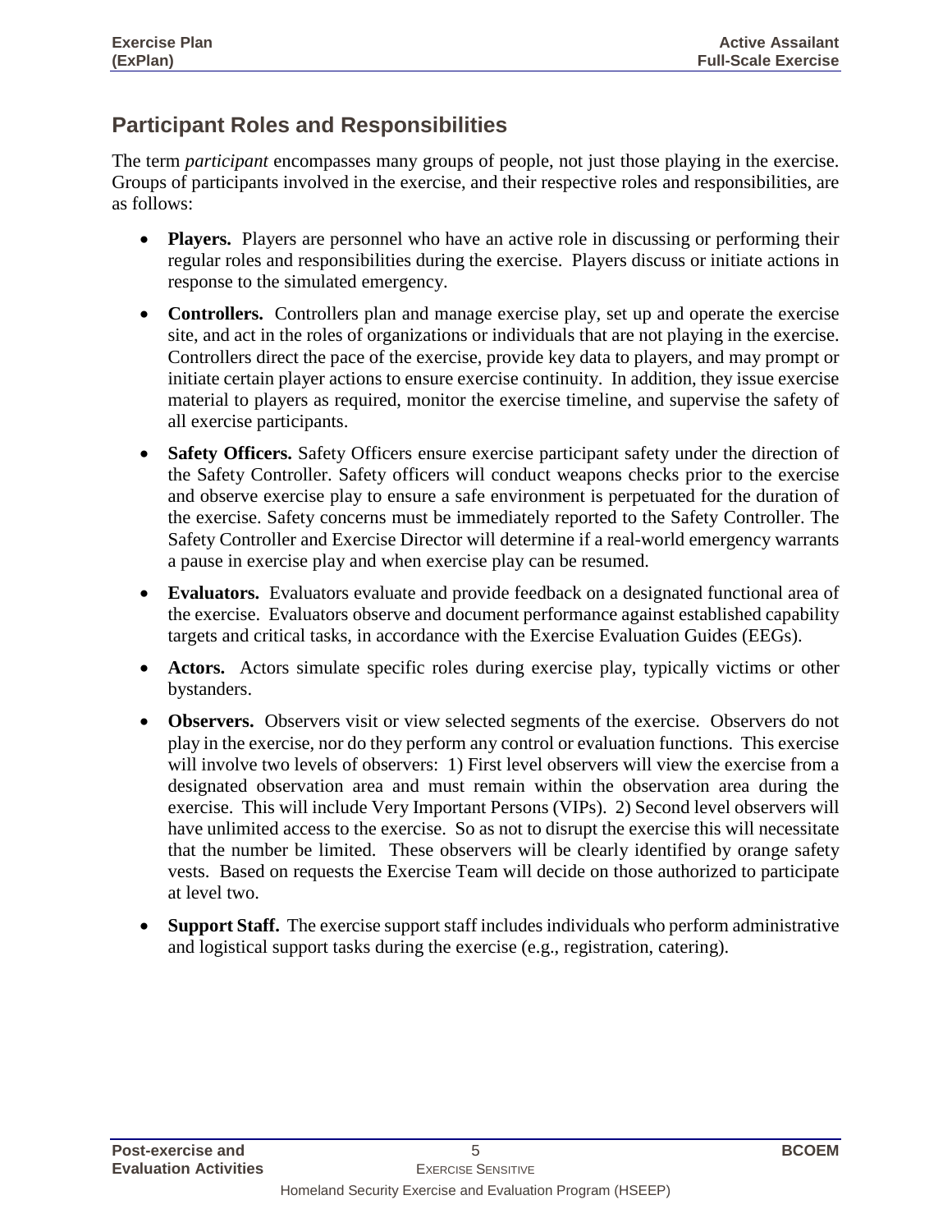## Participant Roles and Responsibilities

The term *participant* encompasses many groups of people, not just those playing in the exercise. Groups of participants involved in the exercise, and their respective roles and responsibilities, are as follows:

- **Players.** Players are personnel who have an active role in discussing or performing their regular roles and responsibilities during the exercise. Players discuss or initiate actions in response to the simulated emergency.
- **Controllers.** Controllers plan and manage exercise play, set up and operate the exercise site, and act in the roles of organizations or individuals that are not playing in the exercise. Controllers direct the pace of the exercise, provide key data to players, and may prompt or initiate certain player actions to ensure exercise continuity. In addition, they issue exercise material to players as required, monitor the exercise timeline, and supervise the safety of all exercise participants.
- **Safety Officers.** Safety Officers ensure exercise participant safety under the direction of the Safety Controller. Safety officers will conduct weapons checks prior to the exercise and observe exercise play to ensure a safe environment is perpetuated for the duration of the exercise. Safety concerns must be immediately reported to the Safety Controller. The Safety Controller and Exercise Director will determine if a real-world emergency warrants a pause in exercise play and when exercise play can be resumed.
- **Evaluators.** Evaluators evaluate and provide feedback on a designated functional area of the exercise. Evaluators observe and document performance against established capability targets and critical tasks, in accordance with the Exercise Evaluation Guides (EEGs).
- **Actors.** Actors simulate specific roles during exercise play, typically victims or other bystanders.
- **Observers.** Observers visit or view selected segments of the exercise. Observers do not play in the exercise, nor do they perform any control or evaluation functions. This exercise will involve two levels of observers: 1) First level observers will view the exercise from a designated observation area and must remain within the observation area during the exercise. This will include Very Important Persons (VIPs). 2) Second level observers will have unlimited access to the exercise. So as not to disrupt the exercise this will necessitate that the number be limited. These observers will be clearly identified by orange safety vests. Based on requests the Exercise Team will decide on those authorized to participate at level two.
- **Support Staff.** The exercise support staff includes individuals who perform administrative and logistical support tasks during the exercise (e.g., registration, catering).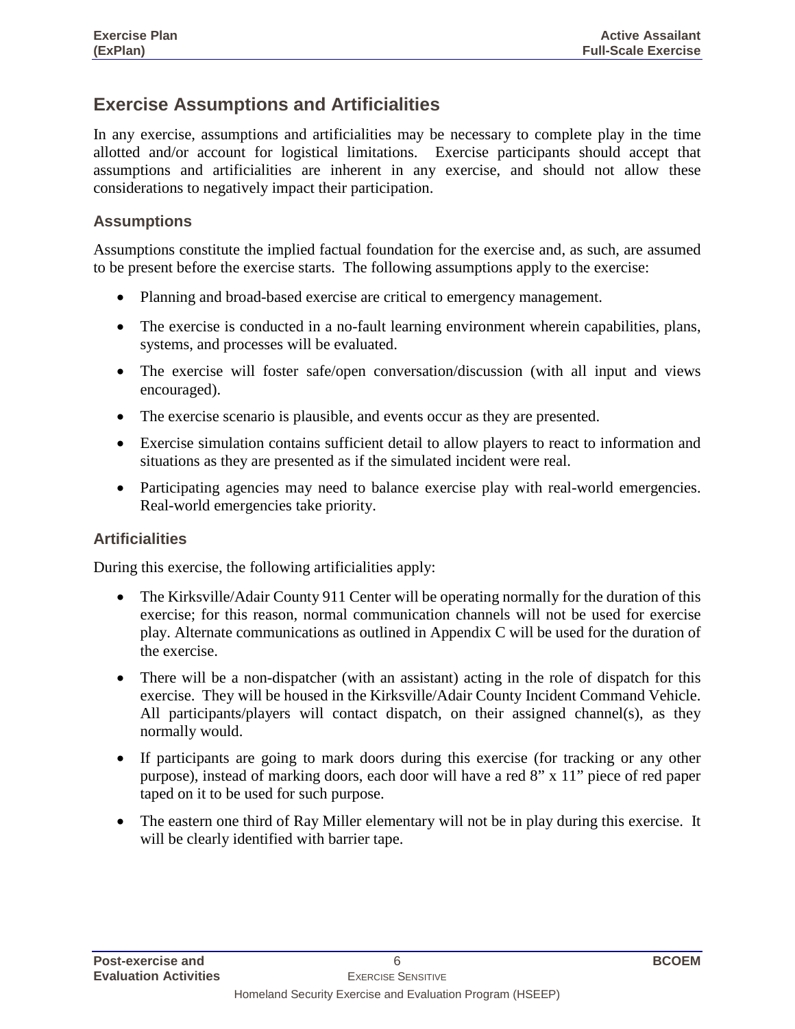## Exercise Assumptions and Artificialities

In any exercise, assumptions and artificialities may be necessary to complete play in the time allotted and/or account for logistical limitations. Exercise participants should accept that assumptions and artificialities are inherent in any exercise, and should not allow these considerations to negatively impact their participation.

### Assumptions

Assumptions constitute the implied factual foundation for the exercise and, as such, are assumed to be present before the exercise starts. The following assumptions apply to the exercise:

- Planning and broad-based exercise are critical to emergency management.
- The exercise is conducted in a no-fault learning environment wherein capabilities, plans, systems, and processes will be evaluated.
- The exercise will foster safe/open conversation/discussion (with all input and views encouraged).
- The exercise scenario is plausible, and events occur as they are presented.
- Exercise simulation contains sufficient detail to allow players to react to information and situations as they are presented as if the simulated incident were real.
- Participating agencies may need to balance exercise play with real-world emergencies. Real-world emergencies take priority.

### Artificialities

During this exercise, the following artificialities apply:

- The Kirksville/Adair County 911 Center will be operating normally for the duration of this exercise; for this reason, normal communication channels will not be used for exercise play. Alternate communications as outlined in Appendix C will be used for the duration of the exercise.
- There will be a non-dispatcher (with an assistant) acting in the role of dispatch for this exercise. They will be housed in the Kirksville/Adair County Incident Command Vehicle. All participants/players will contact dispatch, on their assigned channel(s), as they normally would.
- If participants are going to mark doors during this exercise (for tracking or any other purpose), instead of marking doors, each door will have a red 8" x 11" piece of red paper taped on it to be used for such purpose.
- The eastern one third of Ray Miller elementary will not be in play during this exercise. It will be clearly identified with barrier tape.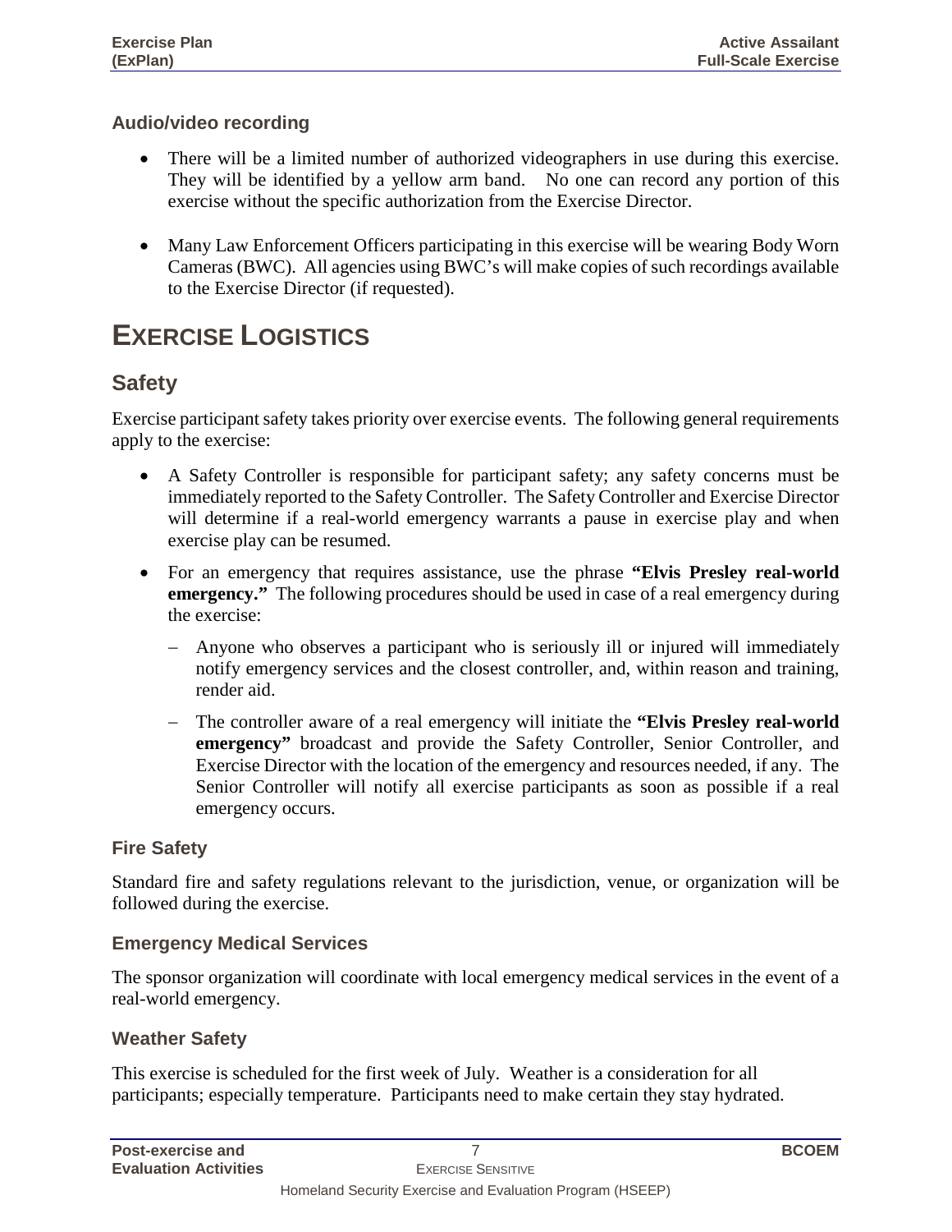### Audio/video recording

- There will be a limited number of authorized videographers in use during this exercise. They will be identified by a yellow arm band. No one can record any portion of this exercise without the specific authorization from the Exercise Director.

- Many Law Enforcement Officers participating in this exercise will be wearing Body Worn Cameras (BWC). All agencies using BWC's will make copies of such recordings available to the Exercise Director (if requested).

# EXERCISE LOGISTICS

## Safety

Exercise participant safety takes priority over exercise events. The following general requirements apply to the exercise:

- A Safety Controller is responsible for participant safety; any safety concerns must be immediately reported to the Safety Controller. The Safety Controller and Exercise Director will determine if a real-world emergency warrants a pause in exercise play and when exercise play can be resumed.
- For an emergency that requires assistance, use the phrase **"Elvis Presley real-world emergency."** The following procedures should be used in case of a real emergency during the exercise:
  - Anyone who observes a participant who is seriously ill or injured will immediately notify emergency services and the closest controller, and, within reason and training, render aid.
  - The controller aware of a real emergency will initiate the **"Elvis Presley real-world emergency"** broadcast and provide the Safety Controller, Senior Controller, and Exercise Director with the location of the emergency and resources needed, if any. The Senior Controller will notify all exercise participants as soon as possible if a real emergency occurs.

### Fire Safety

Standard fire and safety regulations relevant to the jurisdiction, venue, or organization will be followed during the exercise.

### Emergency Medical Services

The sponsor organization will coordinate with local emergency medical services in the event of a real-world emergency.

### Weather Safety

This exercise is scheduled for the first week of July. Weather is a consideration for all participants; especially temperature. Participants need to make certain they stay hydrated.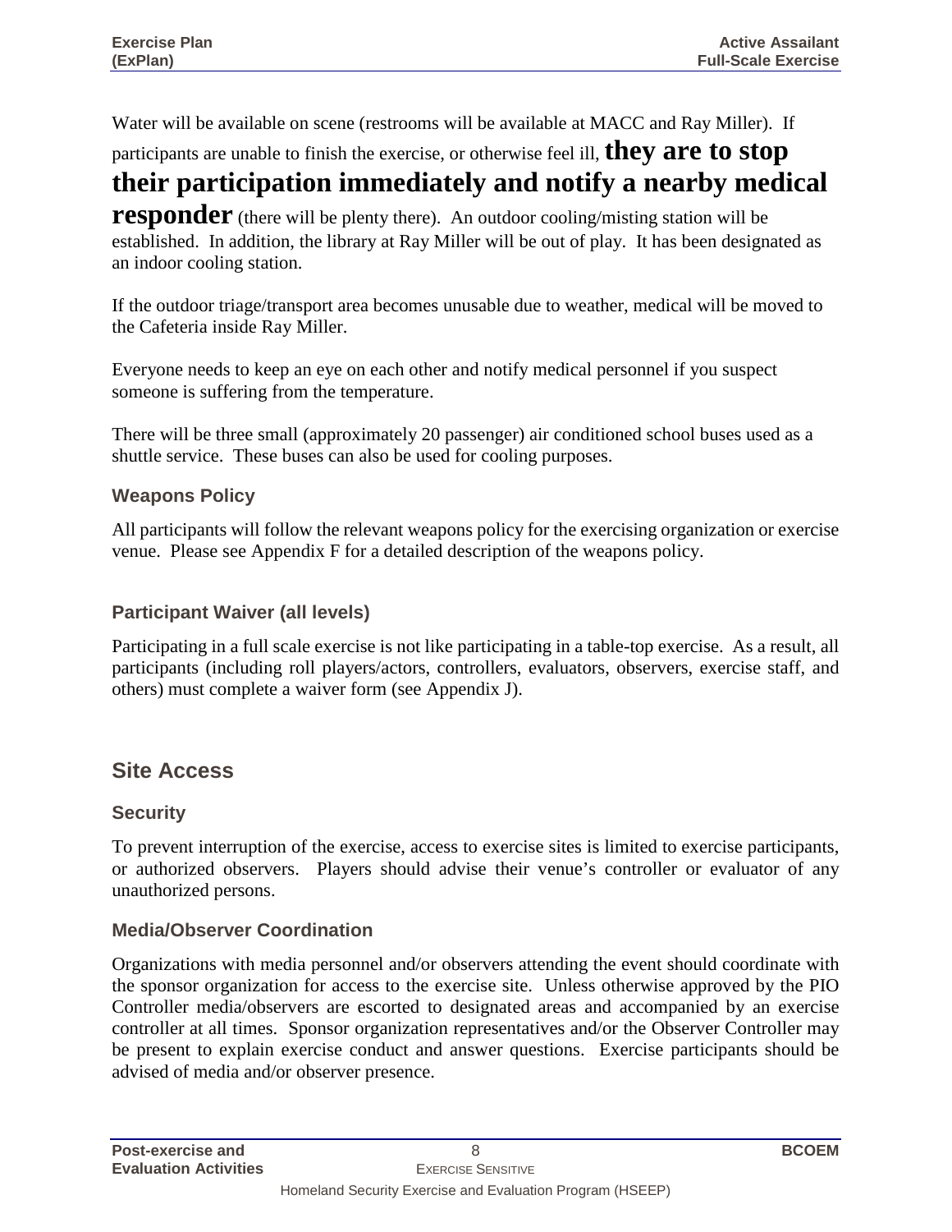Water will be available on scene (restrooms will be available at MACC and Ray Miller). If participants are unable to finish the exercise, or otherwise feel ill, **they are to stop their participation immediately and notify a nearby medical responder** (there will be plenty there). An outdoor cooling/misting station will be established. In addition, the library at Ray Miller will be out of play. It has been designated as an indoor cooling station.

If the outdoor triage/transport area becomes unusable due to weather, medical will be moved to the Cafeteria inside Ray Miller.

Everyone needs to keep an eye on each other and notify medical personnel if you suspect someone is suffering from the temperature.

There will be three small (approximately 20 passenger) air conditioned school buses used as a shuttle service. These buses can also be used for cooling purposes.

### Weapons Policy

All participants will follow the relevant weapons policy for the exercising organization or exercise venue. Please see Appendix F for a detailed description of the weapons policy.

### Participant Waiver (all levels)

Participating in a full scale exercise is not like participating in a table-top exercise. As a result, all participants (including roll players/actors, controllers, evaluators, observers, exercise staff, and others) must complete a waiver form (see Appendix J).

## Site Access

### Security

To prevent interruption of the exercise, access to exercise sites is limited to exercise participants, or authorized observers. Players should advise their venue's controller or evaluator of any unauthorized persons.

### Media/Observer Coordination

Organizations with media personnel and/or observers attending the event should coordinate with the sponsor organization for access to the exercise site. Unless otherwise approved by the PIO Controller media/observers are escorted to designated areas and accompanied by an exercise controller at all times. Sponsor organization representatives and/or the Observer Controller may be present to explain exercise conduct and answer questions. Exercise participants should be advised of media and/or observer presence.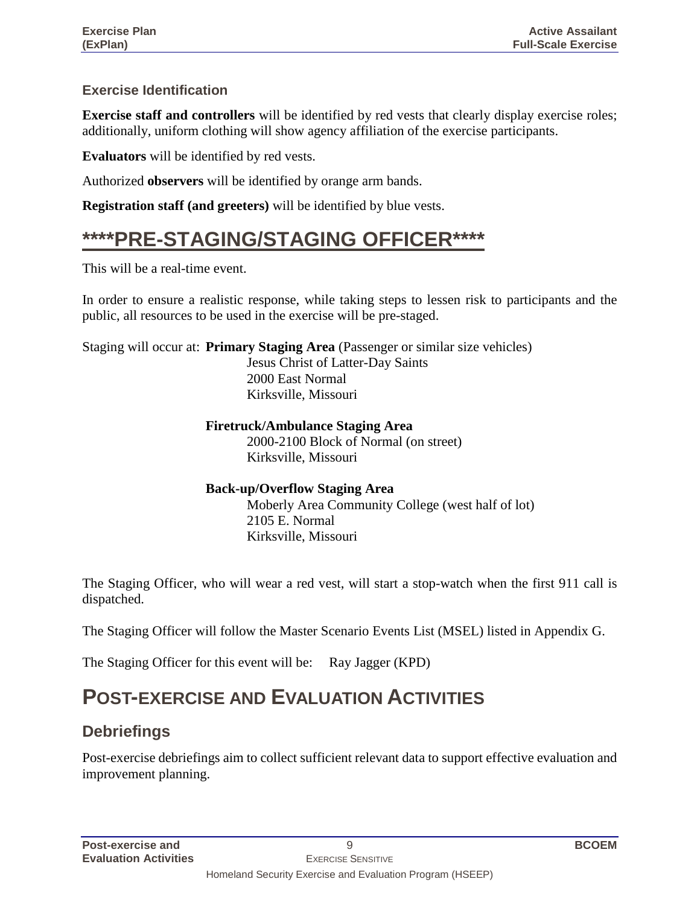### Exercise Identification

**Exercise staff and controllers** will be identified by red vests that clearly display exercise roles; additionally, uniform clothing will show agency affiliation of the exercise participants.

**Evaluators** will be identified by red vests.

Authorized **observers** will be identified by orange arm bands.

**Registration staff (and greeters)** will be identified by blue vests.

# ****PRE-STAGING/STAGING OFFICER****

This will be a real-time event.

In order to ensure a realistic response, while taking steps to lessen risk to participants and the public, all resources to be used in the exercise will be pre-staged.

Staging will occur at: **Primary Staging Area** (Passenger or similar size vehicles)
Jesus Christ of Latter-Day Saints
2000 East Normal
Kirksville, Missouri

**Firetruck/Ambulance Staging Area**
2000-2100 Block of Normal (on street)
Kirksville, Missouri

**Back-up/Overflow Staging Area**
Moberly Area Community College (west half of lot)
2105 E. Normal
Kirksville, Missouri

The Staging Officer, who will wear a red vest, will start a stop-watch when the first 911 call is dispatched.

The Staging Officer will follow the Master Scenario Events List (MSEL) listed in Appendix G.

The Staging Officer for this event will be: Ray Jagger (KPD)

# POST-EXERCISE AND EVALUATION ACTIVITIES

## Debriefings

Post-exercise debriefings aim to collect sufficient relevant data to support effective evaluation and improvement planning.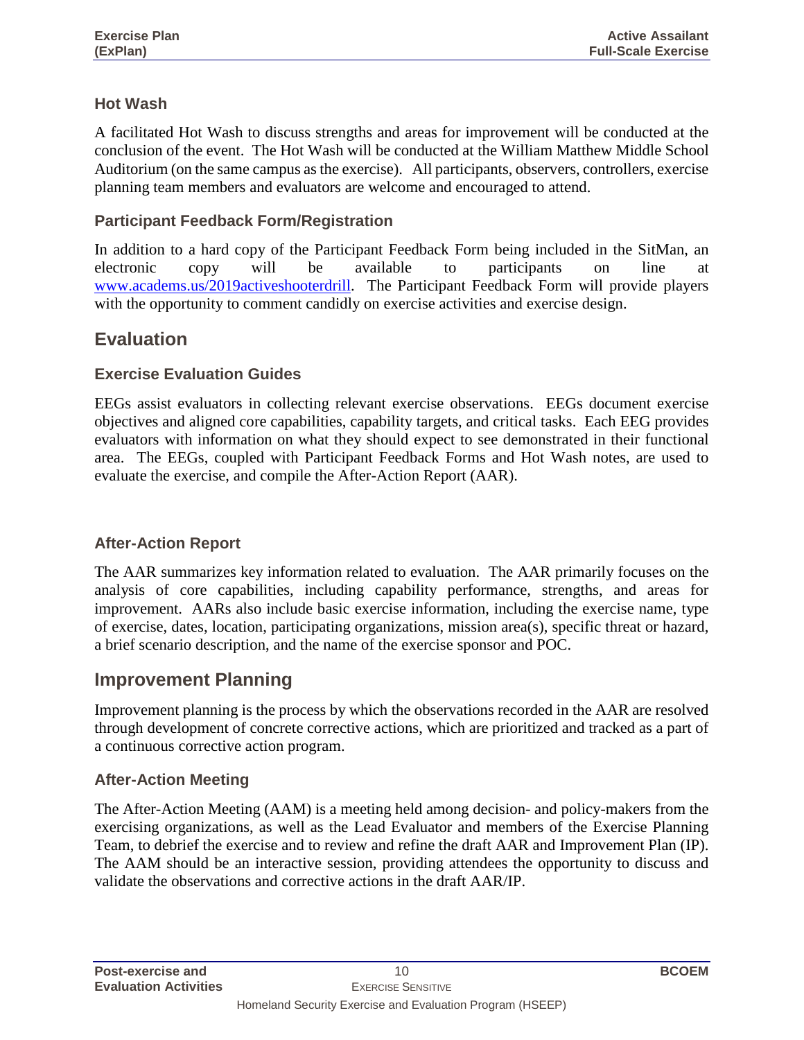### Hot Wash

A facilitated Hot Wash to discuss strengths and areas for improvement will be conducted at the conclusion of the event. The Hot Wash will be conducted at the William Matthew Middle School Auditorium (on the same campus as the exercise). All participants, observers, controllers, exercise planning team members and evaluators are welcome and encouraged to attend.

### Participant Feedback Form/Registration

In addition to a hard copy of the Participant Feedback Form being included in the SitMan, an electronic copy will be available to participants on line at www.academs.us/2019activeshooterdrill. The Participant Feedback Form will provide players with the opportunity to comment candidly on exercise activities and exercise design.

## Evaluation

### Exercise Evaluation Guides

EEGs assist evaluators in collecting relevant exercise observations. EEGs document exercise objectives and aligned core capabilities, capability targets, and critical tasks. Each EEG provides evaluators with information on what they should expect to see demonstrated in their functional area. The EEGs, coupled with Participant Feedback Forms and Hot Wash notes, are used to evaluate the exercise, and compile the After-Action Report (AAR).

### After-Action Report

The AAR summarizes key information related to evaluation. The AAR primarily focuses on the analysis of core capabilities, including capability performance, strengths, and areas for improvement. AARs also include basic exercise information, including the exercise name, type of exercise, dates, location, participating organizations, mission area(s), specific threat or hazard, a brief scenario description, and the name of the exercise sponsor and POC.

## Improvement Planning

Improvement planning is the process by which the observations recorded in the AAR are resolved through development of concrete corrective actions, which are prioritized and tracked as a part of a continuous corrective action program.

### After-Action Meeting

The After-Action Meeting (AAM) is a meeting held among decision- and policy-makers from the exercising organizations, as well as the Lead Evaluator and members of the Exercise Planning Team, to debrief the exercise and to review and refine the draft AAR and Improvement Plan (IP). The AAM should be an interactive session, providing attendees the opportunity to discuss and validate the observations and corrective actions in the draft AAR/IP.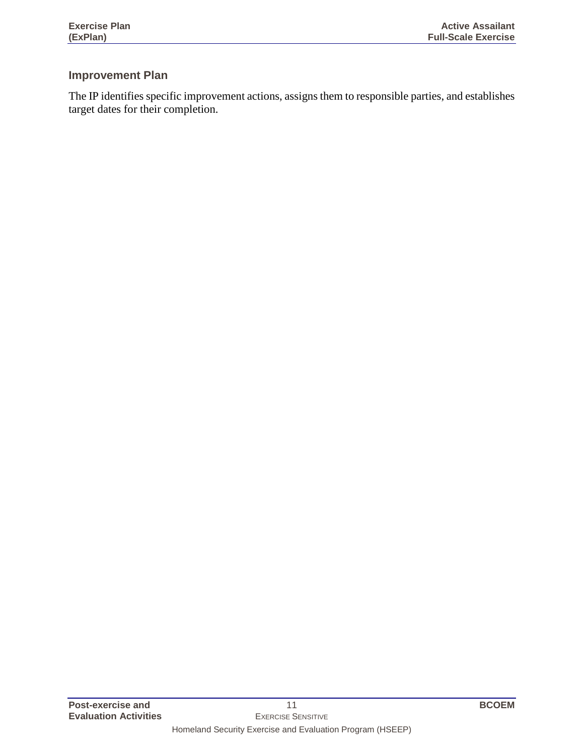## Improvement Plan

The IP identifies specific improvement actions, assigns them to responsible parties, and establishes target dates for their completion.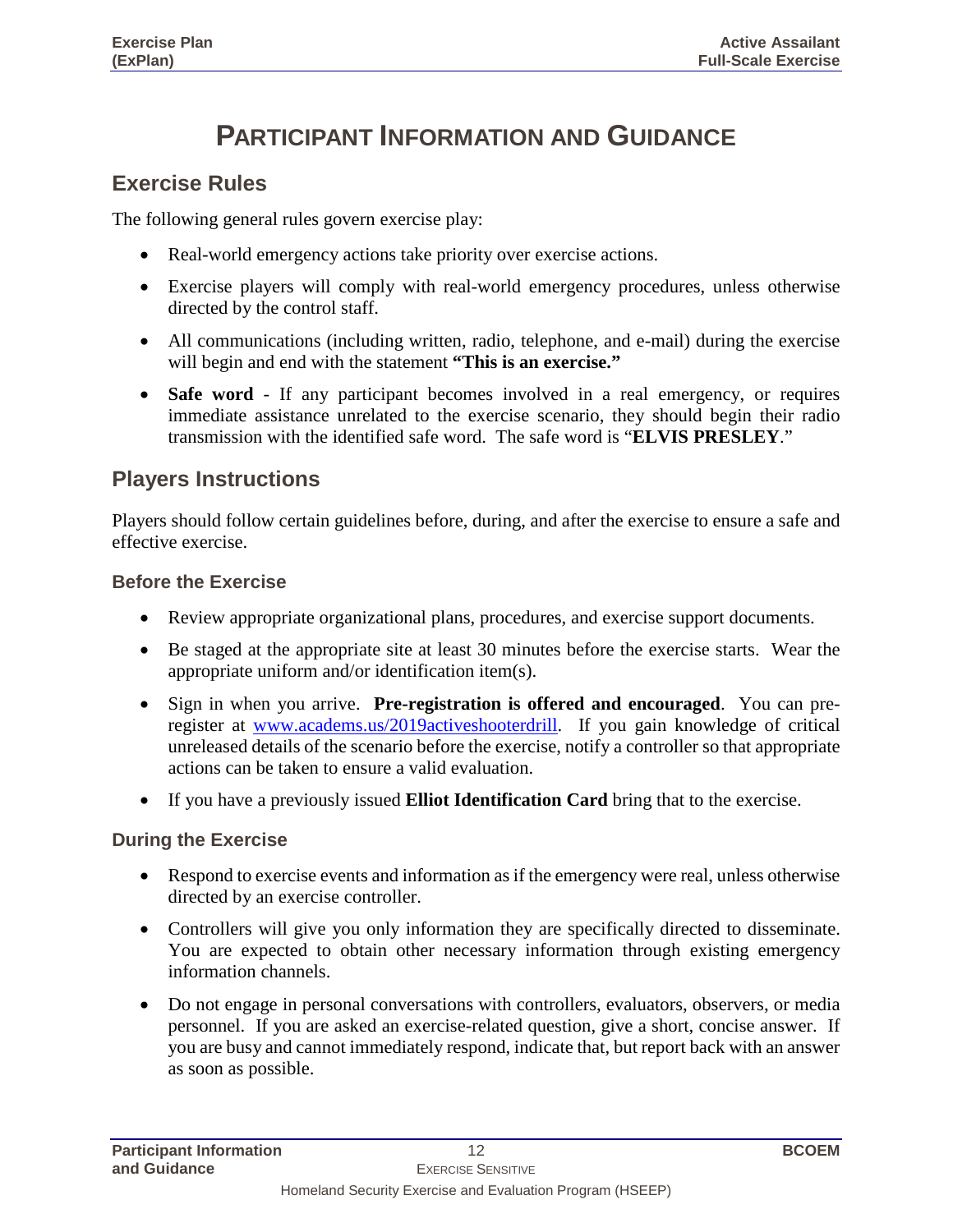# PARTICIPANT INFORMATION AND GUIDANCE

## Exercise Rules

The following general rules govern exercise play:

- Real-world emergency actions take priority over exercise actions.
- Exercise players will comply with real-world emergency procedures, unless otherwise directed by the control staff.
- All communications (including written, radio, telephone, and e-mail) during the exercise will begin and end with the statement **"This is an exercise."**
- **Safe word** - If any participant becomes involved in a real emergency, or requires immediate assistance unrelated to the exercise scenario, they should begin their radio transmission with the identified safe word. The safe word is "**ELVIS PRESLEY**."

## Players Instructions

Players should follow certain guidelines before, during, and after the exercise to ensure a safe and effective exercise.

### Before the Exercise

- Review appropriate organizational plans, procedures, and exercise support documents.
- Be staged at the appropriate site at least 30 minutes before the exercise starts. Wear the appropriate uniform and/or identification item(s).
- Sign in when you arrive. **Pre-registration is offered and encouraged**. You can pre-register at [www.academs.us/2019activeshooterdrill](www.academs.us/2019activeshooterdrill). If you gain knowledge of critical unreleased details of the scenario before the exercise, notify a controller so that appropriate actions can be taken to ensure a valid evaluation.
- If you have a previously issued **Elliot Identification Card** bring that to the exercise.

### During the Exercise

- Respond to exercise events and information as if the emergency were real, unless otherwise directed by an exercise controller.
- Controllers will give you only information they are specifically directed to disseminate. You are expected to obtain other necessary information through existing emergency information channels.
- Do not engage in personal conversations with controllers, evaluators, observers, or media personnel. If you are asked an exercise-related question, give a short, concise answer. If you are busy and cannot immediately respond, indicate that, but report back with an answer as soon as possible.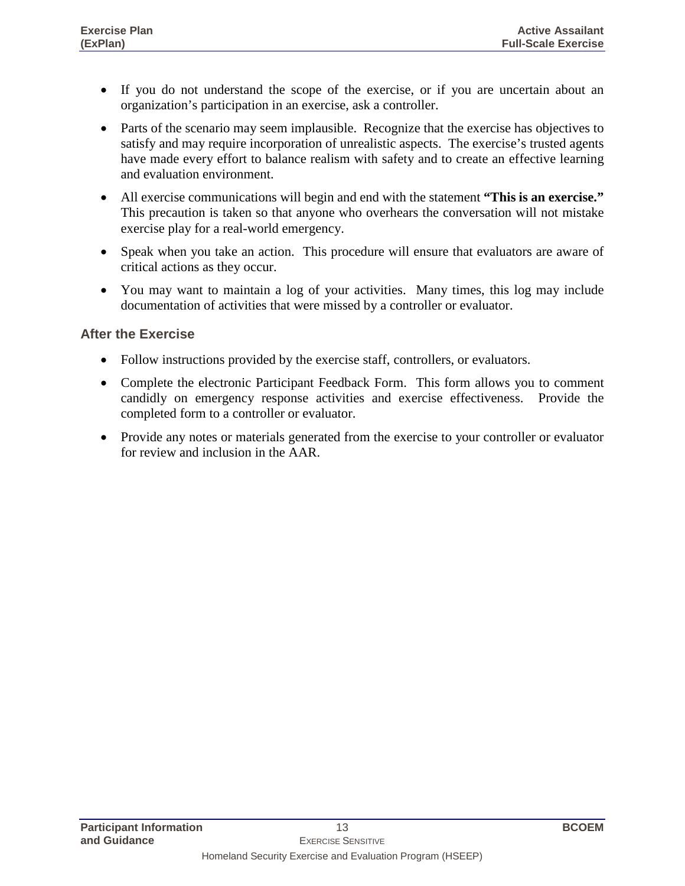- If you do not understand the scope of the exercise, or if you are uncertain about an organization's participation in an exercise, ask a controller.
- Parts of the scenario may seem implausible. Recognize that the exercise has objectives to satisfy and may require incorporation of unrealistic aspects. The exercise's trusted agents have made every effort to balance realism with safety and to create an effective learning and evaluation environment.
- All exercise communications will begin and end with the statement **"This is an exercise."** This precaution is taken so that anyone who overhears the conversation will not mistake exercise play for a real-world emergency.
- Speak when you take an action. This procedure will ensure that evaluators are aware of critical actions as they occur.
- You may want to maintain a log of your activities. Many times, this log may include documentation of activities that were missed by a controller or evaluator.

### After the Exercise

- Follow instructions provided by the exercise staff, controllers, or evaluators.
- Complete the electronic Participant Feedback Form. This form allows you to comment candidly on emergency response activities and exercise effectiveness. Provide the completed form to a controller or evaluator.
- Provide any notes or materials generated from the exercise to your controller or evaluator for review and inclusion in the AAR.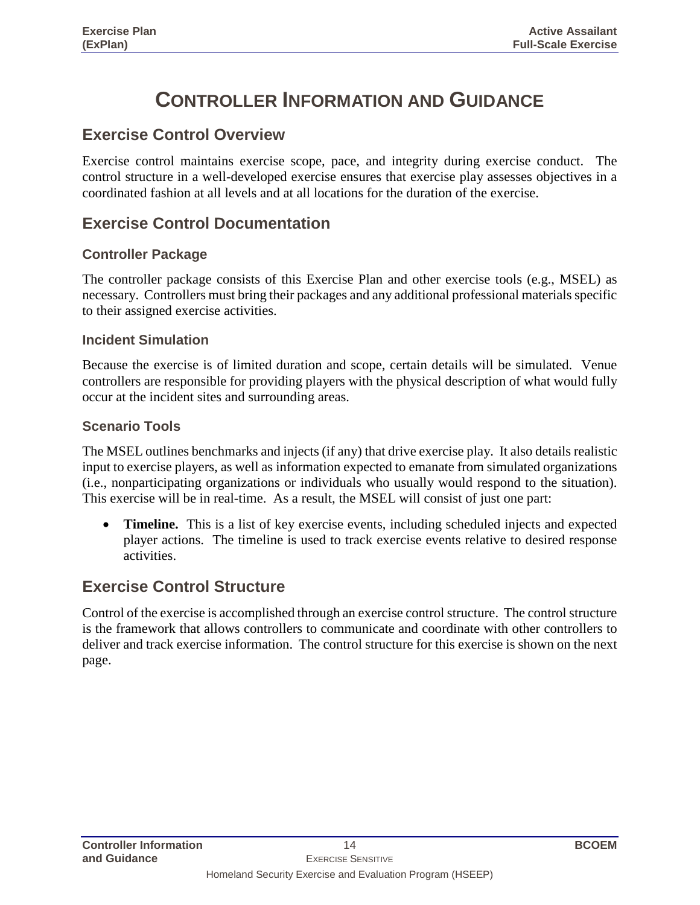# CONTROLLER INFORMATION AND GUIDANCE

## Exercise Control Overview

Exercise control maintains exercise scope, pace, and integrity during exercise conduct. The control structure in a well-developed exercise ensures that exercise play assesses objectives in a coordinated fashion at all levels and at all locations for the duration of the exercise.

## Exercise Control Documentation

### Controller Package

The controller package consists of this Exercise Plan and other exercise tools (e.g., MSEL) as necessary. Controllers must bring their packages and any additional professional materials specific to their assigned exercise activities.

### Incident Simulation

Because the exercise is of limited duration and scope, certain details will be simulated. Venue controllers are responsible for providing players with the physical description of what would fully occur at the incident sites and surrounding areas.

### Scenario Tools

The MSEL outlines benchmarks and injects (if any) that drive exercise play. It also details realistic input to exercise players, as well as information expected to emanate from simulated organizations (i.e., nonparticipating organizations or individuals who usually would respond to the situation). This exercise will be in real-time. As a result, the MSEL will consist of just one part:

- **Timeline.** This is a list of key exercise events, including scheduled injects and expected player actions. The timeline is used to track exercise events relative to desired response activities.

## Exercise Control Structure

Control of the exercise is accomplished through an exercise control structure. The control structure is the framework that allows controllers to communicate and coordinate with other controllers to deliver and track exercise information. The control structure for this exercise is shown on the next page.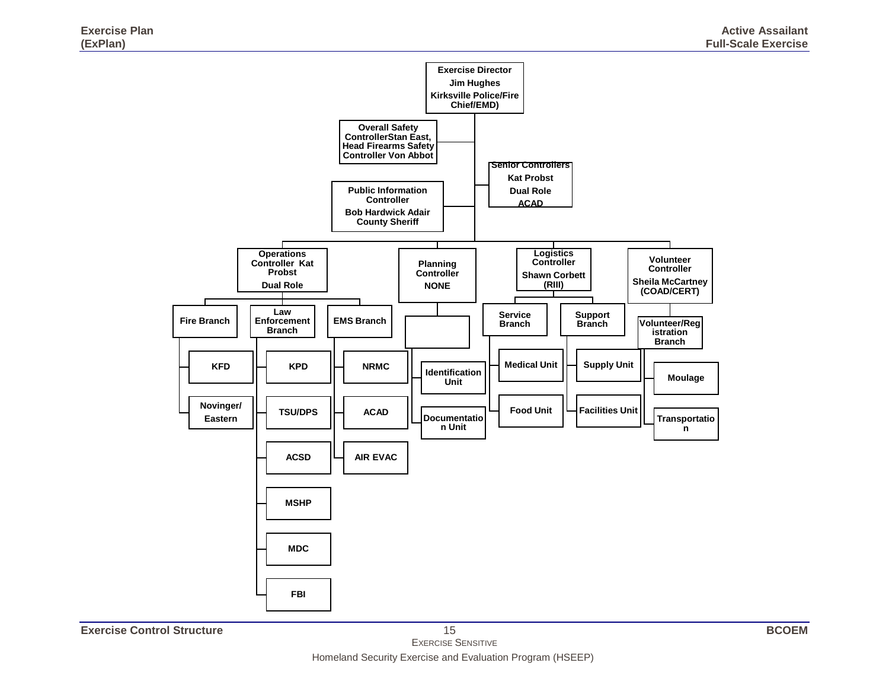- **Exercise Director** — Jim Hughes, Kirksville Police/Fire Chief/EMD)
  - **Overall Safety Controller** Stan East, Head Firearms Safety Controller Von Abbot
  - **Senior Controllers** — Kat Probst, Dual Role, ACAD
  - **Public Information Controller** — Bob Hardwick Adair County Sheriff
  - **Operations Controller** Kat Probst, Dual Role
    - **Fire Branch**
      - KFD
      - Novinger/ Eastern
    - **Law Enforcement Branch**
      - KPD
      - TSU/DPS
      - ACSD
      - MSHP
      - MDC
      - FBI
    - **EMS Branch**
      - NRMC
      - ACAD
      - AIR EVAC
  - **Planning Controller** — NONE
    - (blank)
      - Identification Unit
      - Documentation Unit
  - **Logistics Controller** — Shawn Corbett (RIII)
    - **Service Branch**
      - Medical Unit
      - Food Unit
    - **Support Branch**
      - Supply Unit
      - Facilities Unit
  - **Volunteer Controller** — Sheila McCartney (COAD/CERT)
    - **Volunteer/Registration Branch**
      - Moulage
      - Transportation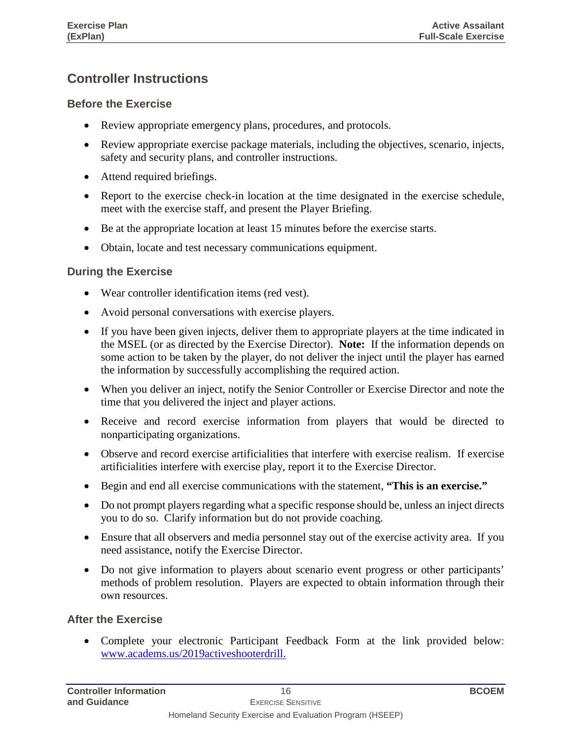## Controller Instructions

### Before the Exercise

- Review appropriate emergency plans, procedures, and protocols.
- Review appropriate exercise package materials, including the objectives, scenario, injects, safety and security plans, and controller instructions.
- Attend required briefings.
- Report to the exercise check-in location at the time designated in the exercise schedule, meet with the exercise staff, and present the Player Briefing.
- Be at the appropriate location at least 15 minutes before the exercise starts.
- Obtain, locate and test necessary communications equipment.

### During the Exercise

- Wear controller identification items (red vest).
- Avoid personal conversations with exercise players.
- If you have been given injects, deliver them to appropriate players at the time indicated in the MSEL (or as directed by the Exercise Director). **Note:** If the information depends on some action to be taken by the player, do not deliver the inject until the player has earned the information by successfully accomplishing the required action.
- When you deliver an inject, notify the Senior Controller or Exercise Director and note the time that you delivered the inject and player actions.
- Receive and record exercise information from players that would be directed to nonparticipating organizations.
- Observe and record exercise artificialities that interfere with exercise realism. If exercise artificialities interfere with exercise play, report it to the Exercise Director.
- Begin and end all exercise communications with the statement, **"This is an exercise."**
- Do not prompt players regarding what a specific response should be, unless an inject directs you to do so. Clarify information but do not provide coaching.
- Ensure that all observers and media personnel stay out of the exercise activity area. If you need assistance, notify the Exercise Director.
- Do not give information to players about scenario event progress or other participants' methods of problem resolution. Players are expected to obtain information through their own resources.

### After the Exercise

- Complete your electronic Participant Feedback Form at the link provided below: www.academs.us/2019activeshooterdrill.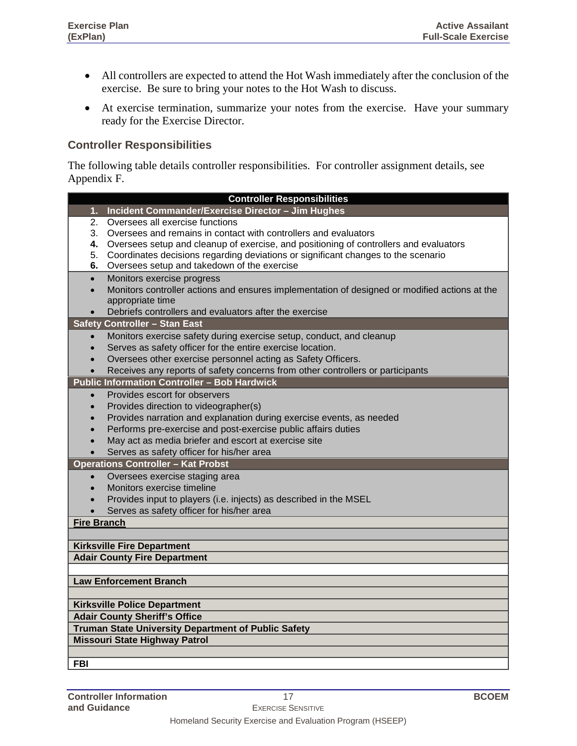- All controllers are expected to attend the Hot Wash immediately after the conclusion of the exercise. Be sure to bring your notes to the Hot Wash to discuss.
- At exercise termination, summarize your notes from the exercise. Have your summary ready for the Exercise Director.

## Controller Responsibilities

The following table details controller responsibilities. For controller assignment details, see Appendix F.

| Controller Responsibilities |
|---|
| **1. Incident Commander/Exercise Director – Jim Hughes** |
| 2. Oversees all exercise functions<br>3. Oversees and remains in contact with controllers and evaluators<br>**4.** Oversees setup and cleanup of exercise, and positioning of controllers and evaluators<br>5. Coordinates decisions regarding deviations or significant changes to the scenario<br>**6.** Oversees setup and takedown of the exercise |
| • Monitors exercise progress<br>• Monitors controller actions and ensures implementation of designed or modified actions at the appropriate time<br>• Debriefs controllers and evaluators after the exercise |
| **Safety Controller – Stan East** |
| • Monitors exercise safety during exercise setup, conduct, and cleanup<br>• Serves as safety officer for the entire exercise location.<br>• Oversees other exercise personnel acting as Safety Officers.<br>• Receives any reports of safety concerns from other controllers or participants |
| **Public Information Controller – Bob Hardwick** |
| • Provides escort for observers<br>• Provides direction to videographer(s)<br>• Provides narration and explanation during exercise events, as needed<br>• Performs pre-exercise and post-exercise public affairs duties<br>• May act as media briefer and escort at exercise site<br>• Serves as safety officer for his/her area |
| **Operations Controller – Kat Probst** |
| • Oversees exercise staging area<br>• Monitors exercise timeline<br>• Provides input to players (i.e. injects) as described in the MSEL<br>• Serves as safety officer for his/her area |
| **Fire Branch** |
| |
| **Kirksville Fire Department** |
| **Adair County Fire Department** |
| |
| **Law Enforcement Branch** |
| |
| **Kirksville Police Department** |
| **Adair County Sheriff's Office** |
| **Truman State University Department of Public Safety** |
| **Missouri State Highway Patrol** |
| |
| **FBI** |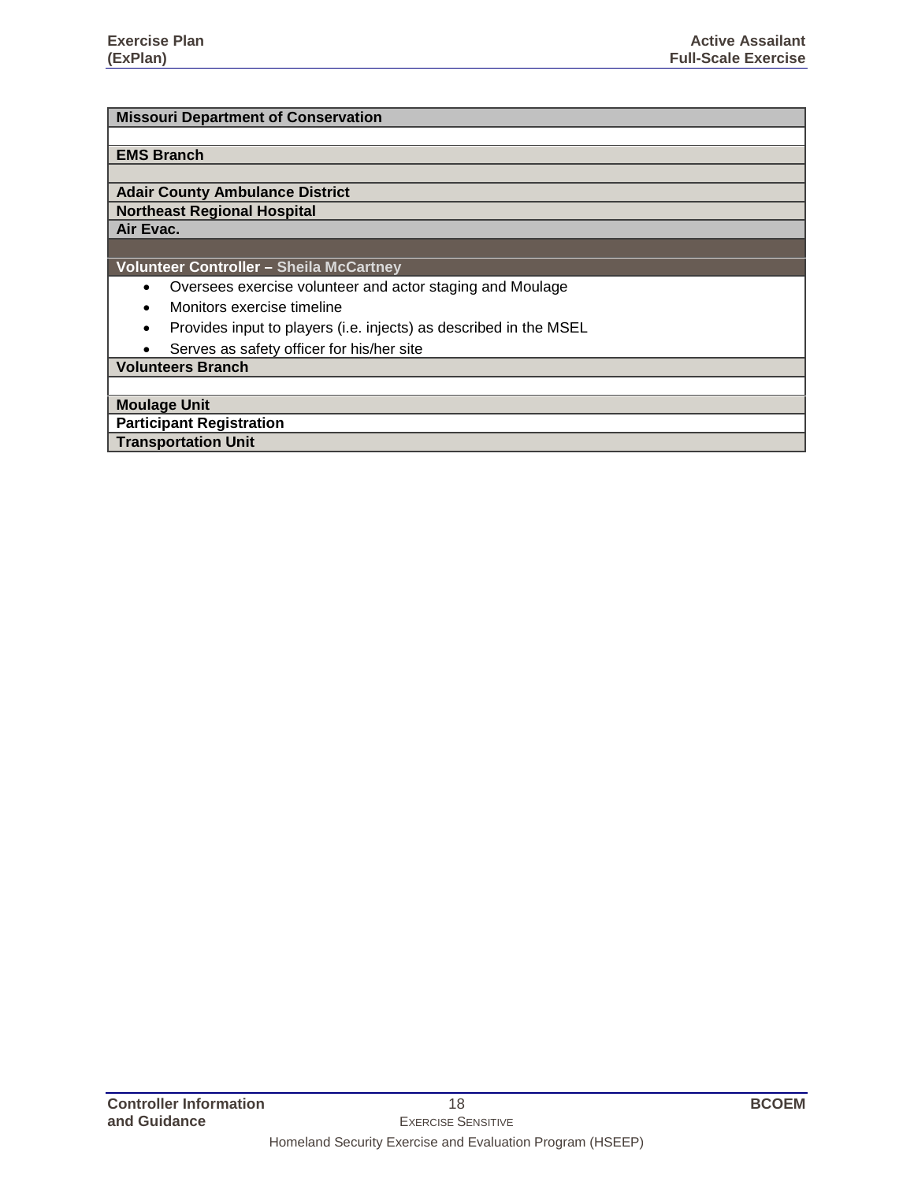| Missouri Department of Conservation |
|---|
| |
| **EMS Branch** |
| |
| **Adair County Ambulance District** |
| **Northeast Regional Hospital** |
| **Air Evac.** |
| |
| **Volunteer Controller – Sheila McCartney** |
| • Oversees exercise volunteer and actor staging and Moulage<br>• Monitors exercise timeline<br>• Provides input to players (i.e. injects) as described in the MSEL<br>• Serves as safety officer for his/her site |
| **Volunteers Branch** |
| |
| **Moulage Unit** |
| **Participant Registration** |
| **Transportation Unit** |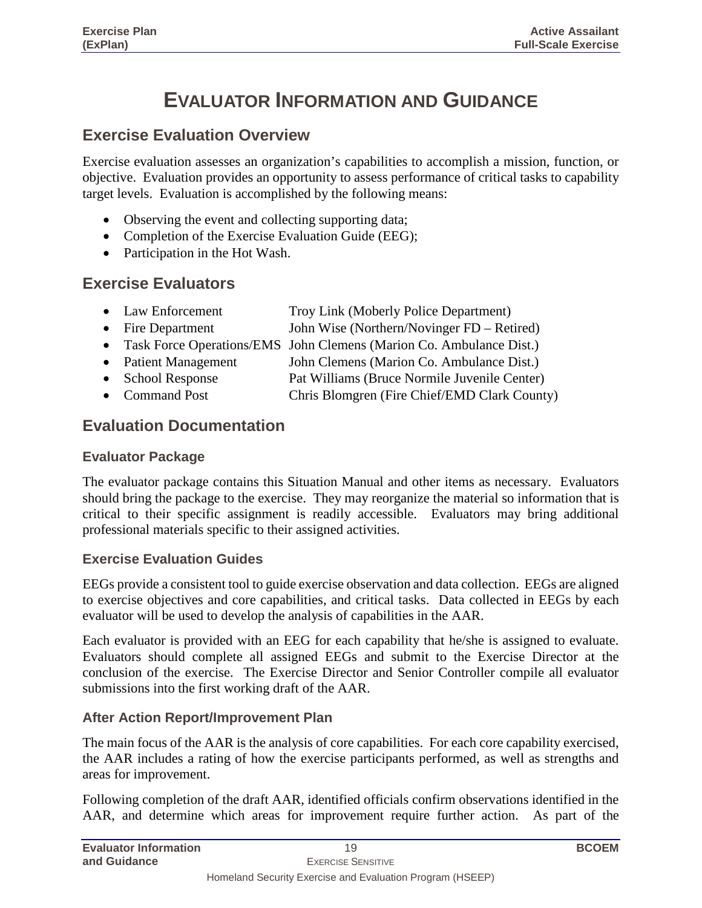# Evaluator Information and Guidance

## Exercise Evaluation Overview

Exercise evaluation assesses an organization's capabilities to accomplish a mission, function, or objective. Evaluation provides an opportunity to assess performance of critical tasks to capability target levels. Evaluation is accomplished by the following means:

- Observing the event and collecting supporting data;
- Completion of the Exercise Evaluation Guide (EEG);
- Participation in the Hot Wash.

## Exercise Evaluators

- Law Enforcement — Troy Link (Moberly Police Department)
- Fire Department — John Wise (Northern/Novinger FD – Retired)
- Task Force Operations/EMS — John Clemens (Marion Co. Ambulance Dist.)
- Patient Management — John Clemens (Marion Co. Ambulance Dist.)
- School Response — Pat Williams (Bruce Normile Juvenile Center)
- Command Post — Chris Blomgren (Fire Chief/EMD Clark County)

## Evaluation Documentation

### Evaluator Package

The evaluator package contains this Situation Manual and other items as necessary. Evaluators should bring the package to the exercise. They may reorganize the material so information that is critical to their specific assignment is readily accessible. Evaluators may bring additional professional materials specific to their assigned activities.

### Exercise Evaluation Guides

EEGs provide a consistent tool to guide exercise observation and data collection. EEGs are aligned to exercise objectives and core capabilities, and critical tasks. Data collected in EEGs by each evaluator will be used to develop the analysis of capabilities in the AAR.

Each evaluator is provided with an EEG for each capability that he/she is assigned to evaluate. Evaluators should complete all assigned EEGs and submit to the Exercise Director at the conclusion of the exercise. The Exercise Director and Senior Controller compile all evaluator submissions into the first working draft of the AAR.

### After Action Report/Improvement Plan

The main focus of the AAR is the analysis of core capabilities. For each core capability exercised, the AAR includes a rating of how the exercise participants performed, as well as strengths and areas for improvement.

Following completion of the draft AAR, identified officials confirm observations identified in the AAR, and determine which areas for improvement require further action. As part of the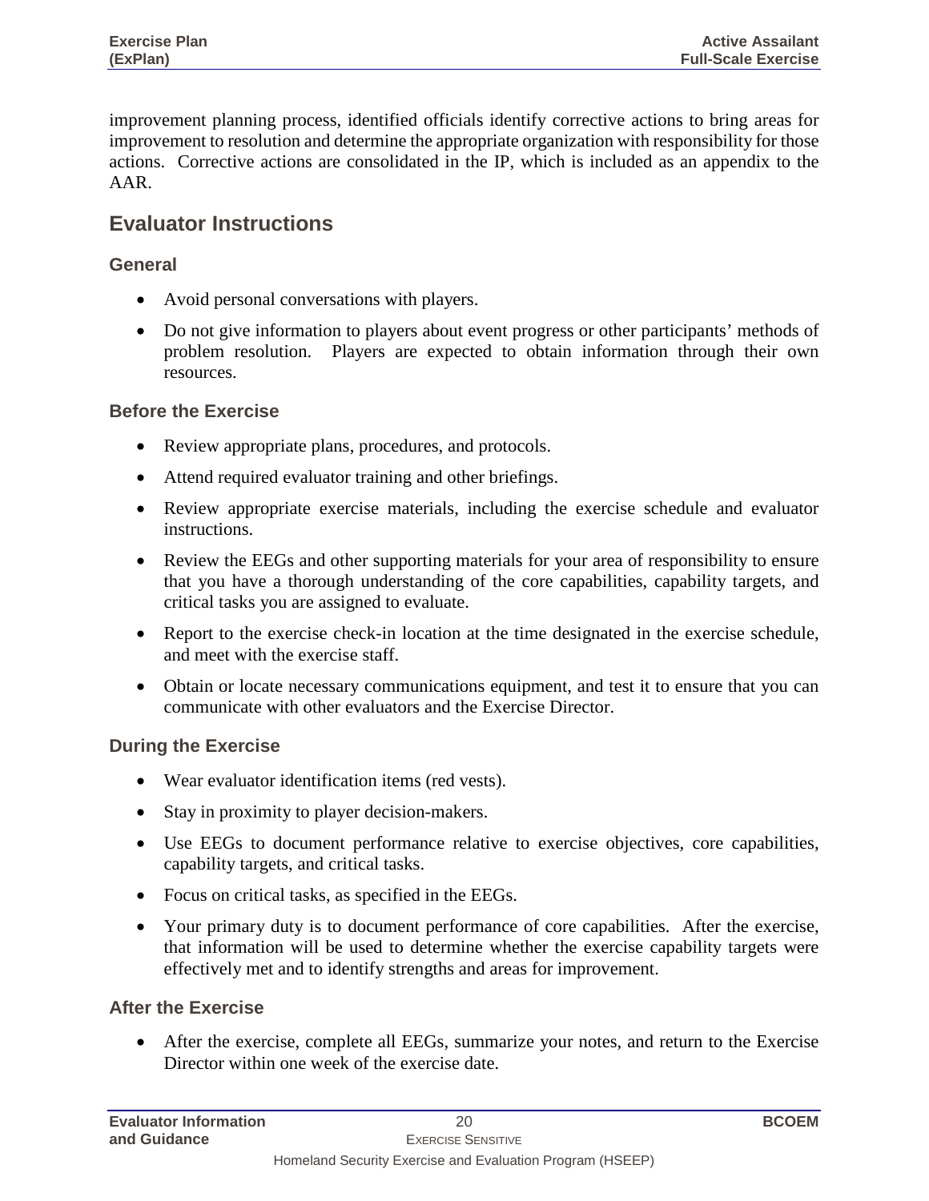improvement planning process, identified officials identify corrective actions to bring areas for improvement to resolution and determine the appropriate organization with responsibility for those actions. Corrective actions are consolidated in the IP, which is included as an appendix to the AAR.

## Evaluator Instructions

### General

- Avoid personal conversations with players.
- Do not give information to players about event progress or other participants' methods of problem resolution. Players are expected to obtain information through their own resources.

### Before the Exercise

- Review appropriate plans, procedures, and protocols.
- Attend required evaluator training and other briefings.
- Review appropriate exercise materials, including the exercise schedule and evaluator instructions.
- Review the EEGs and other supporting materials for your area of responsibility to ensure that you have a thorough understanding of the core capabilities, capability targets, and critical tasks you are assigned to evaluate.
- Report to the exercise check-in location at the time designated in the exercise schedule, and meet with the exercise staff.
- Obtain or locate necessary communications equipment, and test it to ensure that you can communicate with other evaluators and the Exercise Director.

### During the Exercise

- Wear evaluator identification items (red vests).
- Stay in proximity to player decision-makers.
- Use EEGs to document performance relative to exercise objectives, core capabilities, capability targets, and critical tasks.
- Focus on critical tasks, as specified in the EEGs.
- Your primary duty is to document performance of core capabilities. After the exercise, that information will be used to determine whether the exercise capability targets were effectively met and to identify strengths and areas for improvement.

### After the Exercise

- After the exercise, complete all EEGs, summarize your notes, and return to the Exercise Director within one week of the exercise date.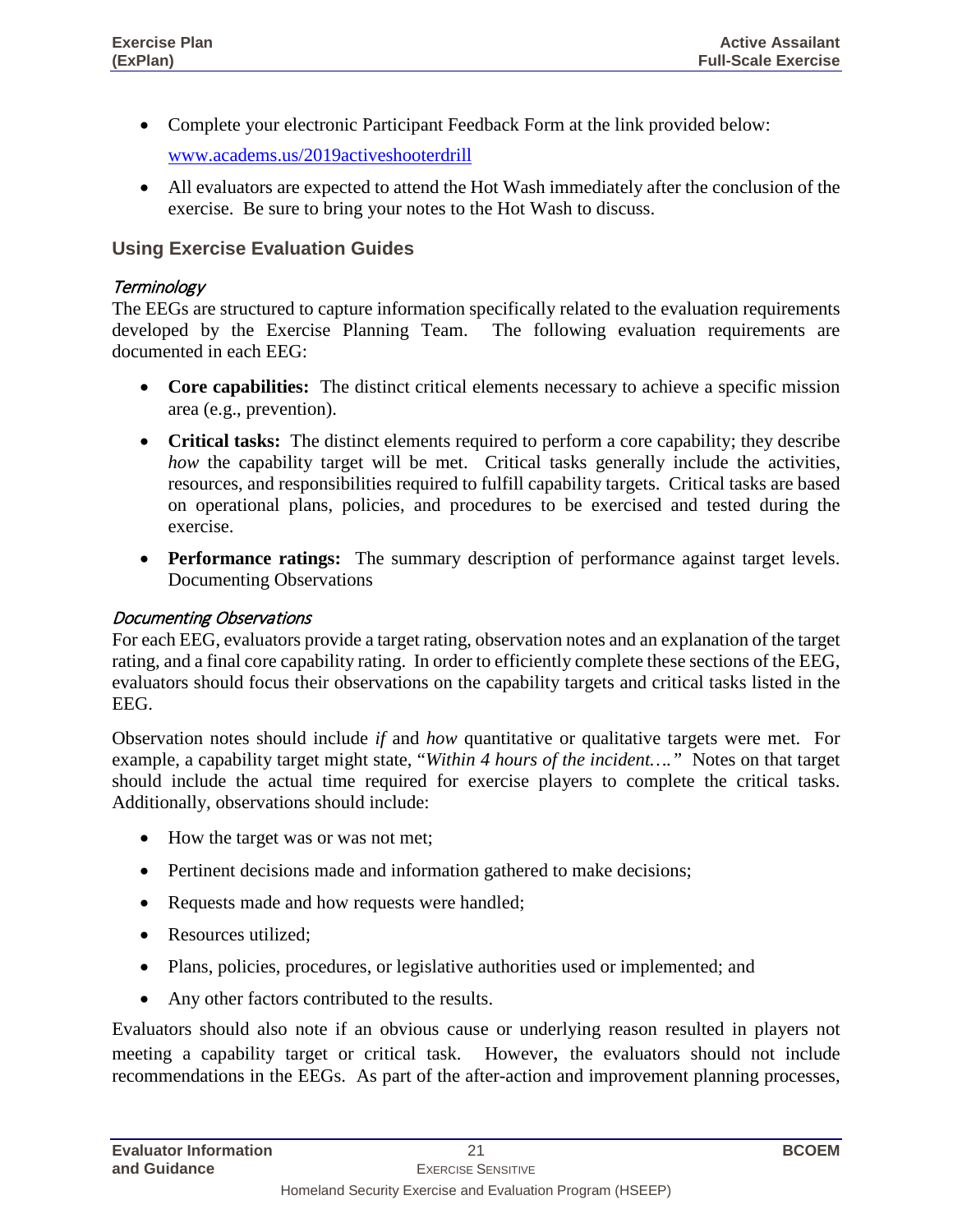- Complete your electronic Participant Feedback Form at the link provided below:

  [www.academs.us/2019activeshooterdrill](www.academs.us/2019activeshooterdrill)

- All evaluators are expected to attend the Hot Wash immediately after the conclusion of the exercise. Be sure to bring your notes to the Hot Wash to discuss.

## Using Exercise Evaluation Guides

### *Terminology*

The EEGs are structured to capture information specifically related to the evaluation requirements developed by the Exercise Planning Team. The following evaluation requirements are documented in each EEG:

- **Core capabilities:** The distinct critical elements necessary to achieve a specific mission area (e.g., prevention).
- **Critical tasks:** The distinct elements required to perform a core capability; they describe *how* the capability target will be met. Critical tasks generally include the activities, resources, and responsibilities required to fulfill capability targets. Critical tasks are based on operational plans, policies, and procedures to be exercised and tested during the exercise.
- **Performance ratings:** The summary description of performance against target levels. Documenting Observations

### *Documenting Observations*

For each EEG, evaluators provide a target rating, observation notes and an explanation of the target rating, and a final core capability rating. In order to efficiently complete these sections of the EEG, evaluators should focus their observations on the capability targets and critical tasks listed in the EEG.

Observation notes should include *if* and *how* quantitative or qualitative targets were met. For example, a capability target might state, "*Within 4 hours of the incident….*" Notes on that target should include the actual time required for exercise players to complete the critical tasks. Additionally, observations should include:

- How the target was or was not met;
- Pertinent decisions made and information gathered to make decisions;
- Requests made and how requests were handled;
- Resources utilized;
- Plans, policies, procedures, or legislative authorities used or implemented; and
- Any other factors contributed to the results.

Evaluators should also note if an obvious cause or underlying reason resulted in players not meeting a capability target or critical task. However, the evaluators should not include recommendations in the EEGs. As part of the after-action and improvement planning processes,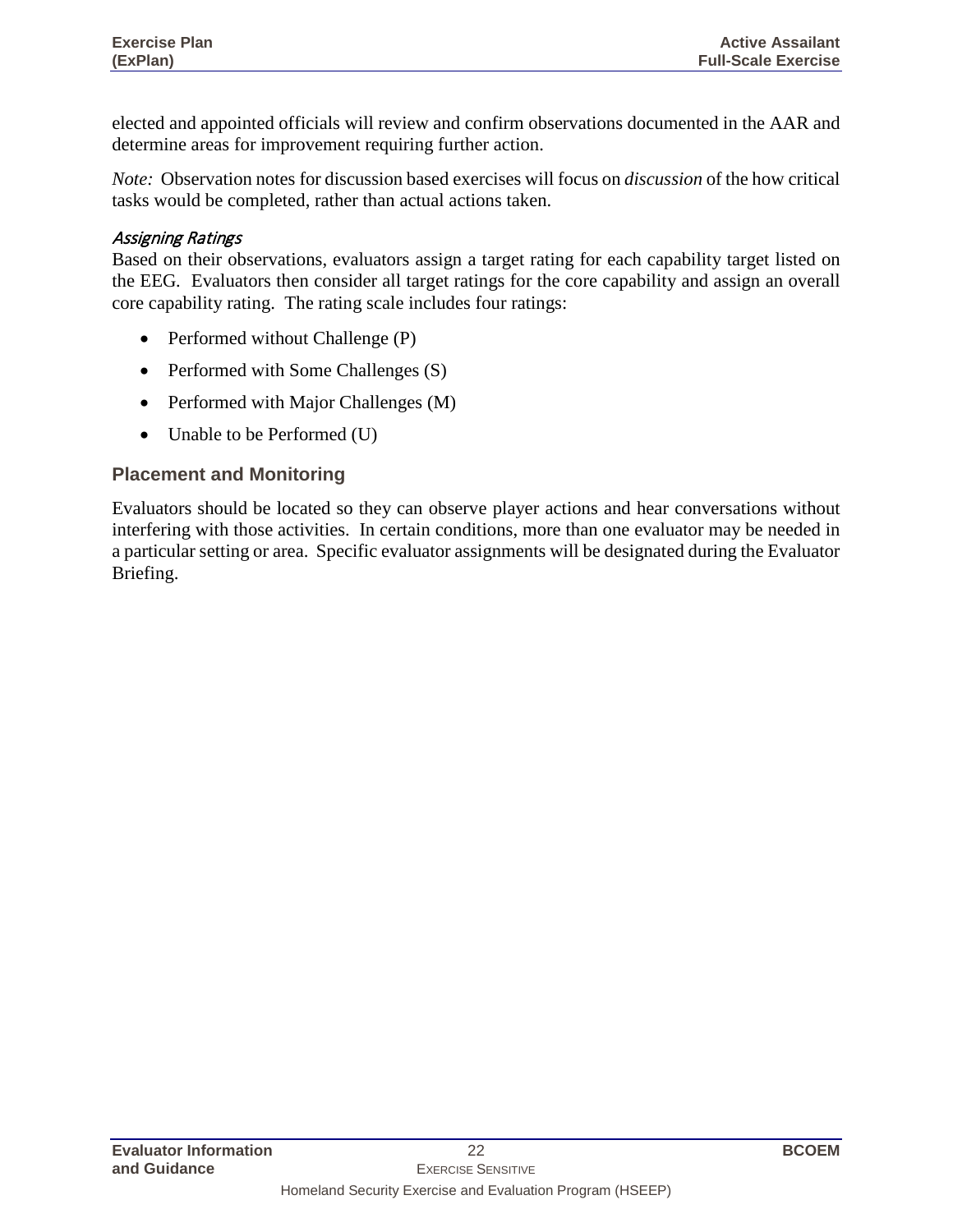elected and appointed officials will review and confirm observations documented in the AAR and determine areas for improvement requiring further action.

*Note:* Observation notes for discussion based exercises will focus on *discussion* of the how critical tasks would be completed, rather than actual actions taken.

#### *Assigning Ratings*

Based on their observations, evaluators assign a target rating for each capability target listed on the EEG. Evaluators then consider all target ratings for the core capability and assign an overall core capability rating. The rating scale includes four ratings:

- Performed without Challenge (P)
- Performed with Some Challenges (S)
- Performed with Major Challenges (M)
- Unable to be Performed (U)

### Placement and Monitoring

Evaluators should be located so they can observe player actions and hear conversations without interfering with those activities. In certain conditions, more than one evaluator may be needed in a particular setting or area. Specific evaluator assignments will be designated during the Evaluator Briefing.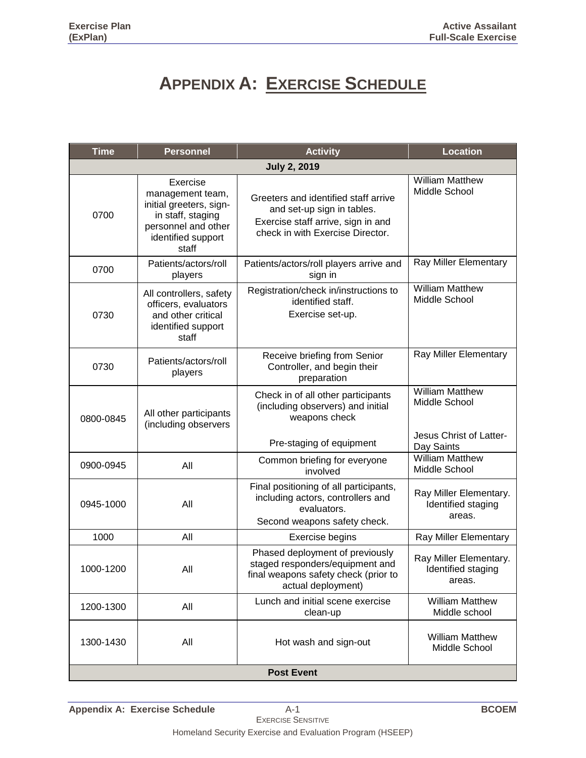# Appendix A: Exercise Schedule

| Time | Personnel | Activity | Location |
|---|---|---|---|
| **July 2, 2019** | | | |
| 0700 | Exercise management team, initial greeters, sign-in staff, staging personnel and other identified support staff | Greeters and identified staff arrive and set-up sign in tables. Exercise staff arrive, sign in and check in with Exercise Director. | William Matthew Middle School |
| 0700 | Patients/actors/roll players | Patients/actors/roll players arrive and sign in | Ray Miller Elementary |
| 0730 | All controllers, safety officers, evaluators and other critical identified support staff | Registration/check in/instructions to identified staff. Exercise set-up. | William Matthew Middle School |
| 0730 | Patients/actors/roll players | Receive briefing from Senior Controller, and begin their preparation | Ray Miller Elementary |
| 0800-0845 | All other participants (including observers | Check in of all other participants (including observers) and initial weapons check<br><br>Pre-staging of equipment | William Matthew Middle School<br><br>Jesus Christ of Latter-Day Saints |
| 0900-0945 | All | Common briefing for everyone involved | William Matthew Middle School |
| 0945-1000 | All | Final positioning of all participants, including actors, controllers and evaluators. Second weapons safety check. | Ray Miller Elementary. Identified staging areas. |
| 1000 | All | Exercise begins | Ray Miller Elementary |
| 1000-1200 | All | Phased deployment of previously staged responders/equipment and final weapons safety check (prior to actual deployment) | Ray Miller Elementary. Identified staging areas. |
| 1200-1300 | All | Lunch and initial scene exercise clean-up | William Matthew Middle school |
| 1300-1430 | All | Hot wash and sign-out | William Matthew Middle School |
| **Post Event** | | | |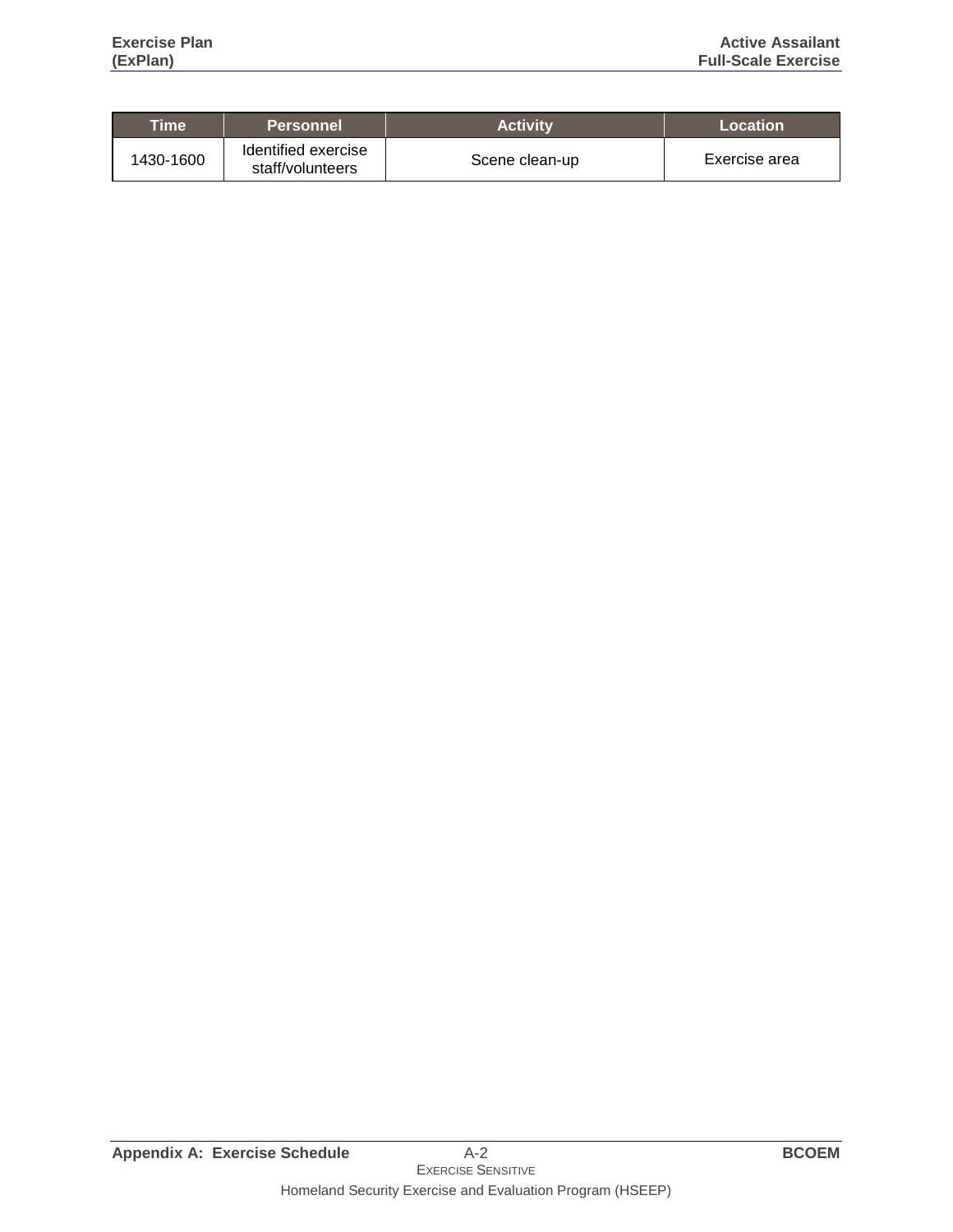| Time | Personnel | Activity | Location |
| --- | --- | --- | --- |
| 1430-1600 | Identified exercise staff/volunteers | Scene clean-up | Exercise area |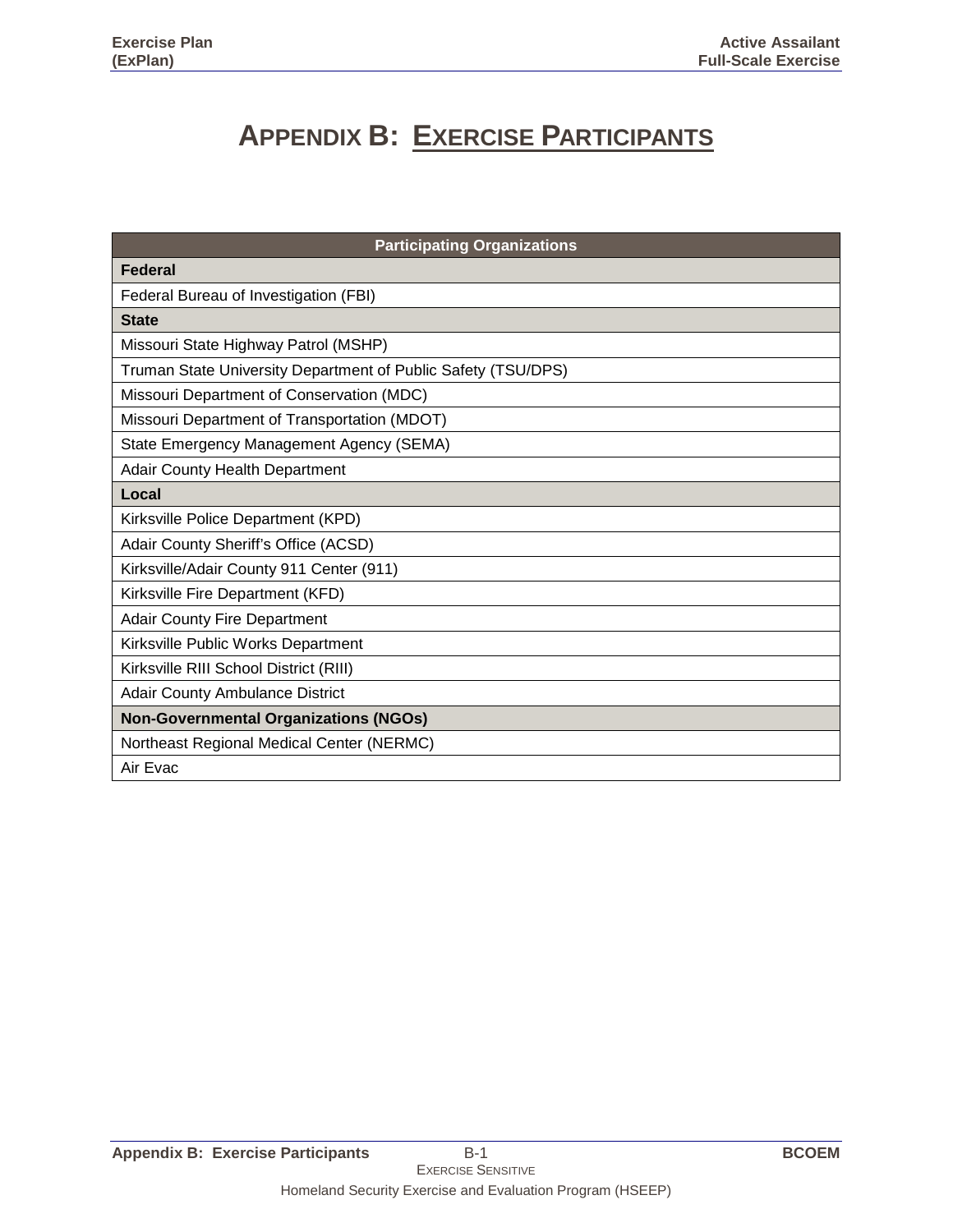# Appendix B: Exercise Participants

| Participating Organizations |
|---|
| **Federal** |
| Federal Bureau of Investigation (FBI) |
| **State** |
| Missouri State Highway Patrol (MSHP) |
| Truman State University Department of Public Safety (TSU/DPS) |
| Missouri Department of Conservation (MDC) |
| Missouri Department of Transportation (MDOT) |
| State Emergency Management Agency (SEMA) |
| Adair County Health Department |
| **Local** |
| Kirksville Police Department (KPD) |
| Adair County Sheriff's Office (ACSD) |
| Kirksville/Adair County 911 Center (911) |
| Kirksville Fire Department (KFD) |
| Adair County Fire Department |
| Kirksville Public Works Department |
| Kirksville RIII School District (RIII) |
| Adair County Ambulance District |
| **Non-Governmental Organizations (NGOs)** |
| Northeast Regional Medical Center (NERMC) |
| Air Evac |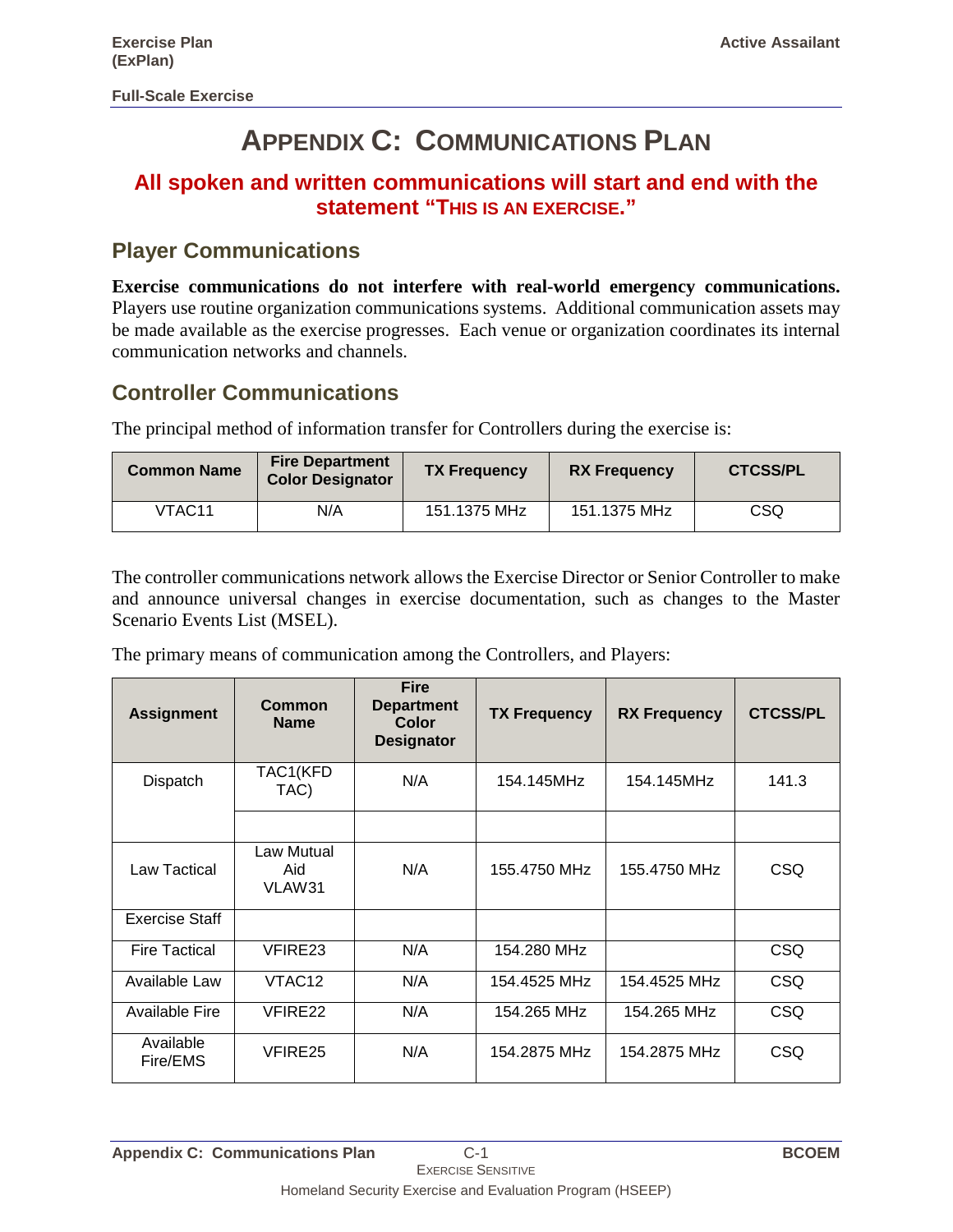# APPENDIX C: COMMUNICATIONS PLAN

**All spoken and written communications will start and end with the statement "THIS IS AN EXERCISE."**

## Player Communications

**Exercise communications do not interfere with real-world emergency communications.** Players use routine organization communications systems. Additional communication assets may be made available as the exercise progresses. Each venue or organization coordinates its internal communication networks and channels.

## Controller Communications

The principal method of information transfer for Controllers during the exercise is:

| Common Name | Fire Department Color Designator | TX Frequency | RX Frequency | CTCSS/PL |
|---|---|---|---|---|
| VTAC11 | N/A | 151.1375 MHz | 151.1375 MHz | CSQ |

The controller communications network allows the Exercise Director or Senior Controller to make and announce universal changes in exercise documentation, such as changes to the Master Scenario Events List (MSEL).

The primary means of communication among the Controllers, and Players:

| Assignment | Common Name | Fire Department Color Designator | TX Frequency | RX Frequency | CTCSS/PL |
|---|---|---|---|---|---|
| Dispatch | TAC1(KFD TAC) | N/A | 154.145MHz | 154.145MHz | 141.3 |
| | | | | | |
| Law Tactical | Law Mutual Aid VLAW31 | N/A | 155.4750 MHz | 155.4750 MHz | CSQ |
| Exercise Staff | | | | | |
| Fire Tactical | VFIRE23 | N/A | 154.280 MHz | | CSQ |
| Available Law | VTAC12 | N/A | 154.4525 MHz | 154.4525 MHz | CSQ |
| Available Fire | VFIRE22 | N/A | 154.265 MHz | 154.265 MHz | CSQ |
| Available Fire/EMS | VFIRE25 | N/A | 154.2875 MHz | 154.2875 MHz | CSQ |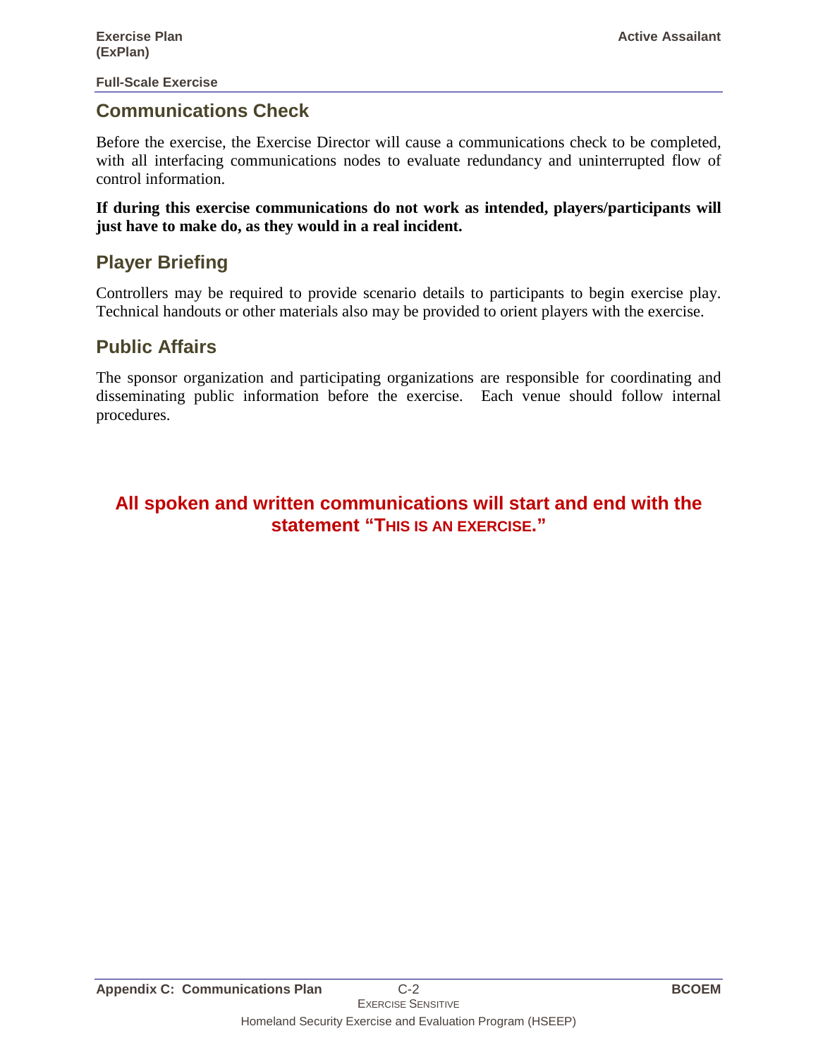## Communications Check

Before the exercise, the Exercise Director will cause a communications check to be completed, with all interfacing communications nodes to evaluate redundancy and uninterrupted flow of control information.

**If during this exercise communications do not work as intended, players/participants will just have to make do, as they would in a real incident.**

## Player Briefing

Controllers may be required to provide scenario details to participants to begin exercise play. Technical handouts or other materials also may be provided to orient players with the exercise.

## Public Affairs

The sponsor organization and participating organizations are responsible for coordinating and disseminating public information before the exercise. Each venue should follow internal procedures.

**All spoken and written communications will start and end with the statement "THIS IS AN EXERCISE."**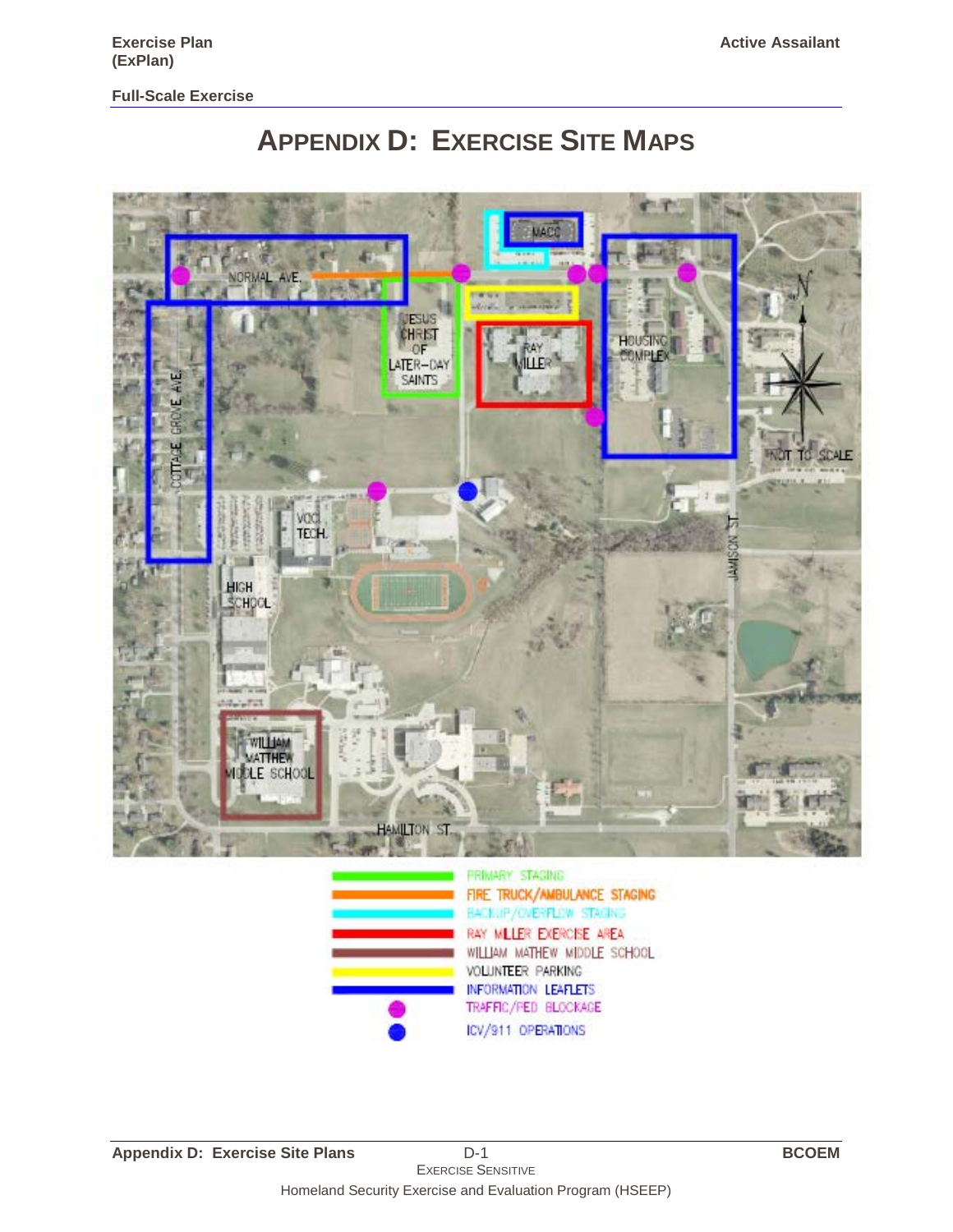# APPENDIX D: EXERCISE SITE MAPS

NORMAL AVE.

MACC

JESUS CHRIST OF LATER-DAY SAINTS

RAY MILLER

HOUSING COMPLEX

COTTAGE GROVE AVE.

NOT TO SCALE

VOC. TECH.

JAMISON ST.

HIGH SCHOOL

WILLIAM MATTHEW MIDDLE SCHOOL

HAMILTON ST.

- PRIMARY STAGING
- FIRE TRUCK/AMBULANCE STAGING
- BACKUP/OVERFLOW STAGING
- RAY MILLER EXERCISE AREA
- WILLIAM MATHEW MIDDLE SCHOOL
- VOLUNTEER PARKING
- INFORMATION LEAFLETS
- TRAFFIC/PED BLOCKAGE
- ICV/911 OPERATIONS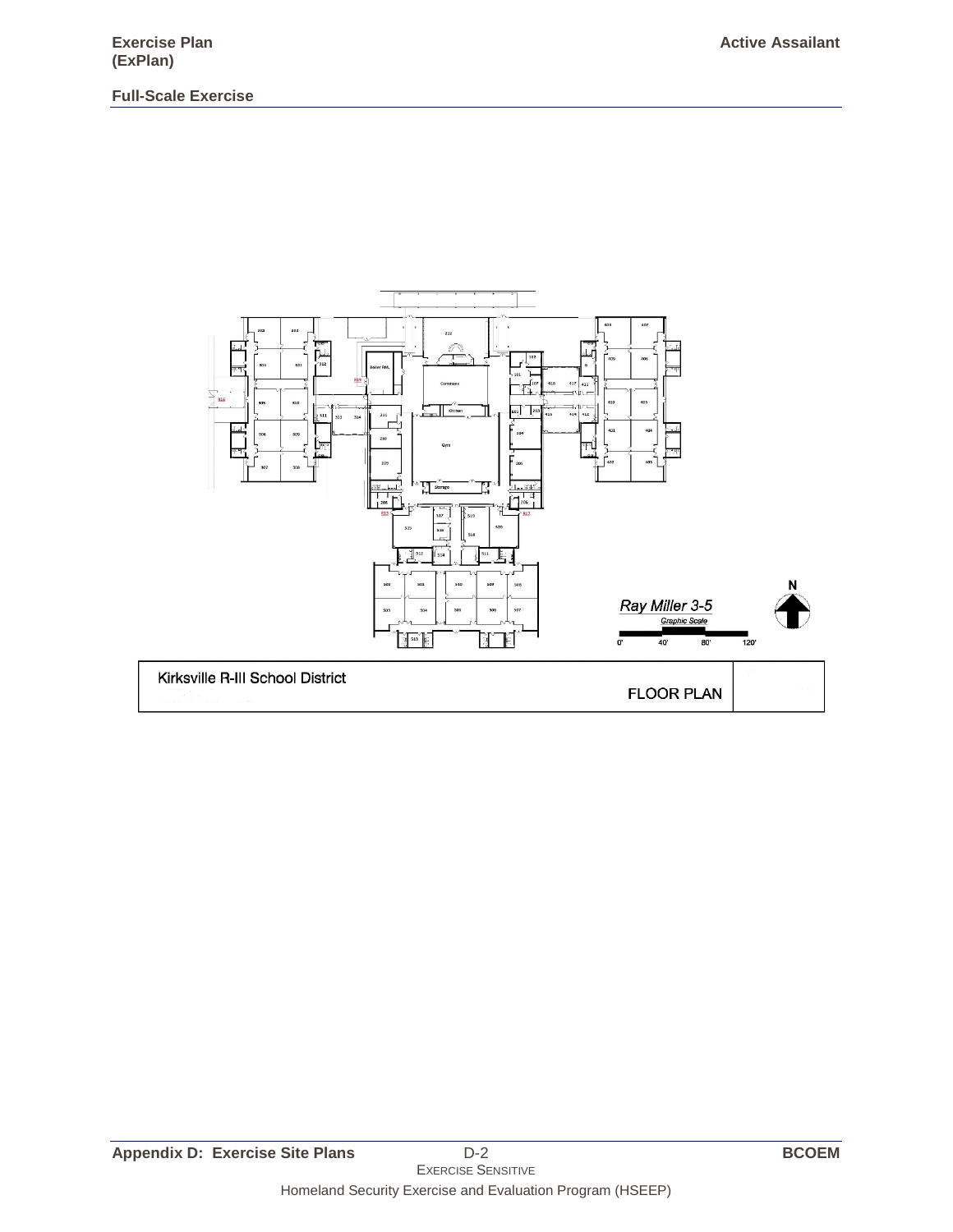Ray Miller 3-5

Graphic Scale

0' 40' 80' 120'

N

Kirksville R-III School District

FLOOR PLAN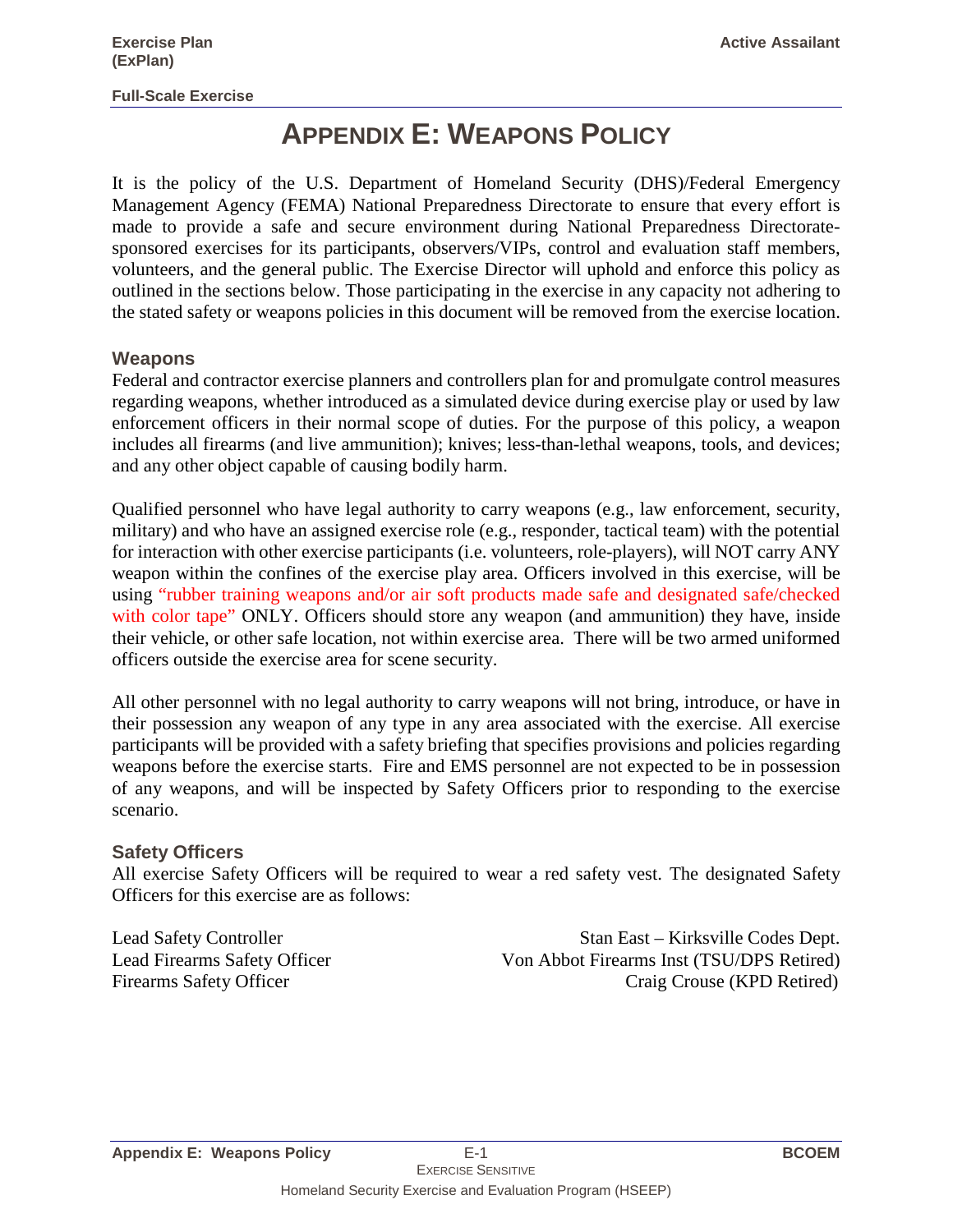# APPENDIX E: WEAPONS POLICY

It is the policy of the U.S. Department of Homeland Security (DHS)/Federal Emergency Management Agency (FEMA) National Preparedness Directorate to ensure that every effort is made to provide a safe and secure environment during National Preparedness Directorate-sponsored exercises for its participants, observers/VIPs, control and evaluation staff members, volunteers, and the general public. The Exercise Director will uphold and enforce this policy as outlined in the sections below. Those participating in the exercise in any capacity not adhering to the stated safety or weapons policies in this document will be removed from the exercise location.

## Weapons

Federal and contractor exercise planners and controllers plan for and promulgate control measures regarding weapons, whether introduced as a simulated device during exercise play or used by law enforcement officers in their normal scope of duties. For the purpose of this policy, a weapon includes all firearms (and live ammunition); knives; less-than-lethal weapons, tools, and devices; and any other object capable of causing bodily harm.

Qualified personnel who have legal authority to carry weapons (e.g., law enforcement, security, military) and who have an assigned exercise role (e.g., responder, tactical team) with the potential for interaction with other exercise participants (i.e. volunteers, role-players), will NOT carry ANY weapon within the confines of the exercise play area. Officers involved in this exercise, will be using "rubber training weapons and/or air soft products made safe and designated safe/checked with color tape" ONLY. Officers should store any weapon (and ammunition) they have, inside their vehicle, or other safe location, not within exercise area. There will be two armed uniformed officers outside the exercise area for scene security.

All other personnel with no legal authority to carry weapons will not bring, introduce, or have in their possession any weapon of any type in any area associated with the exercise. All exercise participants will be provided with a safety briefing that specifies provisions and policies regarding weapons before the exercise starts. Fire and EMS personnel are not expected to be in possession of any weapons, and will be inspected by Safety Officers prior to responding to the exercise scenario.

## Safety Officers

All exercise Safety Officers will be required to wear a red safety vest. The designated Safety Officers for this exercise are as follows:

| | |
|---|---|
| Lead Safety Controller | Stan East – Kirksville Codes Dept. |
| Lead Firearms Safety Officer | Von Abbot Firearms Inst (TSU/DPS Retired) |
| Firearms Safety Officer | Craig Crouse (KPD Retired) |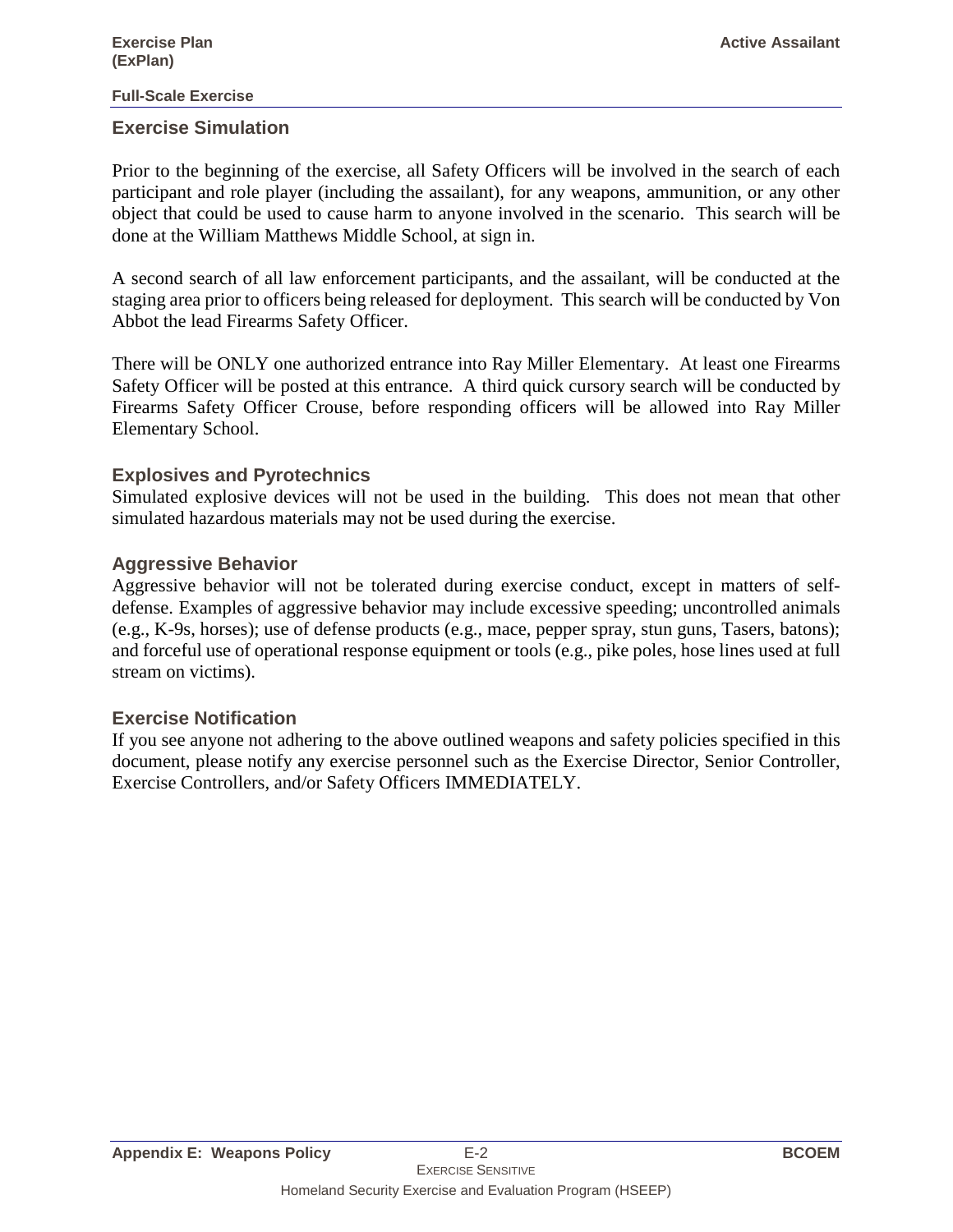## Exercise Simulation

Prior to the beginning of the exercise, all Safety Officers will be involved in the search of each participant and role player (including the assailant), for any weapons, ammunition, or any other object that could be used to cause harm to anyone involved in the scenario. This search will be done at the William Matthews Middle School, at sign in.

A second search of all law enforcement participants, and the assailant, will be conducted at the staging area prior to officers being released for deployment. This search will be conducted by Von Abbot the lead Firearms Safety Officer.

There will be ONLY one authorized entrance into Ray Miller Elementary. At least one Firearms Safety Officer will be posted at this entrance. A third quick cursory search will be conducted by Firearms Safety Officer Crouse, before responding officers will be allowed into Ray Miller Elementary School.

## Explosives and Pyrotechnics

Simulated explosive devices will not be used in the building. This does not mean that other simulated hazardous materials may not be used during the exercise.

## Aggressive Behavior

Aggressive behavior will not be tolerated during exercise conduct, except in matters of self-defense. Examples of aggressive behavior may include excessive speeding; uncontrolled animals (e.g., K-9s, horses); use of defense products (e.g., mace, pepper spray, stun guns, Tasers, batons); and forceful use of operational response equipment or tools (e.g., pike poles, hose lines used at full stream on victims).

## Exercise Notification

If you see anyone not adhering to the above outlined weapons and safety policies specified in this document, please notify any exercise personnel such as the Exercise Director, Senior Controller, Exercise Controllers, and/or Safety Officers IMMEDIATELY.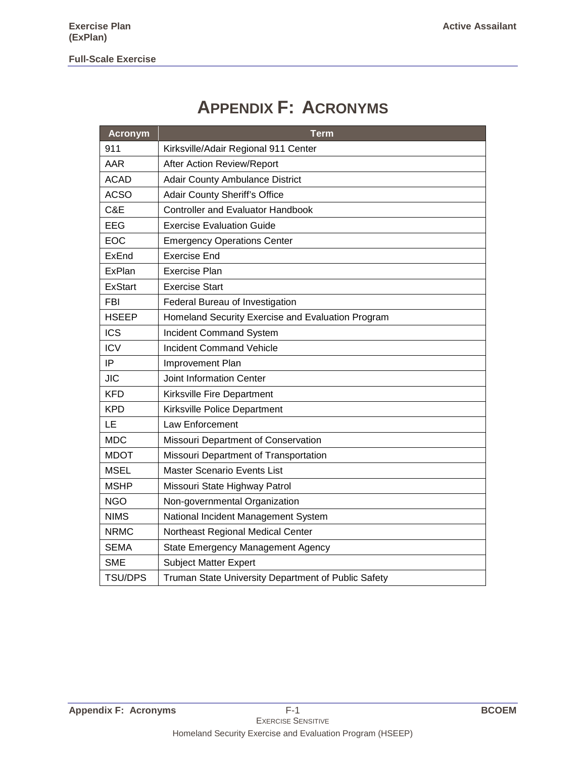# Appendix F: Acronyms

| Acronym | Term |
|---|---|
| 911 | Kirksville/Adair Regional 911 Center |
| AAR | After Action Review/Report |
| ACAD | Adair County Ambulance District |
| ACSO | Adair County Sheriff's Office |
| C&E | Controller and Evaluator Handbook |
| EEG | Exercise Evaluation Guide |
| EOC | Emergency Operations Center |
| ExEnd | Exercise End |
| ExPlan | Exercise Plan |
| ExStart | Exercise Start |
| FBI | Federal Bureau of Investigation |
| HSEEP | Homeland Security Exercise and Evaluation Program |
| ICS | Incident Command System |
| ICV | Incident Command Vehicle |
| IP | Improvement Plan |
| JIC | Joint Information Center |
| KFD | Kirksville Fire Department |
| KPD | Kirksville Police Department |
| LE | Law Enforcement |
| MDC | Missouri Department of Conservation |
| MDOT | Missouri Department of Transportation |
| MSEL | Master Scenario Events List |
| MSHP | Missouri State Highway Patrol |
| NGO | Non-governmental Organization |
| NIMS | National Incident Management System |
| NRMC | Northeast Regional Medical Center |
| SEMA | State Emergency Management Agency |
| SME | Subject Matter Expert |
| TSU/DPS | Truman State University Department of Public Safety |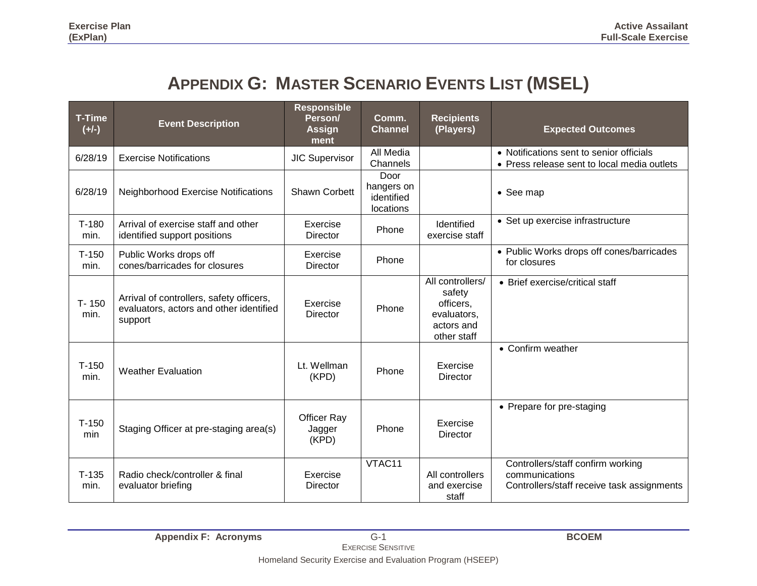# APPENDIX G: MASTER SCENARIO EVENTS LIST (MSEL)

| T-Time (+/-) | Event Description | Responsible Person/ Assignment | Comm. Channel | Recipients (Players) | Expected Outcomes |
|---|---|---|---|---|---|
| 6/28/19 | Exercise Notifications | JIC Supervisor | All Media Channels | | • Notifications sent to senior officials<br>• Press release sent to local media outlets |
| 6/28/19 | Neighborhood Exercise Notifications | Shawn Corbett | Door hangers on identified locations | | • See map |
| T-180 min. | Arrival of exercise staff and other identified support positions | Exercise Director | Phone | Identified exercise staff | • Set up exercise infrastructure |
| T-150 min. | Public Works drops off cones/barricades for closures | Exercise Director | Phone | | • Public Works drops off cones/barricades for closures |
| T- 150 min. | Arrival of controllers, safety officers, evaluators, actors and other identified support | Exercise Director | Phone | All controllers/ safety officers, evaluators, actors and other staff | • Brief exercise/critical staff |
| T-150 min. | Weather Evaluation | Lt. Wellman (KPD) | Phone | Exercise Director | • Confirm weather |
| T-150 min | Staging Officer at pre-staging area(s) | Officer Ray Jagger (KPD) | Phone | Exercise Director | • Prepare for pre-staging |
| T-135 min. | Radio check/controller & final evaluator briefing | Exercise Director | VTAC11 | All controllers and exercise staff | Controllers/staff confirm working communications<br>Controllers/staff receive task assignments |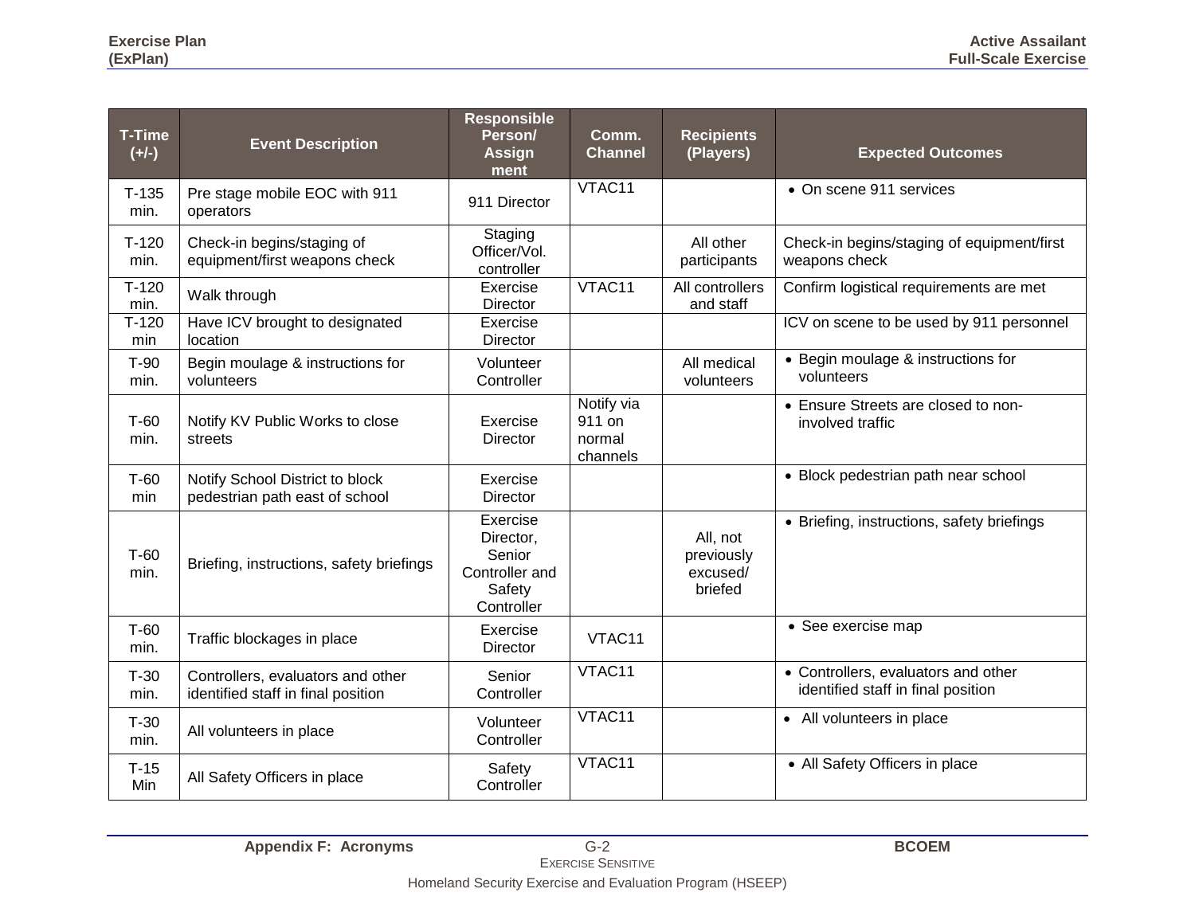| T-Time (+/-) | Event Description | Responsible Person/ Assignment | Comm. Channel | Recipients (Players) | Expected Outcomes |
|---|---|---|---|---|---|
| T-135 min. | Pre stage mobile EOC with 911 operators | 911 Director | VTAC11 | | • On scene 911 services |
| T-120 min. | Check-in begins/staging of equipment/first weapons check | Staging Officer/Vol. controller | | All other participants | Check-in begins/staging of equipment/first weapons check |
| T-120 min. | Walk through | Exercise Director | VTAC11 | All controllers and staff | Confirm logistical requirements are met |
| T-120 min | Have ICV brought to designated location | Exercise Director | | | ICV on scene to be used by 911 personnel |
| T-90 min. | Begin moulage & instructions for volunteers | Volunteer Controller | | All medical volunteers | • Begin moulage & instructions for volunteers |
| T-60 min. | Notify KV Public Works to close streets | Exercise Director | Notify via 911 on normal channels | | • Ensure Streets are closed to non-involved traffic |
| T-60 min | Notify School District to block pedestrian path east of school | Exercise Director | | | • Block pedestrian path near school |
| T-60 min. | Briefing, instructions, safety briefings | Exercise Director, Senior Controller and Safety Controller | | All, not previously excused/ briefed | • Briefing, instructions, safety briefings |
| T-60 min. | Traffic blockages in place | Exercise Director | VTAC11 | | • See exercise map |
| T-30 min. | Controllers, evaluators and other identified staff in final position | Senior Controller | VTAC11 | | • Controllers, evaluators and other identified staff in final position |
| T-30 min. | All volunteers in place | Volunteer Controller | VTAC11 | | • All volunteers in place |
| T-15 Min | All Safety Officers in place | Safety Controller | VTAC11 | | • All Safety Officers in place |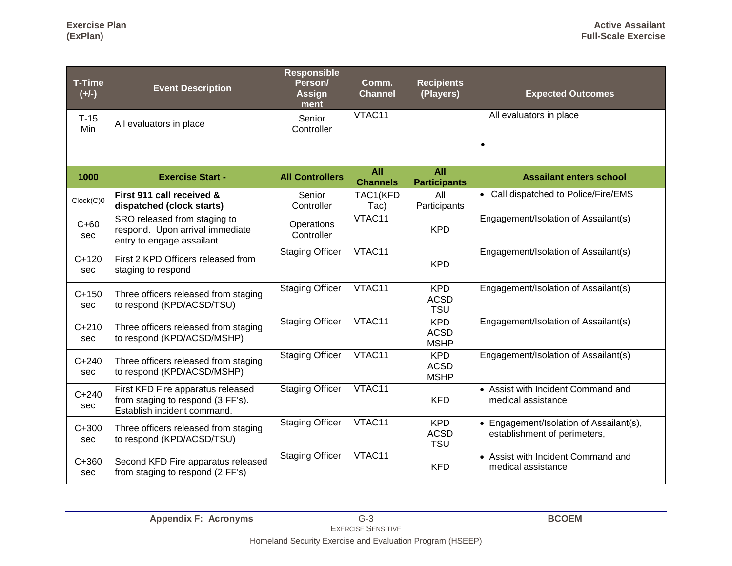| T-Time (+/-) | Event Description | Responsible Person/ Assign ment | Comm. Channel | Recipients (Players) | Expected Outcomes |
|---|---|---|---|---|---|
| T-15 Min | All evaluators in place | Senior Controller | VTAC11 | | All evaluators in place |
| | | | | | • |
| **1000** | **Exercise Start -** | **All Controllers** | **All Channels** | **All Participants** | **Assailant enters school** |
| Clock(C)0 | **First 911 call received & dispatched (clock starts)** | Senior Controller | TAC1(KFD Tac) | All Participants | • Call dispatched to Police/Fire/EMS |
| C+60 sec | SRO released from staging to respond. Upon arrival immediate entry to engage assailant | Operations Controller | VTAC11 | KPD | Engagement/Isolation of Assailant(s) |
| C+120 sec | First 2 KPD Officers released from staging to respond | Staging Officer | VTAC11 | KPD | Engagement/Isolation of Assailant(s) |
| C+150 sec | Three officers released from staging to respond (KPD/ACSD/TSU) | Staging Officer | VTAC11 | KPD ACSD TSU | Engagement/Isolation of Assailant(s) |
| C+210 sec | Three officers released from staging to respond (KPD/ACSD/MSHP) | Staging Officer | VTAC11 | KPD ACSD MSHP | Engagement/Isolation of Assailant(s) |
| C+240 sec | Three officers released from staging to respond (KPD/ACSD/MSHP) | Staging Officer | VTAC11 | KPD ACSD MSHP | Engagement/Isolation of Assailant(s) |
| C+240 sec | First KFD Fire apparatus released from staging to respond (3 FF's). Establish incident command. | Staging Officer | VTAC11 | KFD | • Assist with Incident Command and medical assistance |
| C+300 sec | Three officers released from staging to respond (KPD/ACSD/TSU) | Staging Officer | VTAC11 | KPD ACSD TSU | • Engagement/Isolation of Assailant(s), establishment of perimeters, |
| C+360 sec | Second KFD Fire apparatus released from staging to respond (2 FF's) | Staging Officer | VTAC11 | KFD | • Assist with Incident Command and medical assistance |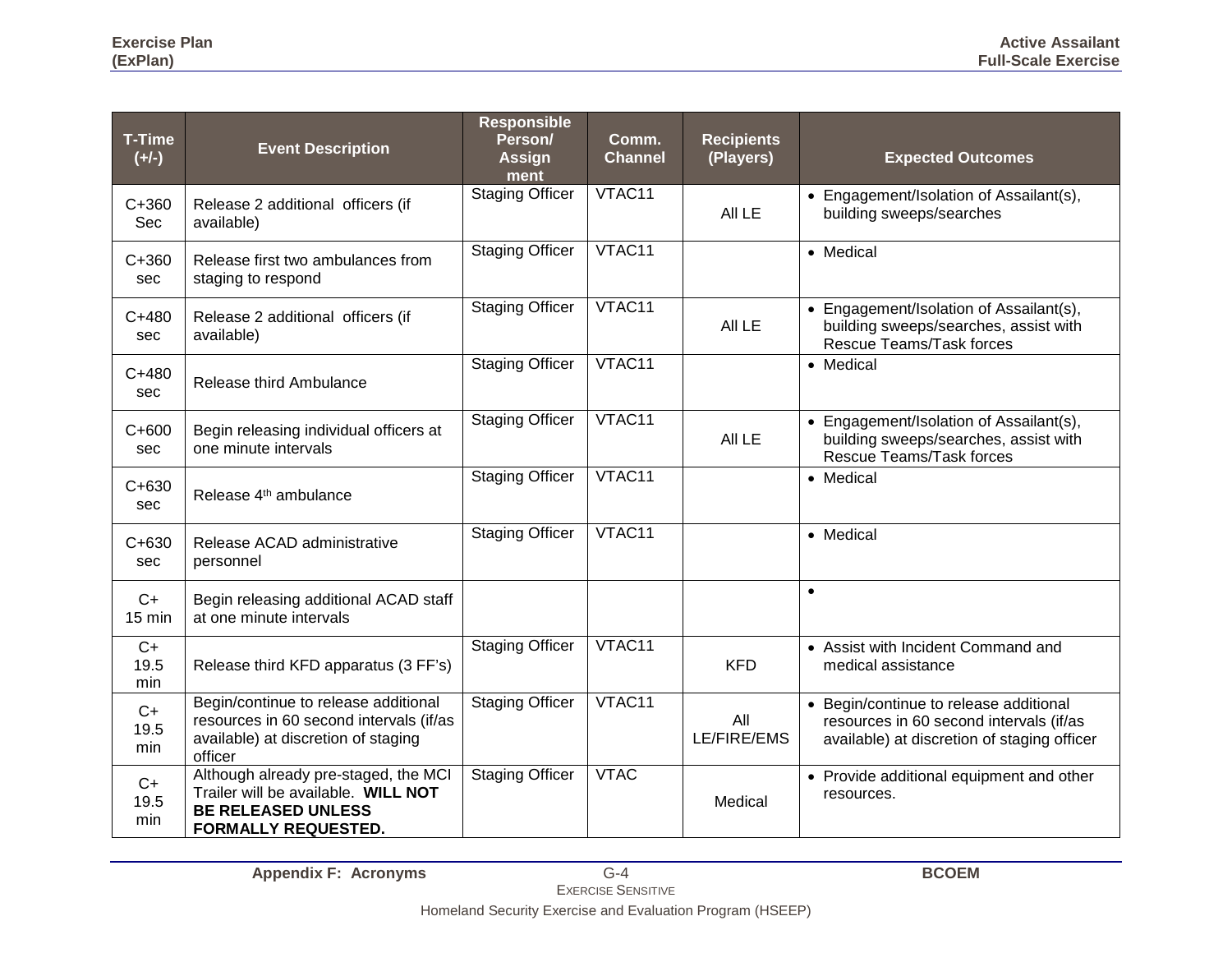| T-Time (+/-) | Event Description | Responsible Person/ Assignment | Comm. Channel | Recipients (Players) | Expected Outcomes |
|---|---|---|---|---|---|
| C+360 Sec | Release 2 additional officers (if available) | Staging Officer | VTAC11 | All LE | • Engagement/Isolation of Assailant(s), building sweeps/searches |
| C+360 sec | Release first two ambulances from staging to respond | Staging Officer | VTAC11 | | • Medical |
| C+480 sec | Release 2 additional officers (if available) | Staging Officer | VTAC11 | All LE | • Engagement/Isolation of Assailant(s), building sweeps/searches, assist with Rescue Teams/Task forces |
| C+480 sec | Release third Ambulance | Staging Officer | VTAC11 | | • Medical |
| C+600 sec | Begin releasing individual officers at one minute intervals | Staging Officer | VTAC11 | All LE | • Engagement/Isolation of Assailant(s), building sweeps/searches, assist with Rescue Teams/Task forces |
| C+630 sec | Release 4th ambulance | Staging Officer | VTAC11 | | • Medical |
| C+630 sec | Release ACAD administrative personnel | Staging Officer | VTAC11 | | • Medical |
| C+ 15 min | Begin releasing additional ACAD staff at one minute intervals | | | | • |
| C+ 19.5 min | Release third KFD apparatus (3 FF's) | Staging Officer | VTAC11 | KFD | • Assist with Incident Command and medical assistance |
| C+ 19.5 min | Begin/continue to release additional resources in 60 second intervals (if/as available) at discretion of staging officer | Staging Officer | VTAC11 | All LE/FIRE/EMS | • Begin/continue to release additional resources in 60 second intervals (if/as available) at discretion of staging officer |
| C+ 19.5 min | Although already pre-staged, the MCI Trailer will be available. **WILL NOT BE RELEASED UNLESS FORMALLY REQUESTED.** | Staging Officer | VTAC | Medical | • Provide additional equipment and other resources. |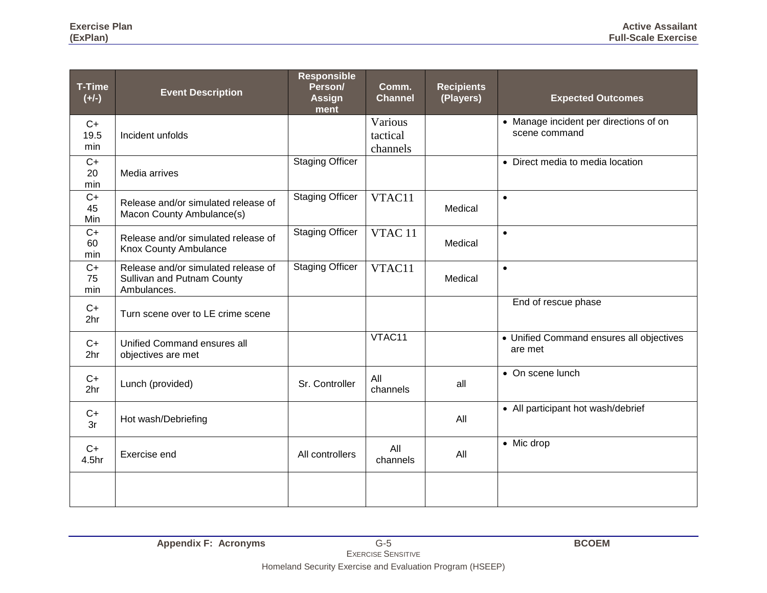| T-Time (+/-) | Event Description | Responsible Person/ Assign ment | Comm. Channel | Recipients (Players) | Expected Outcomes |
|---|---|---|---|---|---|
| C+ 19.5 min | Incident unfolds | | Various tactical channels | | • Manage incident per directions of on scene command |
| C+ 20 min | Media arrives | Staging Officer | | | • Direct media to media location |
| C+ 45 Min | Release and/or simulated release of Macon County Ambulance(s) | Staging Officer | VTAC11 | Medical | • |
| C+ 60 min | Release and/or simulated release of Knox County Ambulance | Staging Officer | VTAC 11 | Medical | • |
| C+ 75 min | Release and/or simulated release of Sullivan and Putnam County Ambulances. | Staging Officer | VTAC11 | Medical | • |
| C+ 2hr | Turn scene over to LE crime scene | | | | End of rescue phase |
| C+ 2hr | Unified Command ensures all objectives are met | | VTAC11 | | • Unified Command ensures all objectives are met |
| C+ 2hr | Lunch (provided) | Sr. Controller | All channels | all | • On scene lunch |
| C+ 3r | Hot wash/Debriefing | | | All | • All participant hot wash/debrief |
| C+ 4.5hr | Exercise end | All controllers | All channels | All | • Mic drop |
| | | | | | |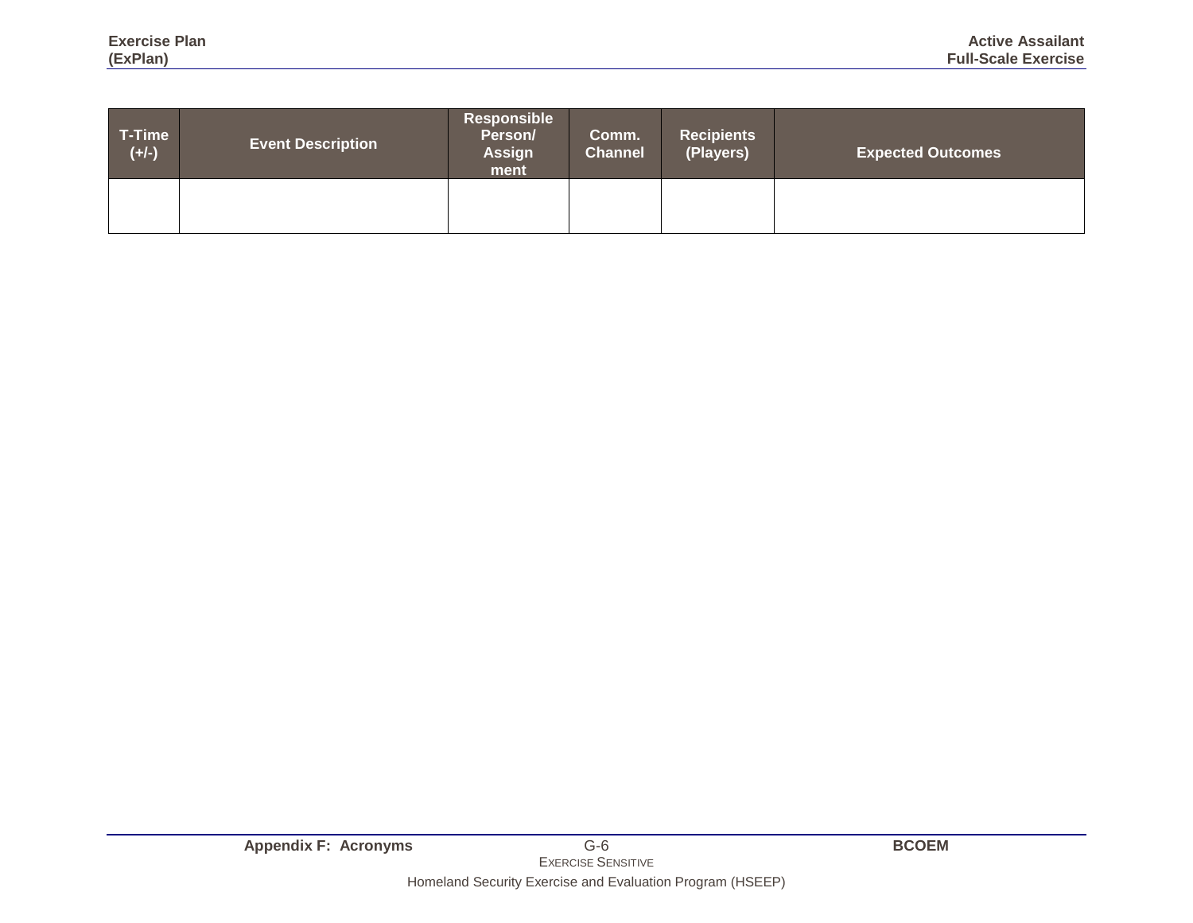| T-Time (+/-) | Event Description | Responsible Person/ Assignment | Comm. Channel | Recipients (Players) | Expected Outcomes |
|---|---|---|---|---|---|
| | | | | | |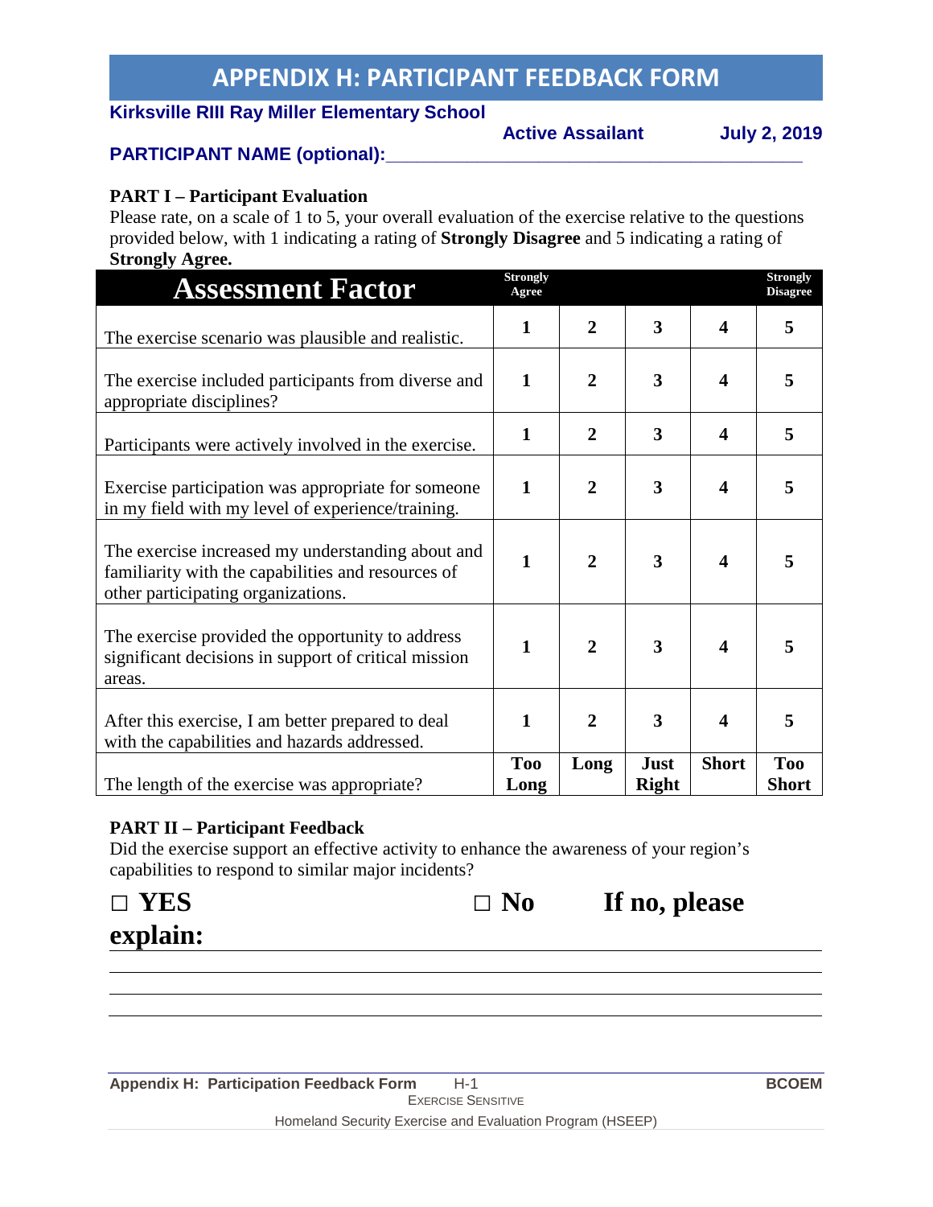# APPENDIX H: PARTICIPANT FEEDBACK FORM

**Kirksville RIII Ray Miller Elementary School**

**Active Assailant** **July 2, 2019**

**PARTICIPANT NAME (optional):**\_\_\_\_\_\_\_\_\_\_\_\_\_\_\_\_\_\_\_\_\_\_\_\_\_\_\_\_\_\_\_\_\_\_\_\_\_\_\_\_\_\_

**PART I – Participant Evaluation**

Please rate, on a scale of 1 to 5, your overall evaluation of the exercise relative to the questions provided below, with 1 indicating a rating of **Strongly Disagree** and 5 indicating a rating of **Strongly Agree.**

| Assessment Factor | Strongly Agree | | | | Strongly Disagree |
|---|---|---|---|---|---|
| The exercise scenario was plausible and realistic. | 1 | 2 | 3 | 4 | 5 |
| The exercise included participants from diverse and appropriate disciplines? | 1 | 2 | 3 | 4 | 5 |
| Participants were actively involved in the exercise. | 1 | 2 | 3 | 4 | 5 |
| Exercise participation was appropriate for someone in my field with my level of experience/training. | 1 | 2 | 3 | 4 | 5 |
| The exercise increased my understanding about and familiarity with the capabilities and resources of other participating organizations. | 1 | 2 | 3 | 4 | 5 |
| The exercise provided the opportunity to address significant decisions in support of critical mission areas. | 1 | 2 | 3 | 4 | 5 |
| After this exercise, I am better prepared to deal with the capabilities and hazards addressed. | 1 | 2 | 3 | 4 | 5 |
| The length of the exercise was appropriate? | Too Long | Long | Just Right | Short | Too Short |

**PART II – Participant Feedback**

Did the exercise support an effective activity to enhance the awareness of your region's capabilities to respond to similar major incidents?

**□ YES** **□ No** **If no, please explain:**

\_\_\_\_\_\_\_\_\_\_\_\_\_\_\_\_\_\_\_\_\_\_\_\_\_\_\_\_\_\_\_\_\_\_\_\_\_\_\_\_\_\_\_\_\_\_\_\_\_\_\_\_\_\_\_\_\_\_\_\_\_\_

\_\_\_\_\_\_\_\_\_\_\_\_\_\_\_\_\_\_\_\_\_\_\_\_\_\_\_\_\_\_\_\_\_\_\_\_\_\_\_\_\_\_\_\_\_\_\_\_\_\_\_\_\_\_\_\_\_\_\_\_\_\_

\_\_\_\_\_\_\_\_\_\_\_\_\_\_\_\_\_\_\_\_\_\_\_\_\_\_\_\_\_\_\_\_\_\_\_\_\_\_\_\_\_\_\_\_\_\_\_\_\_\_\_\_\_\_\_\_\_\_\_\_\_\_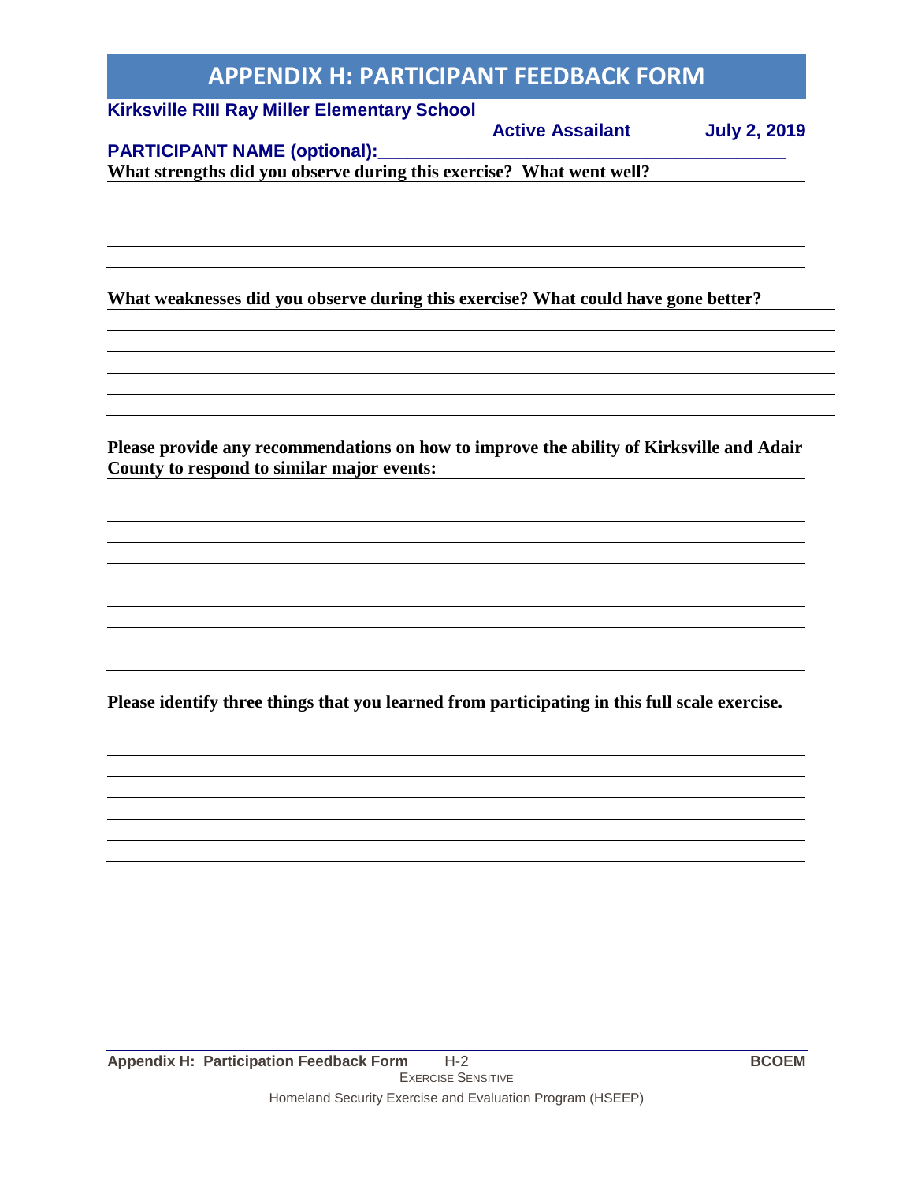# APPENDIX H: PARTICIPANT FEEDBACK FORM

**Kirksville RIII Ray Miller Elementary School**

**Active Assailant** **July 2, 2019**

**PARTICIPANT NAME (optional):**\_\_\_\_\_\_\_\_\_\_\_\_\_\_\_\_\_\_\_\_\_\_\_\_\_\_\_\_\_\_\_\_\_\_\_\_\_\_\_\_

**What strengths did you observe during this exercise? What went well?**

**What weaknesses did you observe during this exercise? What could have gone better?**

**Please provide any recommendations on how to improve the ability of Kirksville and Adair County to respond to similar major events:**

**Please identify three things that you learned from participating in this full scale exercise.**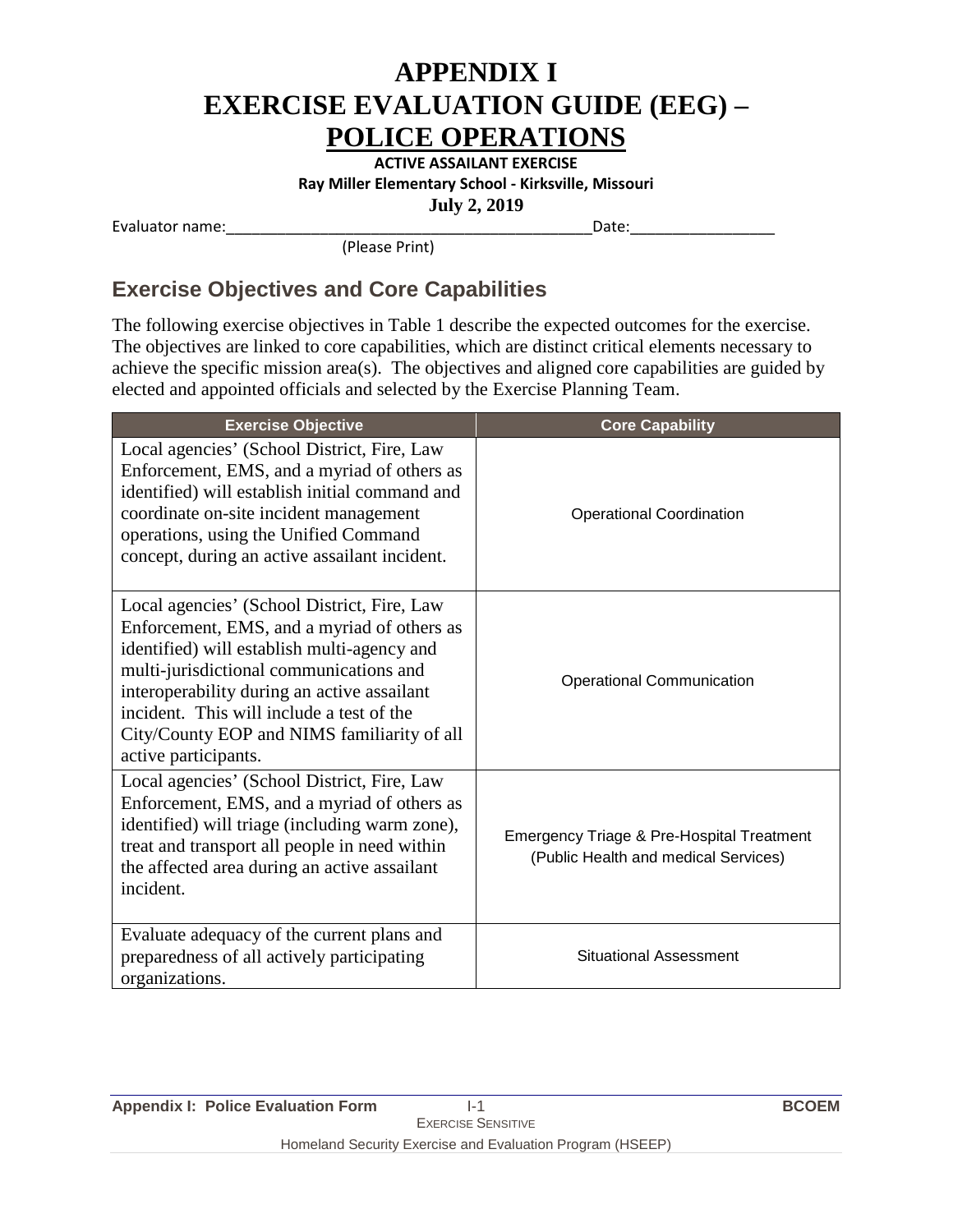# APPENDIX I
# EXERCISE EVALUATION GUIDE (EEG) – POLICE OPERATIONS

**ACTIVE ASSAILANT EXERCISE**

**Ray Miller Elementary School - Kirksville, Missouri**

**July 2, 2019**

Evaluator name:___________________________________________Date:________________

(Please Print)

## Exercise Objectives and Core Capabilities

The following exercise objectives in Table 1 describe the expected outcomes for the exercise. The objectives are linked to core capabilities, which are distinct critical elements necessary to achieve the specific mission area(s). The objectives and aligned core capabilities are guided by elected and appointed officials and selected by the Exercise Planning Team.

| Exercise Objective | Core Capability |
|---|---|
| Local agencies' (School District, Fire, Law Enforcement, EMS, and a myriad of others as identified) will establish initial command and coordinate on-site incident management operations, using the Unified Command concept, during an active assailant incident. | Operational Coordination |
| Local agencies' (School District, Fire, Law Enforcement, EMS, and a myriad of others as identified) will establish multi-agency and multi-jurisdictional communications and interoperability during an active assailant incident. This will include a test of the City/County EOP and NIMS familiarity of all active participants. | Operational Communication |
| Local agencies' (School District, Fire, Law Enforcement, EMS, and a myriad of others as identified) will triage (including warm zone), treat and transport all people in need within the affected area during an active assailant incident. | Emergency Triage & Pre-Hospital Treatment (Public Health and medical Services) |
| Evaluate adequacy of the current plans and preparedness of all actively participating organizations. | Situational Assessment |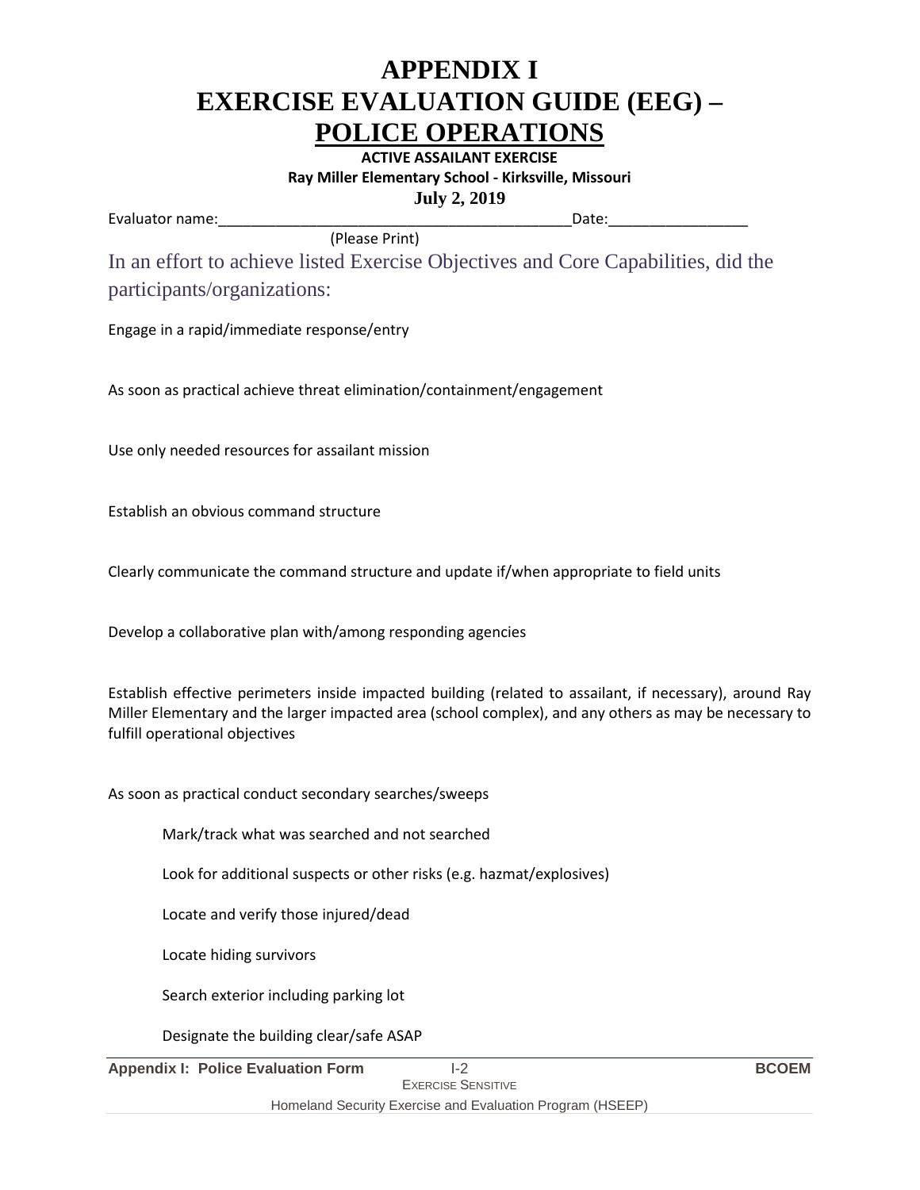# APPENDIX I
# EXERCISE EVALUATION GUIDE (EEG) – POLICE OPERATIONS

**ACTIVE ASSAILANT EXERCISE**

**Ray Miller Elementary School - Kirksville, Missouri**

**July 2, 2019**

Evaluator name:__________________________________________Date:________________

(Please Print)

In an effort to achieve listed Exercise Objectives and Core Capabilities, did the participants/organizations:

Engage in a rapid/immediate response/entry

As soon as practical achieve threat elimination/containment/engagement

Use only needed resources for assailant mission

Establish an obvious command structure

Clearly communicate the command structure and update if/when appropriate to field units

Develop a collaborative plan with/among responding agencies

Establish effective perimeters inside impacted building (related to assailant, if necessary), around Ray Miller Elementary and the larger impacted area (school complex), and any others as may be necessary to fulfill operational objectives

As soon as practical conduct secondary searches/sweeps

- Mark/track what was searched and not searched
- Look for additional suspects or other risks (e.g. hazmat/explosives)
- Locate and verify those injured/dead
- Locate hiding survivors
- Search exterior including parking lot
- Designate the building clear/safe ASAP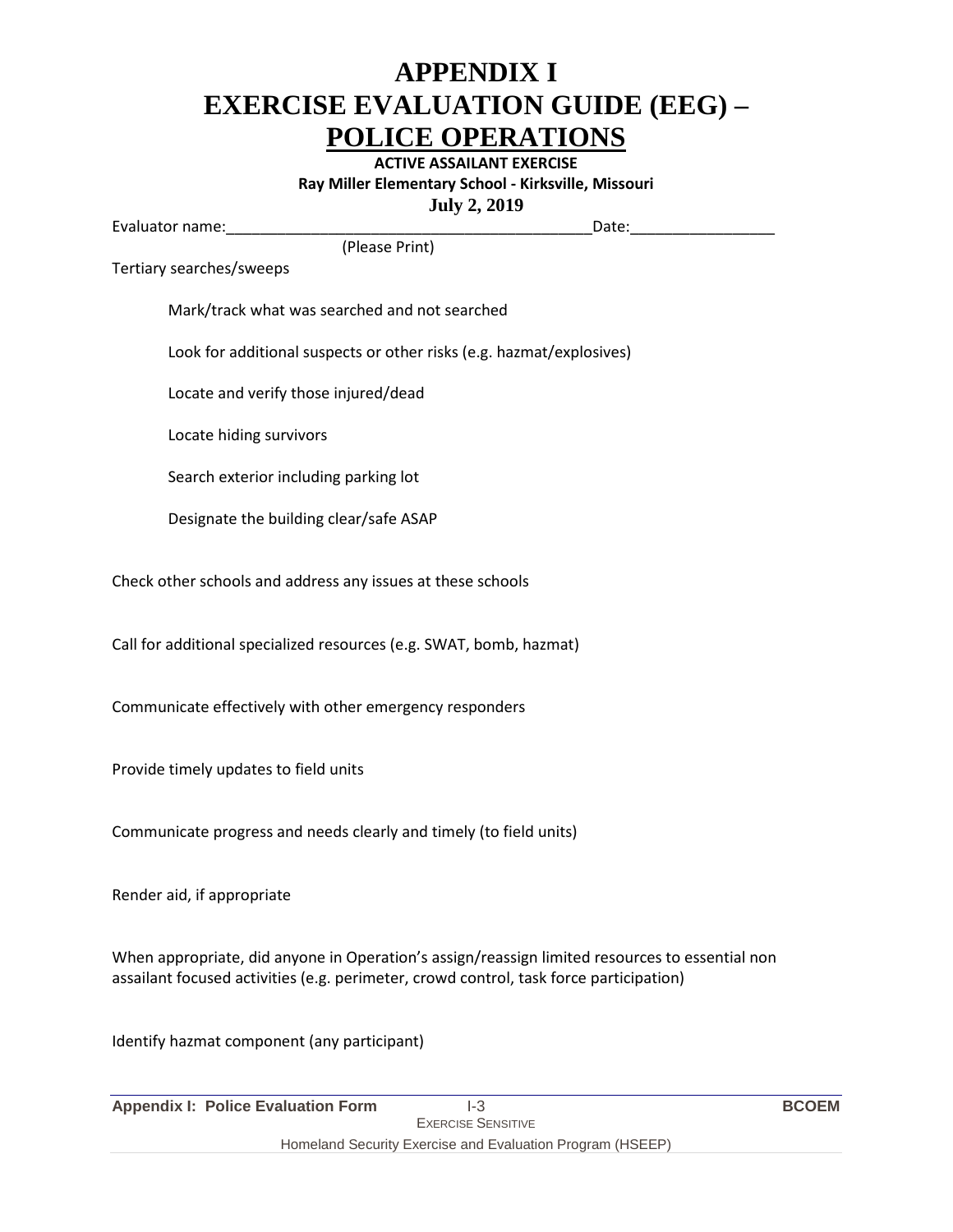# APPENDIX I
# EXERCISE EVALUATION GUIDE (EEG) – POLICE OPERATIONS

**ACTIVE ASSAILANT EXERCISE**

**Ray Miller Elementary School - Kirksville, Missouri**

**July 2, 2019**

Evaluator name:____________________________________________Date:_________________
(Please Print)

Tertiary searches/sweeps

- Mark/track what was searched and not searched
- Look for additional suspects or other risks (e.g. hazmat/explosives)
- Locate and verify those injured/dead
- Locate hiding survivors
- Search exterior including parking lot
- Designate the building clear/safe ASAP

Check other schools and address any issues at these schools

Call for additional specialized resources (e.g. SWAT, bomb, hazmat)

Communicate effectively with other emergency responders

Provide timely updates to field units

Communicate progress and needs clearly and timely (to field units)

Render aid, if appropriate

When appropriate, did anyone in Operation's assign/reassign limited resources to essential non assailant focused activities (e.g. perimeter, crowd control, task force participation)

Identify hazmat component (any participant)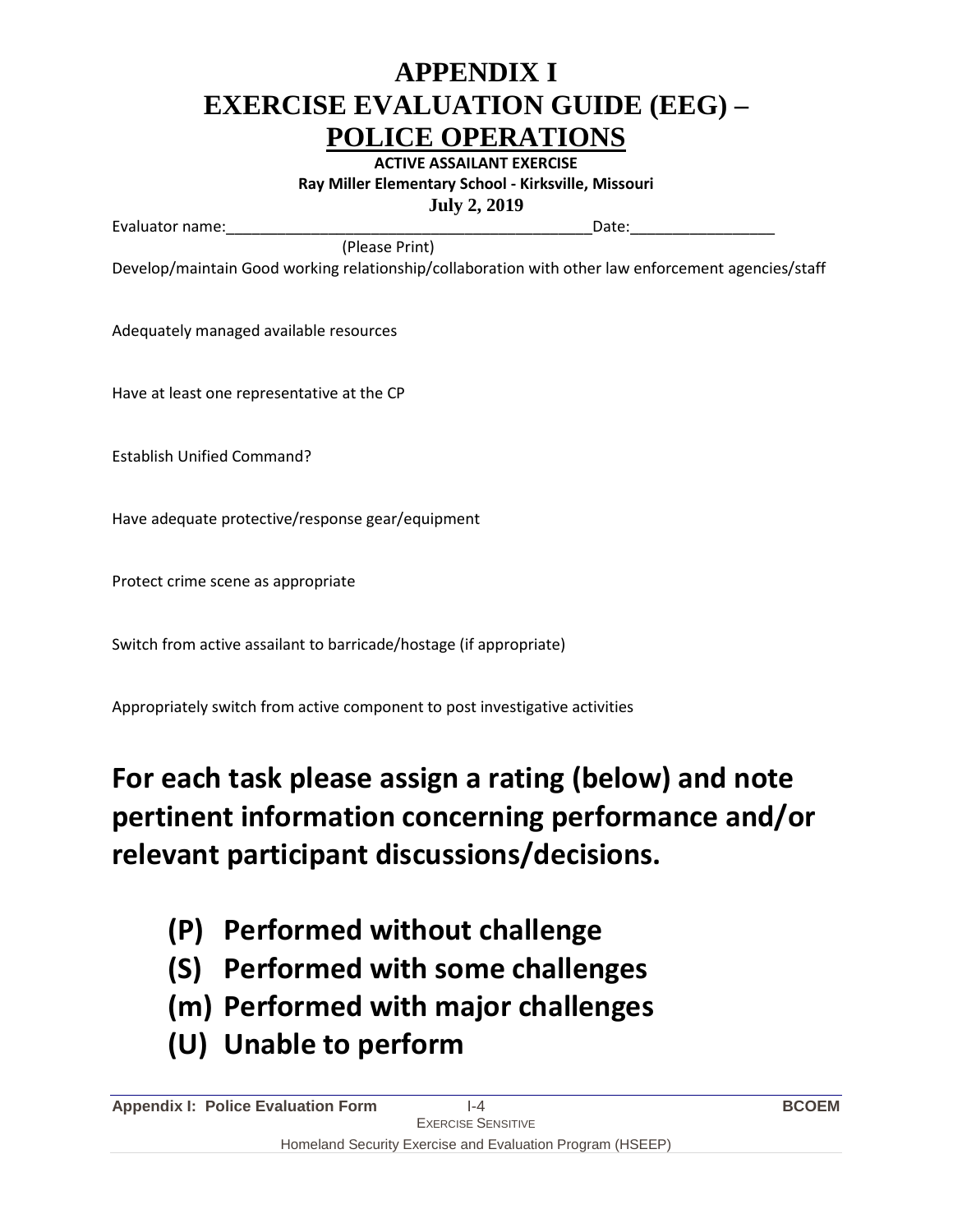# APPENDIX I
# EXERCISE EVALUATION GUIDE (EEG) – POLICE OPERATIONS

**ACTIVE ASSAILANT EXERCISE**

**Ray Miller Elementary School - Kirksville, Missouri**

**July 2, 2019**

Evaluator name:_________________________________________Date:________________
(Please Print)

Develop/maintain Good working relationship/collaboration with other law enforcement agencies/staff

Adequately managed available resources

Have at least one representative at the CP

Establish Unified Command?

Have adequate protective/response gear/equipment

Protect crime scene as appropriate

Switch from active assailant to barricade/hostage (if appropriate)

Appropriately switch from active component to post investigative activities

## For each task please assign a rating (below) and note pertinent information concerning performance and/or relevant participant discussions/decisions.

- **(P) Performed without challenge**
- **(S) Performed with some challenges**
- **(m) Performed with major challenges**
- **(U) Unable to perform**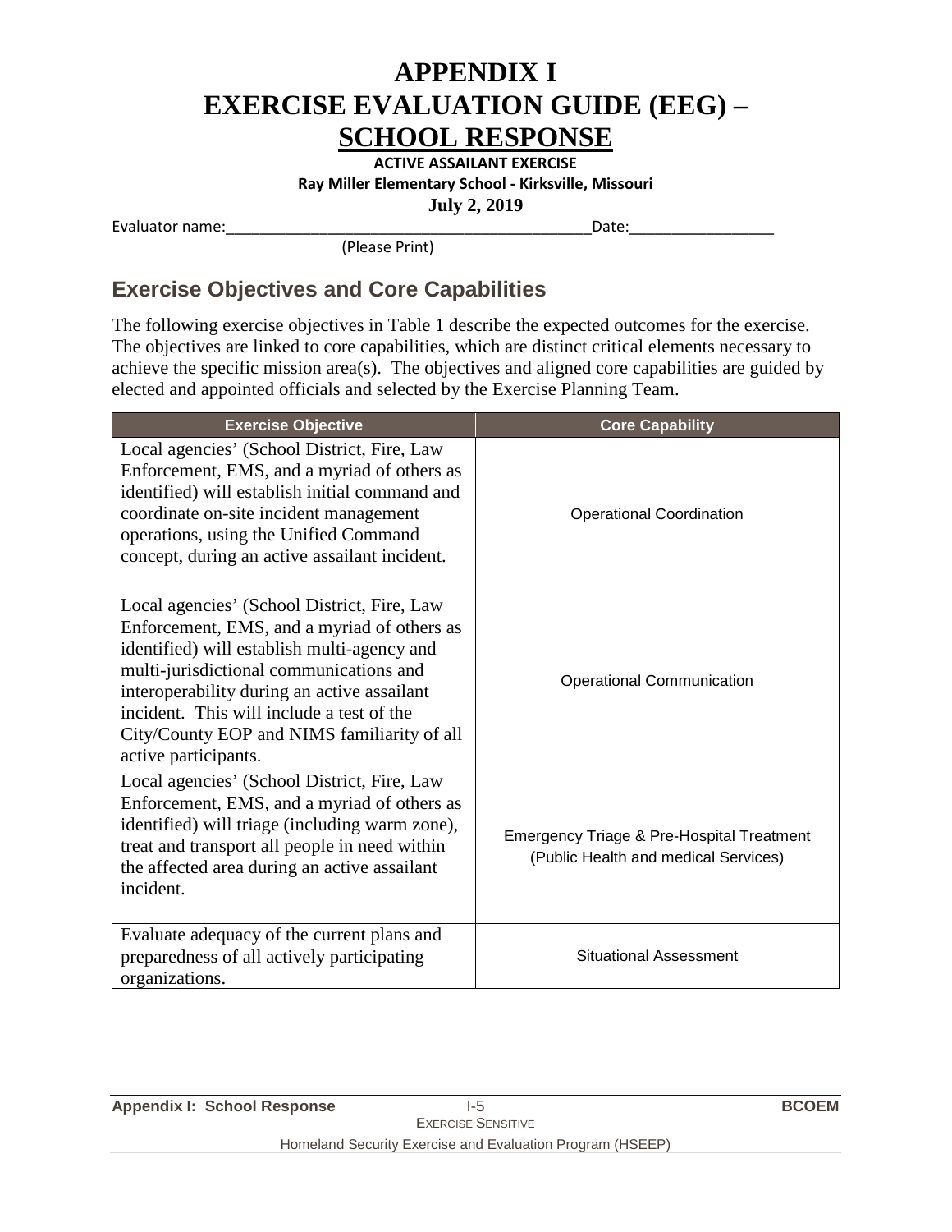# APPENDIX I
# EXERCISE EVALUATION GUIDE (EEG) – SCHOOL RESPONSE

**ACTIVE ASSAILANT EXERCISE**

**Ray Miller Elementary School - Kirksville, Missouri**

**July 2, 2019**

Evaluator name:\_\_\_\_\_\_\_\_\_\_\_\_\_\_\_\_\_\_\_\_\_\_\_\_\_\_\_\_\_\_\_\_\_\_\_\_\_\_\_\_\_\_\_\_Date:\_\_\_\_\_\_\_\_\_\_\_\_\_\_\_\_\_

(Please Print)

## Exercise Objectives and Core Capabilities

The following exercise objectives in Table 1 describe the expected outcomes for the exercise. The objectives are linked to core capabilities, which are distinct critical elements necessary to achieve the specific mission area(s). The objectives and aligned core capabilities are guided by elected and appointed officials and selected by the Exercise Planning Team.

| Exercise Objective | Core Capability |
|---|---|
| Local agencies' (School District, Fire, Law Enforcement, EMS, and a myriad of others as identified) will establish initial command and coordinate on-site incident management operations, using the Unified Command concept, during an active assailant incident. | Operational Coordination |
| Local agencies' (School District, Fire, Law Enforcement, EMS, and a myriad of others as identified) will establish multi-agency and multi-jurisdictional communications and interoperability during an active assailant incident. This will include a test of the City/County EOP and NIMS familiarity of all active participants. | Operational Communication |
| Local agencies' (School District, Fire, Law Enforcement, EMS, and a myriad of others as identified) will triage (including warm zone), treat and transport all people in need within the affected area during an active assailant incident. | Emergency Triage & Pre-Hospital Treatment (Public Health and medical Services) |
| Evaluate adequacy of the current plans and preparedness of all actively participating organizations. | Situational Assessment |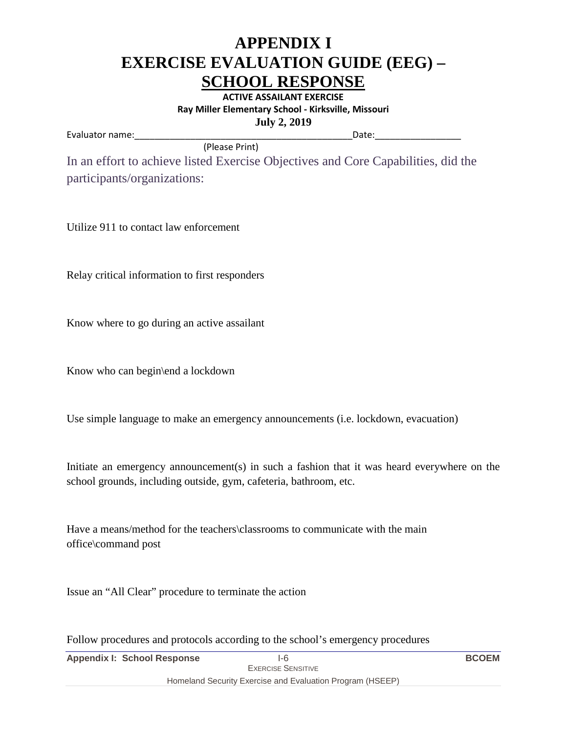# APPENDIX I
# EXERCISE EVALUATION GUIDE (EEG) – SCHOOL RESPONSE

**ACTIVE ASSAILANT EXERCISE**

**Ray Miller Elementary School - Kirksville, Missouri**

**July 2, 2019**

Evaluator name:___________________________________________Date:_________________

(Please Print)

In an effort to achieve listed Exercise Objectives and Core Capabilities, did the participants/organizations:

Utilize 911 to contact law enforcement

Relay critical information to first responders

Know where to go during an active assailant

Know who can begin\end a lockdown

Use simple language to make an emergency announcements (i.e. lockdown, evacuation)

Initiate an emergency announcement(s) in such a fashion that it was heard everywhere on the school grounds, including outside, gym, cafeteria, bathroom, etc.

Have a means/method for the teachers\classrooms to communicate with the main office\command post

Issue an "All Clear" procedure to terminate the action

Follow procedures and protocols according to the school's emergency procedures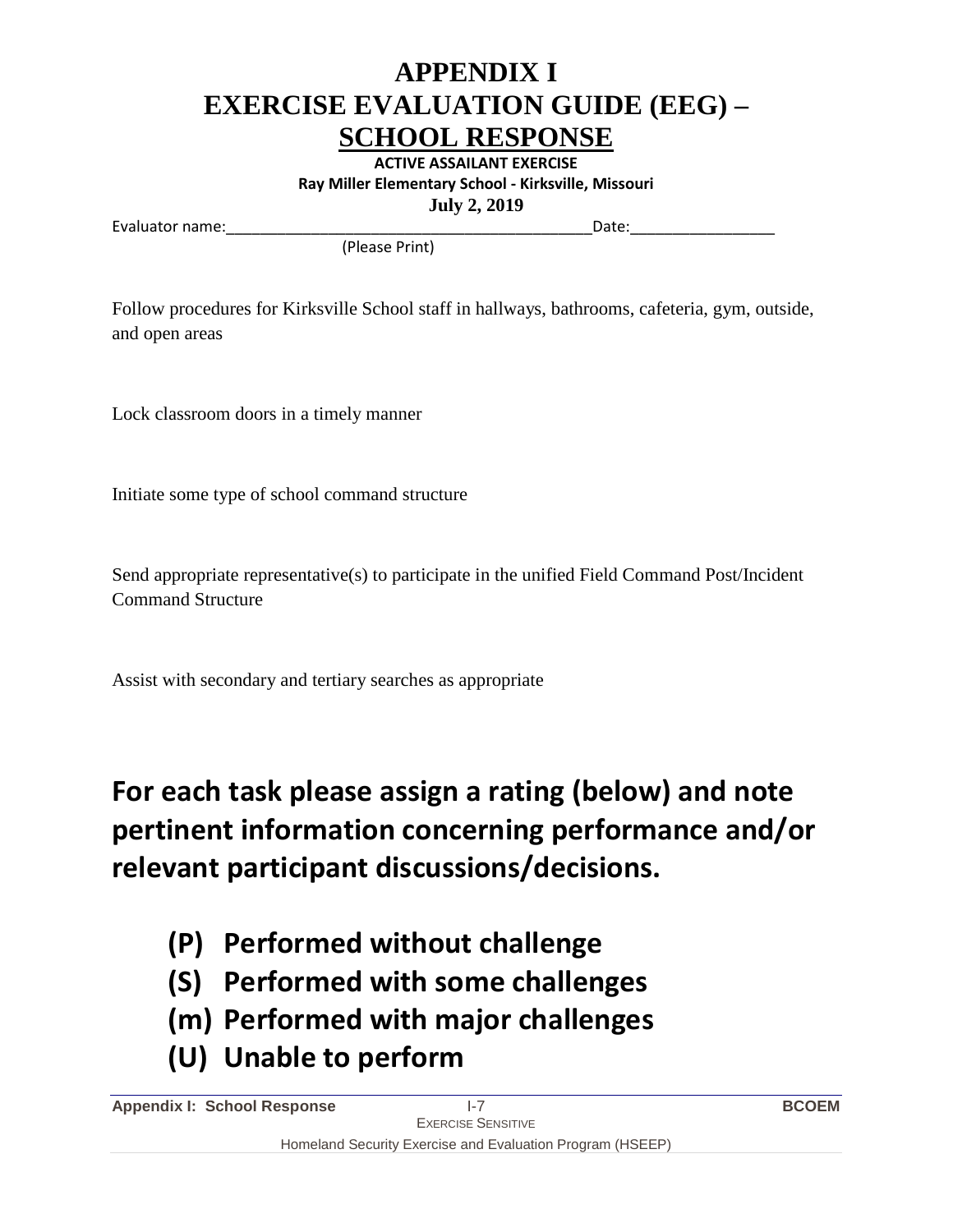# APPENDIX I
# EXERCISE EVALUATION GUIDE (EEG) – SCHOOL RESPONSE

**ACTIVE ASSAILANT EXERCISE**

**Ray Miller Elementary School - Kirksville, Missouri**

**July 2, 2019**

Evaluator name:\_\_\_\_\_\_\_\_\_\_\_\_\_\_\_\_\_\_\_\_\_\_\_\_\_\_\_\_\_\_\_\_\_\_\_\_\_\_\_\_\_\_\_\_Date:\_\_\_\_\_\_\_\_\_\_\_\_\_\_\_\_\_
(Please Print)

Follow procedures for Kirksville School staff in hallways, bathrooms, cafeteria, gym, outside, and open areas

Lock classroom doors in a timely manner

Initiate some type of school command structure

Send appropriate representative(s) to participate in the unified Field Command Post/Incident Command Structure

Assist with secondary and tertiary searches as appropriate

**For each task please assign a rating (below) and note pertinent information concerning performance and/or relevant participant discussions/decisions.**

- **(P) Performed without challenge**
- **(S) Performed with some challenges**
- **(m) Performed with major challenges**
- **(U) Unable to perform**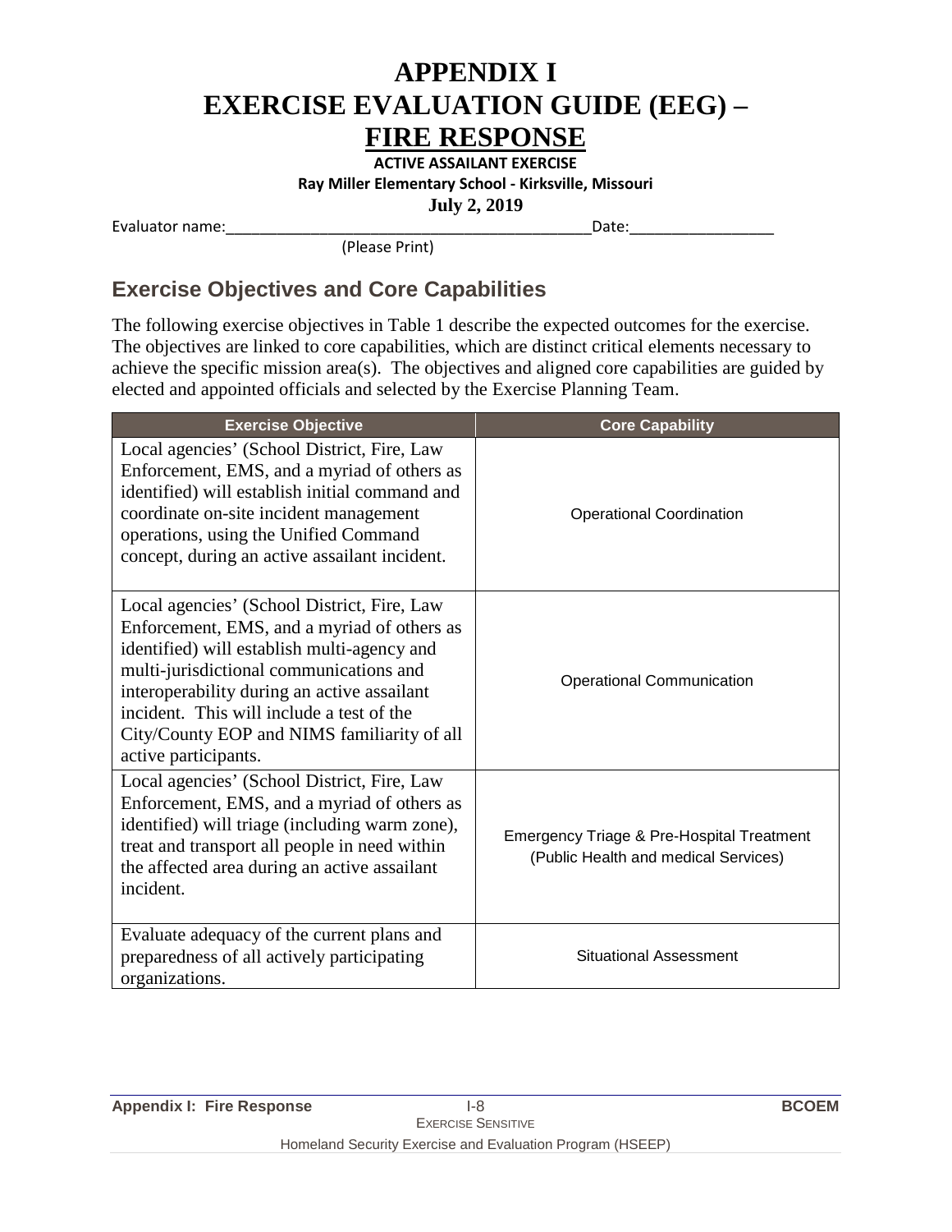# APPENDIX I
# EXERCISE EVALUATION GUIDE (EEG) – FIRE RESPONSE

**ACTIVE ASSAILANT EXERCISE**

**Ray Miller Elementary School - Kirksville, Missouri**

**July 2, 2019**

Evaluator name:_____________________________________________Date:_________________

(Please Print)

## Exercise Objectives and Core Capabilities

The following exercise objectives in Table 1 describe the expected outcomes for the exercise. The objectives are linked to core capabilities, which are distinct critical elements necessary to achieve the specific mission area(s). The objectives and aligned core capabilities are guided by elected and appointed officials and selected by the Exercise Planning Team.

| Exercise Objective | Core Capability |
|---|---|
| Local agencies' (School District, Fire, Law Enforcement, EMS, and a myriad of others as identified) will establish initial command and coordinate on-site incident management operations, using the Unified Command concept, during an active assailant incident. | Operational Coordination |
| Local agencies' (School District, Fire, Law Enforcement, EMS, and a myriad of others as identified) will establish multi-agency and multi-jurisdictional communications and interoperability during an active assailant incident. This will include a test of the City/County EOP and NIMS familiarity of all active participants. | Operational Communication |
| Local agencies' (School District, Fire, Law Enforcement, EMS, and a myriad of others as identified) will triage (including warm zone), treat and transport all people in need within the affected area during an active assailant incident. | Emergency Triage & Pre-Hospital Treatment (Public Health and medical Services) |
| Evaluate adequacy of the current plans and preparedness of all actively participating organizations. | Situational Assessment |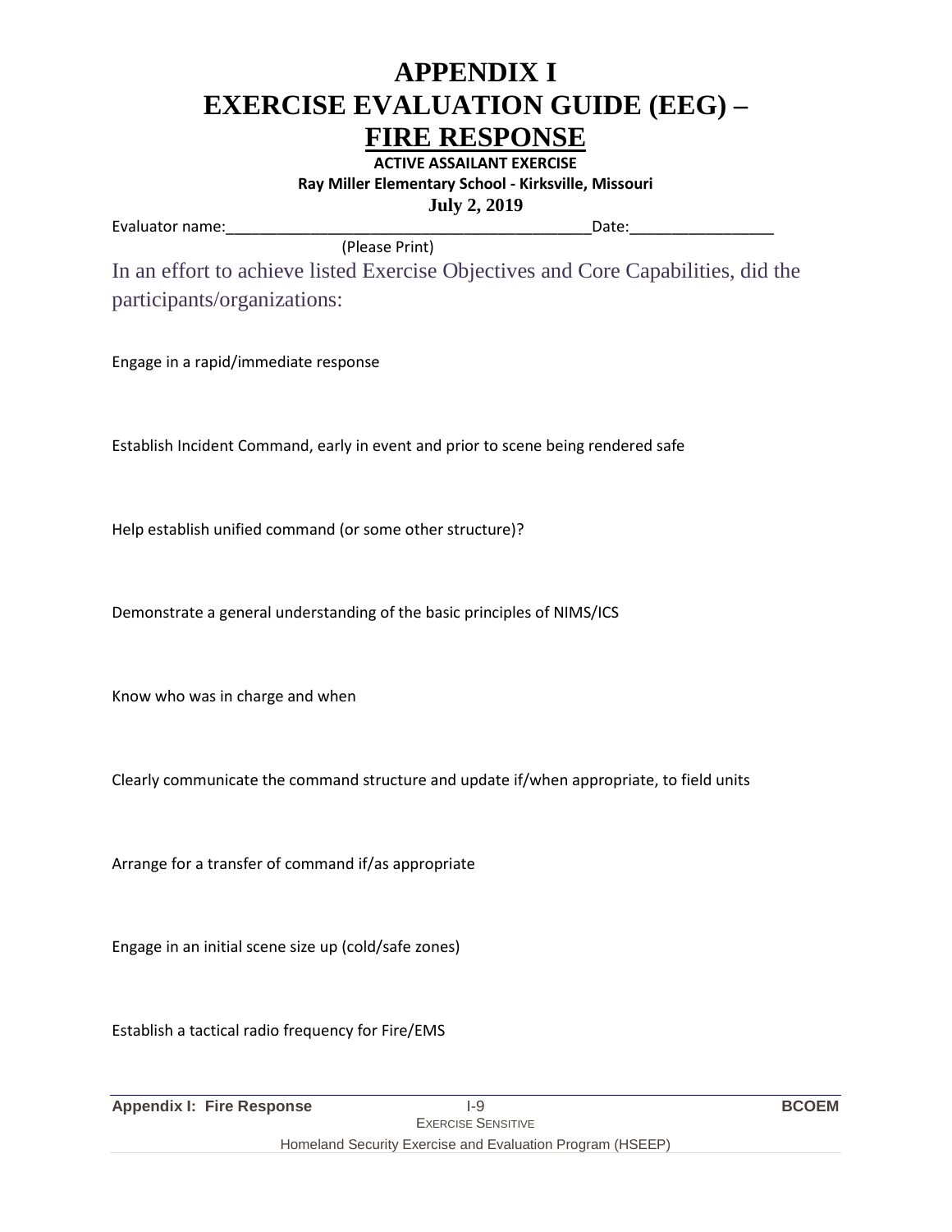# APPENDIX I
# EXERCISE EVALUATION GUIDE (EEG) – FIRE RESPONSE

**ACTIVE ASSAILANT EXERCISE**

**Ray Miller Elementary School - Kirksville, Missouri**

**July 2, 2019**

Evaluator name:_____________________________________________Date:_________________

(Please Print)

In an effort to achieve listed Exercise Objectives and Core Capabilities, did the participants/organizations:

Engage in a rapid/immediate response

Establish Incident Command, early in event and prior to scene being rendered safe

Help establish unified command (or some other structure)?

Demonstrate a general understanding of the basic principles of NIMS/ICS

Know who was in charge and when

Clearly communicate the command structure and update if/when appropriate, to field units

Arrange for a transfer of command if/as appropriate

Engage in an initial scene size up (cold/safe zones)

Establish a tactical radio frequency for Fire/EMS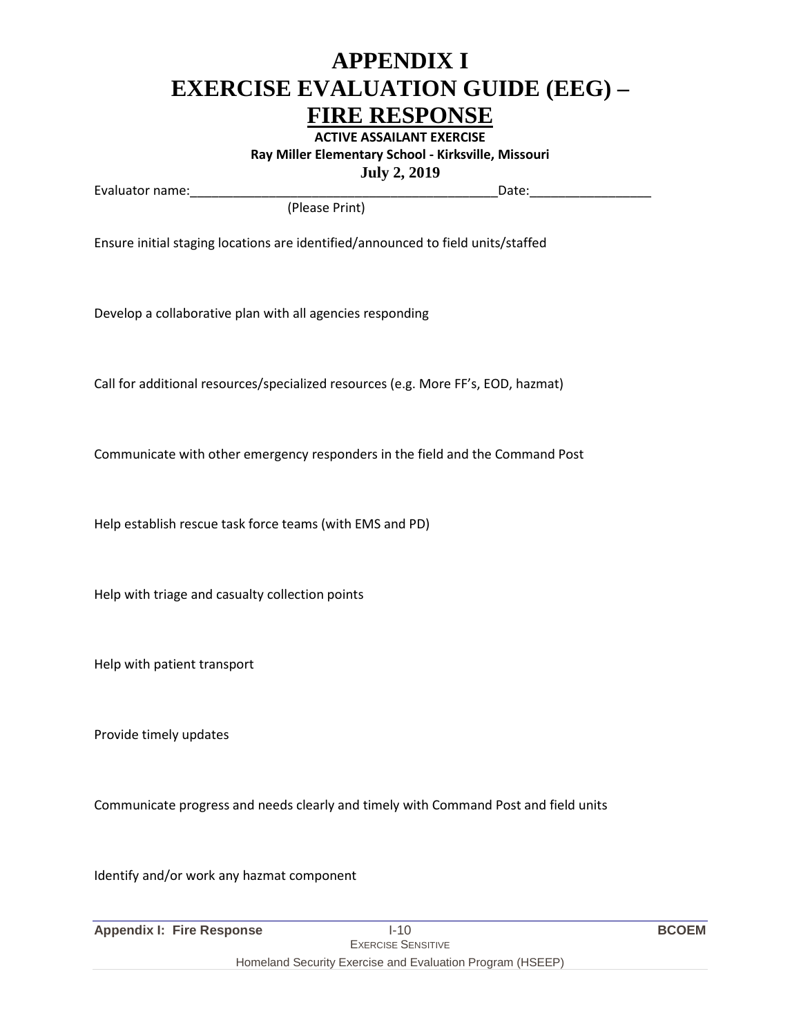# APPENDIX I
# EXERCISE EVALUATION GUIDE (EEG) – FIRE RESPONSE

**ACTIVE ASSAILANT EXERCISE**

**Ray Miller Elementary School - Kirksville, Missouri**

**July 2, 2019**

Evaluator name:___________________________________________Date:_________________
(Please Print)

Ensure initial staging locations are identified/announced to field units/staffed

Develop a collaborative plan with all agencies responding

Call for additional resources/specialized resources (e.g. More FF's, EOD, hazmat)

Communicate with other emergency responders in the field and the Command Post

Help establish rescue task force teams (with EMS and PD)

Help with triage and casualty collection points

Help with patient transport

Provide timely updates

Communicate progress and needs clearly and timely with Command Post and field units

Identify and/or work any hazmat component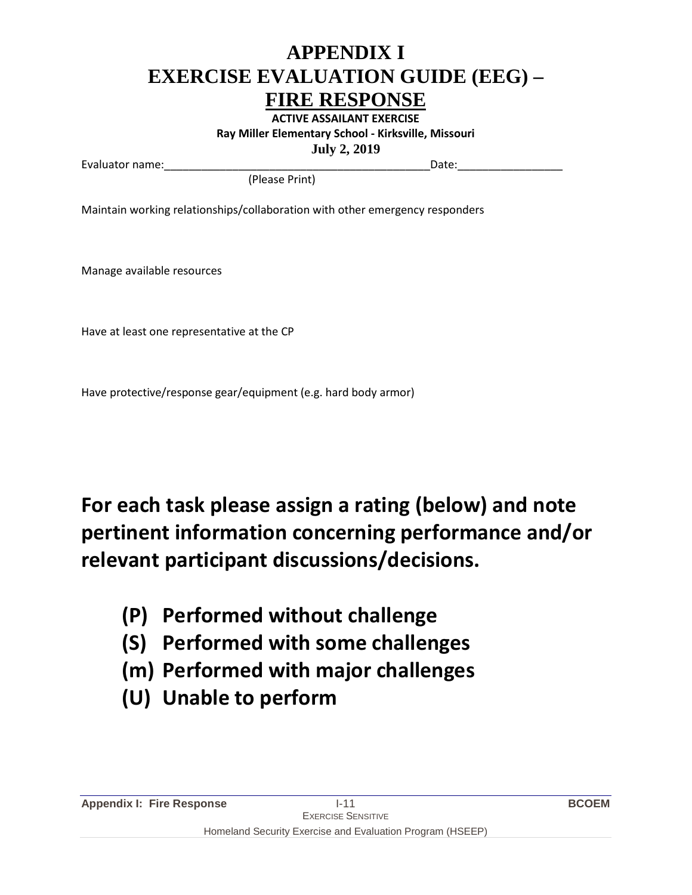# APPENDIX I
# EXERCISE EVALUATION GUIDE (EEG) – FIRE RESPONSE

**ACTIVE ASSAILANT EXERCISE**

**Ray Miller Elementary School - Kirksville, Missouri**

**July 2, 2019**

Evaluator name:___________________________________________Date:_________________

(Please Print)

Maintain working relationships/collaboration with other emergency responders

Manage available resources

Have at least one representative at the CP

Have protective/response gear/equipment (e.g. hard body armor)

## For each task please assign a rating (below) and note pertinent information concerning performance and/or relevant participant discussions/decisions.

- **(P) Performed without challenge**
- **(S) Performed with some challenges**
- **(m) Performed with major challenges**
- **(U) Unable to perform**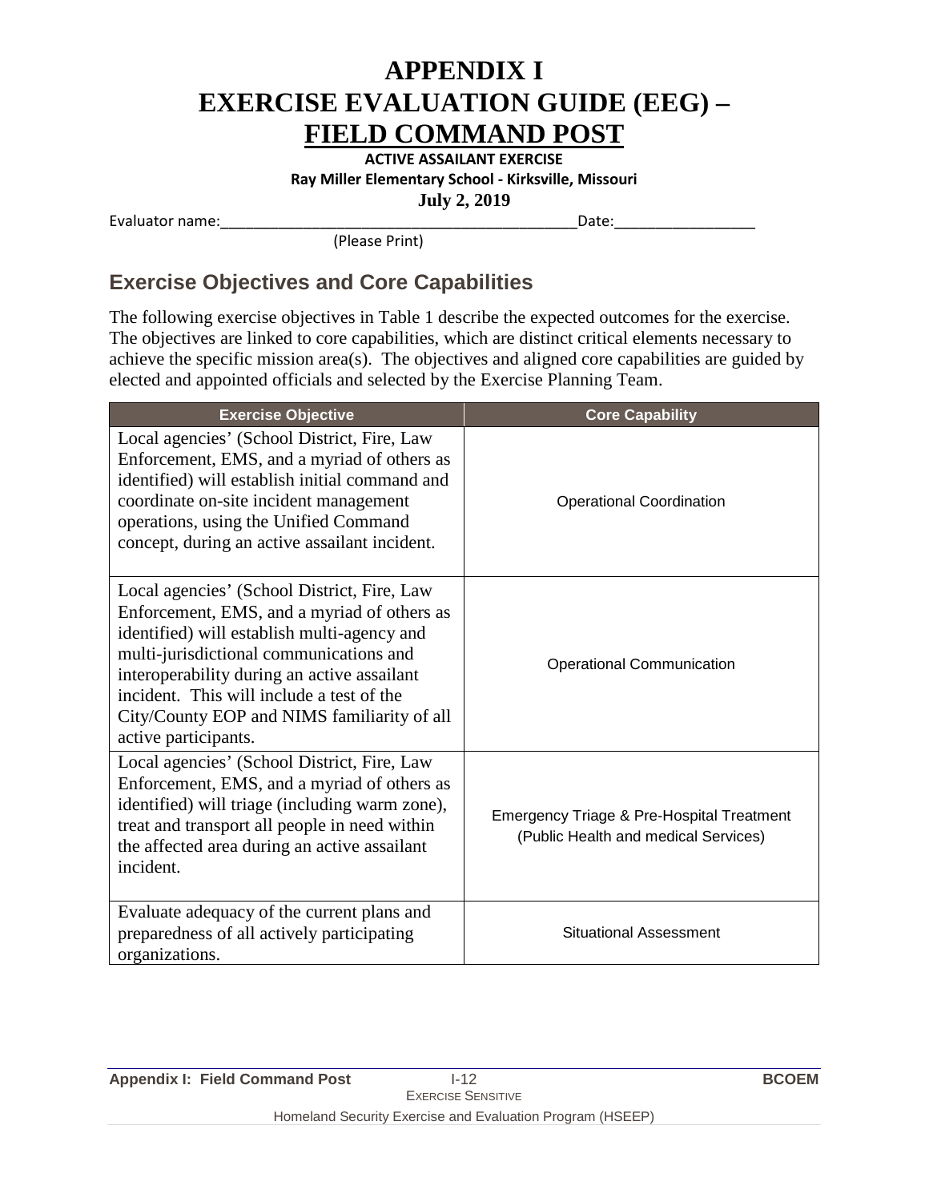# APPENDIX I EXERCISE EVALUATION GUIDE (EEG) – FIELD COMMAND POST

**ACTIVE ASSAILANT EXERCISE**

**Ray Miller Elementary School - Kirksville, Missouri**

**July 2, 2019**

Evaluator name:\_\_\_\_\_\_\_\_\_\_\_\_\_\_\_\_\_\_\_\_\_\_\_\_\_\_\_\_\_\_\_\_\_\_\_\_\_\_\_\_\_\_\_\_Date:\_\_\_\_\_\_\_\_\_\_\_\_\_\_\_\_\_\_

(Please Print)

## Exercise Objectives and Core Capabilities

The following exercise objectives in Table 1 describe the expected outcomes for the exercise. The objectives are linked to core capabilities, which are distinct critical elements necessary to achieve the specific mission area(s). The objectives and aligned core capabilities are guided by elected and appointed officials and selected by the Exercise Planning Team.

| Exercise Objective | Core Capability |
|---|---|
| Local agencies' (School District, Fire, Law Enforcement, EMS, and a myriad of others as identified) will establish initial command and coordinate on-site incident management operations, using the Unified Command concept, during an active assailant incident. | Operational Coordination |
| Local agencies' (School District, Fire, Law Enforcement, EMS, and a myriad of others as identified) will establish multi-agency and multi-jurisdictional communications and interoperability during an active assailant incident. This will include a test of the City/County EOP and NIMS familiarity of all active participants. | Operational Communication |
| Local agencies' (School District, Fire, Law Enforcement, EMS, and a myriad of others as identified) will triage (including warm zone), treat and transport all people in need within the affected area during an active assailant incident. | Emergency Triage & Pre-Hospital Treatment (Public Health and medical Services) |
| Evaluate adequacy of the current plans and preparedness of all actively participating organizations. | Situational Assessment |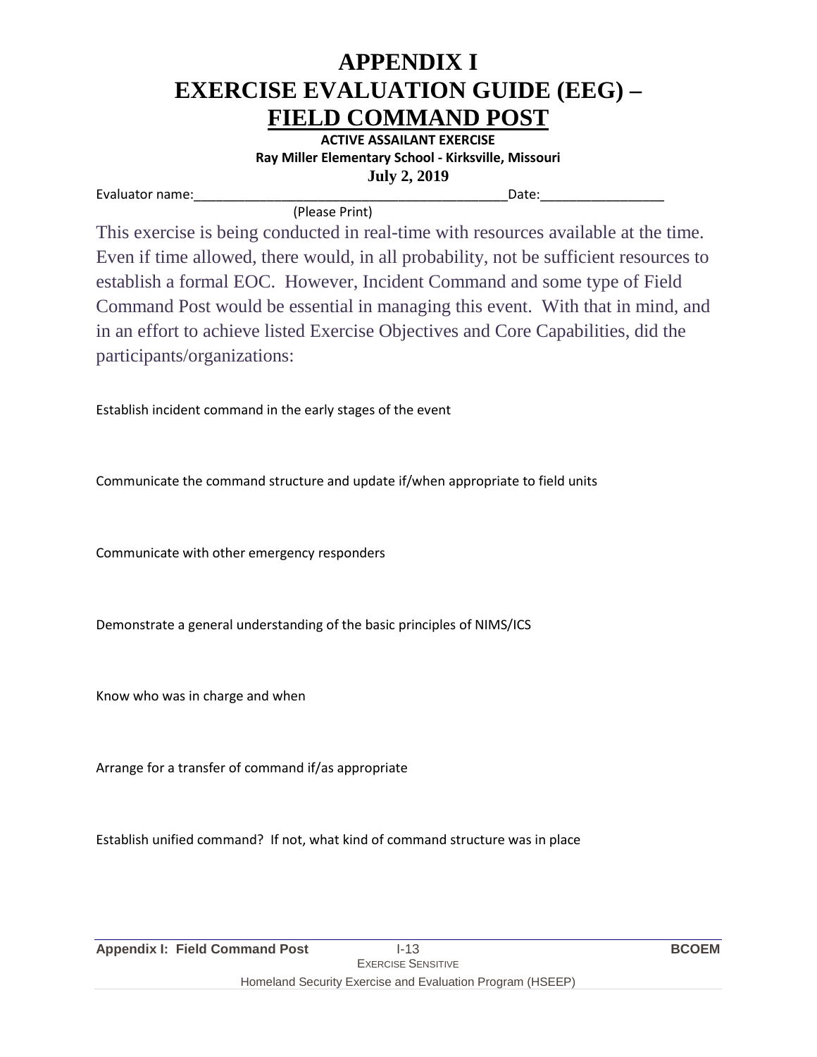# APPENDIX I
# EXERCISE EVALUATION GUIDE (EEG) – FIELD COMMAND POST

**ACTIVE ASSAILANT EXERCISE**

**Ray Miller Elementary School - Kirksville, Missouri**

**July 2, 2019**

Evaluator name:_______________________________________________Date:_________________

(Please Print)

This exercise is being conducted in real-time with resources available at the time. Even if time allowed, there would, in all probability, not be sufficient resources to establish a formal EOC. However, Incident Command and some type of Field Command Post would be essential in managing this event. With that in mind, and in an effort to achieve listed Exercise Objectives and Core Capabilities, did the participants/organizations:

Establish incident command in the early stages of the event

Communicate the command structure and update if/when appropriate to field units

Communicate with other emergency responders

Demonstrate a general understanding of the basic principles of NIMS/ICS

Know who was in charge and when

Arrange for a transfer of command if/as appropriate

Establish unified command? If not, what kind of command structure was in place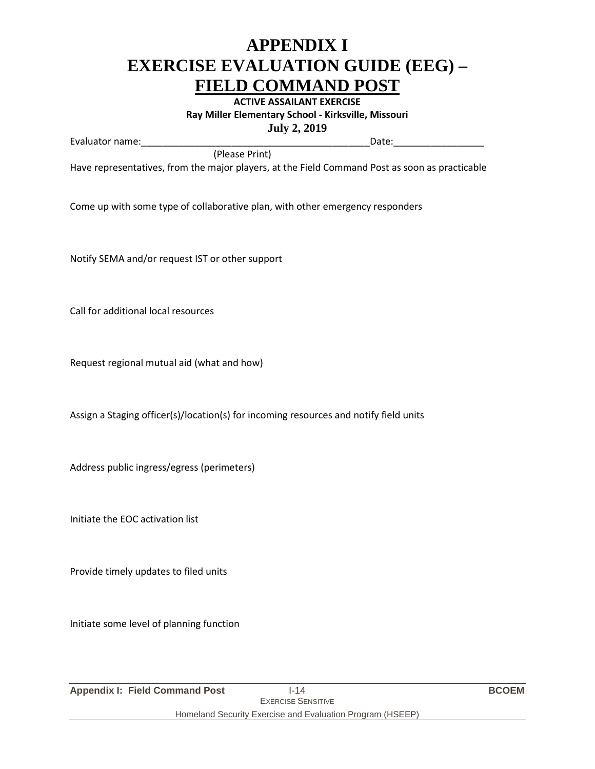# APPENDIX I
# EXERCISE EVALUATION GUIDE (EEG) – FIELD COMMAND POST

**ACTIVE ASSAILANT EXERCISE**

**Ray Miller Elementary School - Kirksville, Missouri**

**July 2, 2019**

Evaluator name:___________________________________________Date:________________

(Please Print)

Have representatives, from the major players, at the Field Command Post as soon as practicable

Come up with some type of collaborative plan, with other emergency responders

Notify SEMA and/or request IST or other support

Call for additional local resources

Request regional mutual aid (what and how)

Assign a Staging officer(s)/location(s) for incoming resources and notify field units

Address public ingress/egress (perimeters)

Initiate the EOC activation list

Provide timely updates to filed units

Initiate some level of planning function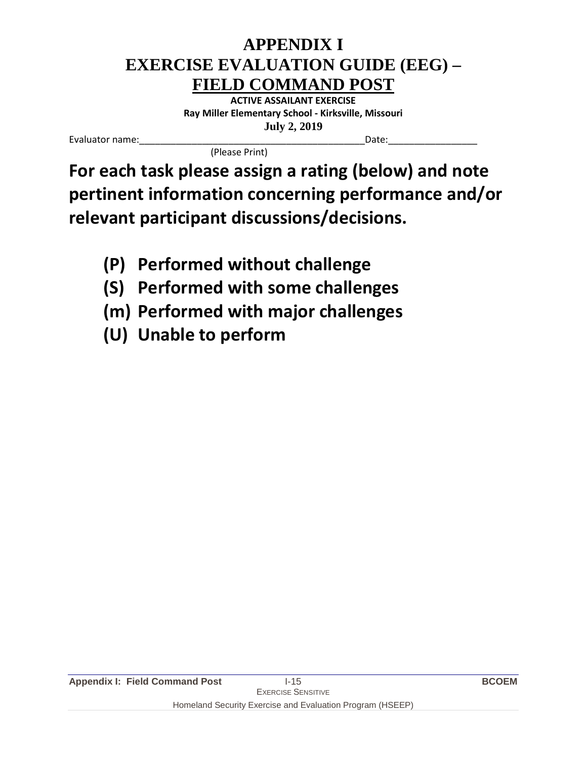# APPENDIX I
# EXERCISE EVALUATION GUIDE (EEG) – FIELD COMMAND POST

**ACTIVE ASSAILANT EXERCISE**

**Ray Miller Elementary School - Kirksville, Missouri**

**July 2, 2019**

Evaluator name:_______________________________________Date:_______________
(Please Print)

**For each task please assign a rating (below) and note pertinent information concerning performance and/or relevant participant discussions/decisions.**

- **(P) Performed without challenge**
- **(S) Performed with some challenges**
- **(m) Performed with major challenges**
- **(U) Unable to perform**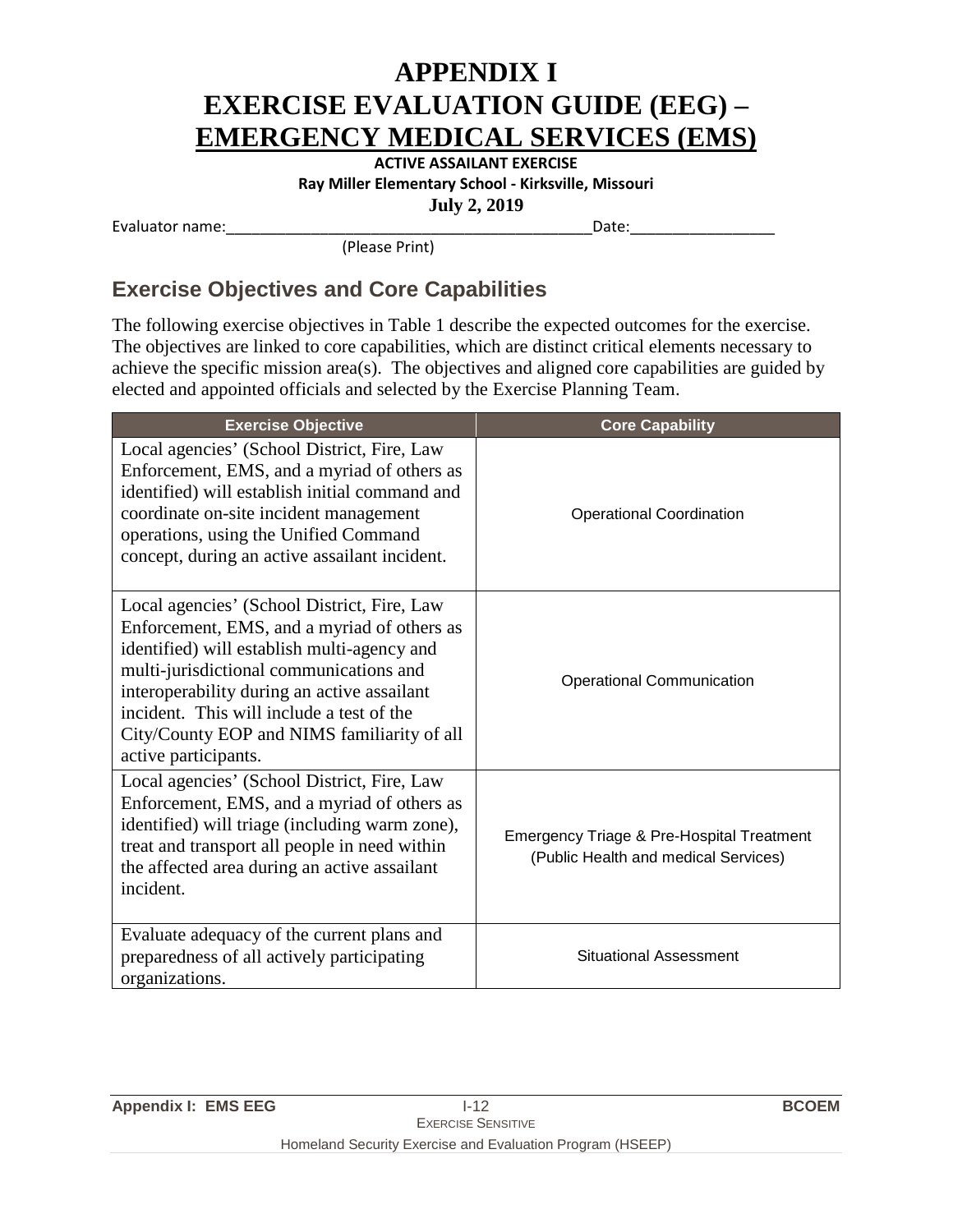# APPENDIX I
# EXERCISE EVALUATION GUIDE (EEG) – EMERGENCY MEDICAL SERVICES (EMS)

**ACTIVE ASSAILANT EXERCISE**

**Ray Miller Elementary School - Kirksville, Missouri**

**July 2, 2019**

Evaluator name:_____________________________________________Date:_________________

(Please Print)

## Exercise Objectives and Core Capabilities

The following exercise objectives in Table 1 describe the expected outcomes for the exercise. The objectives are linked to core capabilities, which are distinct critical elements necessary to achieve the specific mission area(s). The objectives and aligned core capabilities are guided by elected and appointed officials and selected by the Exercise Planning Team.

| Exercise Objective | Core Capability |
|---|---|
| Local agencies' (School District, Fire, Law Enforcement, EMS, and a myriad of others as identified) will establish initial command and coordinate on-site incident management operations, using the Unified Command concept, during an active assailant incident. | Operational Coordination |
| Local agencies' (School District, Fire, Law Enforcement, EMS, and a myriad of others as identified) will establish multi-agency and multi-jurisdictional communications and interoperability during an active assailant incident. This will include a test of the City/County EOP and NIMS familiarity of all active participants. | Operational Communication |
| Local agencies' (School District, Fire, Law Enforcement, EMS, and a myriad of others as identified) will triage (including warm zone), treat and transport all people in need within the affected area during an active assailant incident. | Emergency Triage & Pre-Hospital Treatment (Public Health and medical Services) |
| Evaluate adequacy of the current plans and preparedness of all actively participating organizations. | Situational Assessment |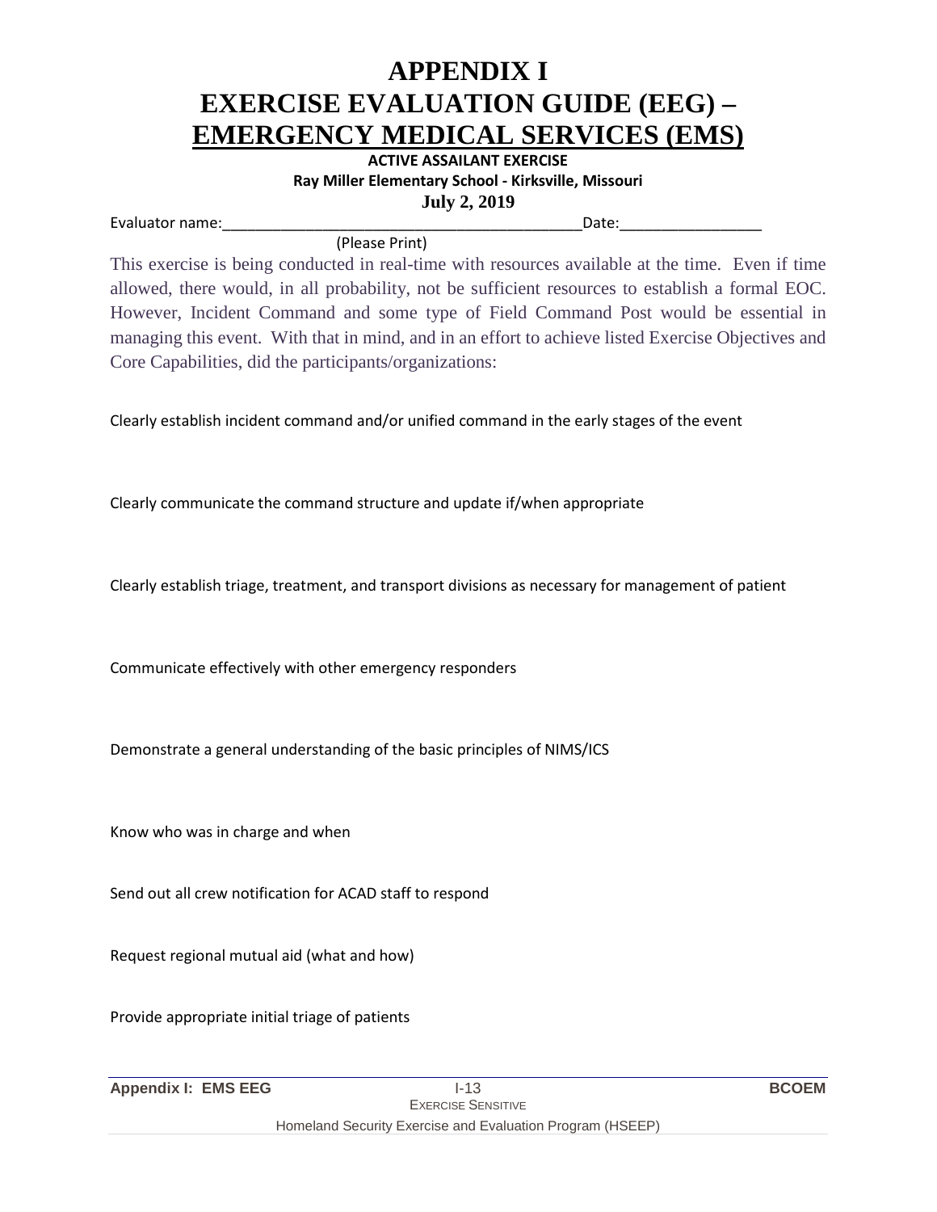# APPENDIX I
# EXERCISE EVALUATION GUIDE (EEG) – EMERGENCY MEDICAL SERVICES (EMS)

**ACTIVE ASSAILANT EXERCISE**

**Ray Miller Elementary School - Kirksville, Missouri**

**July 2, 2019**

Evaluator name:___________________________________________Date:_________________

(Please Print)

This exercise is being conducted in real-time with resources available at the time. Even if time allowed, there would, in all probability, not be sufficient resources to establish a formal EOC. However, Incident Command and some type of Field Command Post would be essential in managing this event. With that in mind, and in an effort to achieve listed Exercise Objectives and Core Capabilities, did the participants/organizations:

Clearly establish incident command and/or unified command in the early stages of the event

Clearly communicate the command structure and update if/when appropriate

Clearly establish triage, treatment, and transport divisions as necessary for management of patient

Communicate effectively with other emergency responders

Demonstrate a general understanding of the basic principles of NIMS/ICS

Know who was in charge and when

Send out all crew notification for ACAD staff to respond

Request regional mutual aid (what and how)

Provide appropriate initial triage of patients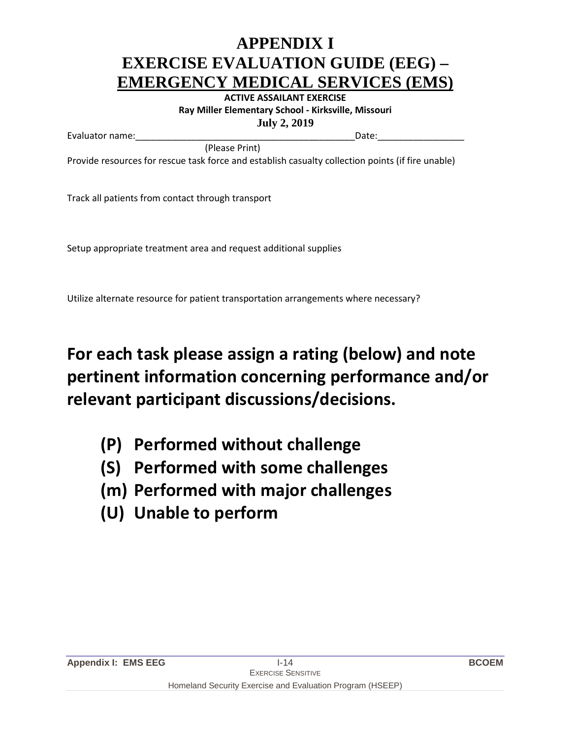# APPENDIX I
# EXERCISE EVALUATION GUIDE (EEG) – EMERGENCY MEDICAL SERVICES (EMS)

**ACTIVE ASSAILANT EXERCISE**

**Ray Miller Elementary School - Kirksville, Missouri**

**July 2, 2019**

Evaluator name:____________________________________________Date:________________

(Please Print)

Provide resources for rescue task force and establish casualty collection points (if fire unable)

Track all patients from contact through transport

Setup appropriate treatment area and request additional supplies

Utilize alternate resource for patient transportation arrangements where necessary?

## For each task please assign a rating (below) and note pertinent information concerning performance and/or relevant participant discussions/decisions.

- **(P) Performed without challenge**
- **(S) Performed with some challenges**
- **(m) Performed with major challenges**
- **(U) Unable to perform**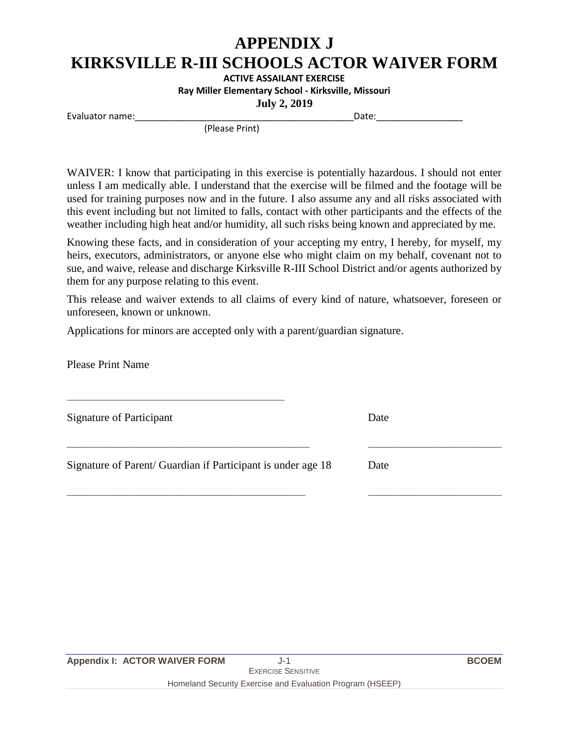# APPENDIX J
# KIRKSVILLE R-III SCHOOLS ACTOR WAIVER FORM

**ACTIVE ASSAILANT EXERCISE**

**Ray Miller Elementary School - Kirksville, Missouri**

**July 2, 2019**

Evaluator name:\_\_\_\_\_\_\_\_\_\_\_\_\_\_\_\_\_\_\_\_\_\_\_\_\_\_\_\_\_\_\_\_\_\_\_\_\_\_\_\_\_\_\_\_Date:\_\_\_\_\_\_\_\_\_\_\_\_\_\_\_\_\_
(Please Print)

WAIVER: I know that participating in this exercise is potentially hazardous. I should not enter unless I am medically able. I understand that the exercise will be filmed and the footage will be used for training purposes now and in the future. I also assume any and all risks associated with this event including but not limited to falls, contact with other participants and the effects of the weather including high heat and/or humidity, all such risks being known and appreciated by me.

Knowing these facts, and in consideration of your accepting my entry, I hereby, for myself, my heirs, executors, administrators, or anyone else who might claim on my behalf, covenant not to sue, and waive, release and discharge Kirksville R-III School District and/or agents authorized by them for any purpose relating to this event.

This release and waiver extends to all claims of every kind of nature, whatsoever, foreseen or unforeseen, known or unknown.

Applications for minors are accepted only with a parent/guardian signature.

Please Print Name

\_\_\_\_\_\_\_\_\_\_\_\_\_\_\_\_\_\_\_\_\_\_\_\_\_\_\_\_\_\_\_\_\_\_\_\_\_\_\_\_

Signature of Participant Date

\_\_\_\_\_\_\_\_\_\_\_\_\_\_\_\_\_\_\_\_\_\_\_\_\_\_\_\_\_\_\_\_\_\_\_\_\_\_\_\_\_\_\_\_ \_\_\_\_\_\_\_\_\_\_\_\_\_\_\_\_\_\_\_\_\_\_\_\_\_

Signature of Parent/ Guardian if Participant is under age 18 Date

\_\_\_\_\_\_\_\_\_\_\_\_\_\_\_\_\_\_\_\_\_\_\_\_\_\_\_\_\_\_\_\_\_\_\_\_\_\_\_\_\_\_\_\_ \_\_\_\_\_\_\_\_\_\_\_\_\_\_\_\_\_\_\_\_\_\_\_\_\_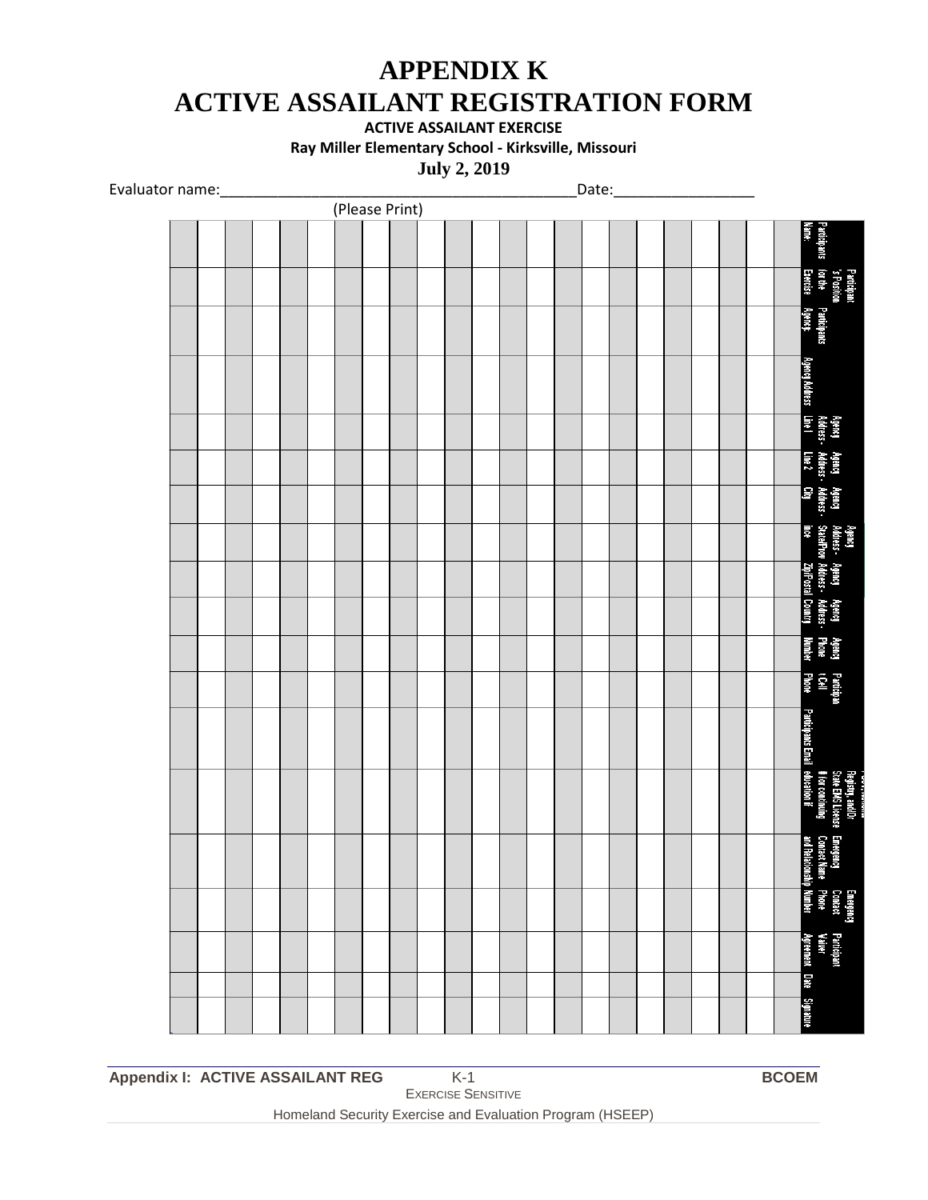# APPENDIX K
# ACTIVE ASSAILANT REGISTRATION FORM

**ACTIVE ASSAILANT EXERCISE**

**Ray Miller Elementary School - Kirksville, Missouri**

**July 2, 2019**

Evaluator name:___________________________________________Date:_________________

(Please Print)

| Participants Name: | Participant's Position for the Exercise | Participants Agency: | Agency Address | Agency Address - Line 1 | Agency Address - Line 2 | Agency Address - City | Agency Address - State/Province | Agency Address - Zip/Postal | Agency Address - Country | Agency Phone Number | Participant (Cell) Phone | Participants Email | Registry and/or State EMS License # for continuing education if | Emergency Contact Name and Relationship | Emergency Contact Phone Number | Participant Waiver Agreement | Date | Signature |
|---|---|---|---|---|---|---|---|---|---|---|---|---|---|---|---|---|---|---|
| | | | | | | | | | | | | | | | | | | |
| | | | | | | | | | | | | | | | | | | |
| | | | | | | | | | | | | | | | | | | |
| | | | | | | | | | | | | | | | | | | |
| | | | | | | | | | | | | | | | | | | |
| | | | | | | | | | | | | | | | | | | |
| | | | | | | | | | | | | | | | | | | |
| | | | | | | | | | | | | | | | | | | |
| | | | | | | | | | | | | | | | | | | |
| | | | | | | | | | | | | | | | | | | |
| | | | | | | | | | | | | | | | | | | |
| | | | | | | | | | | | | | | | | | | |
| | | | | | | | | | | | | | | | | | | |
| | | | | | | | | | | | | | | | | | | |
| | | | | | | | | | | | | | | | | | | |
| | | | | | | | | | | | | | | | | | | |
| | | | | | | | | | | | | | | | | | | |
| | | | | | | | | | | | | | | | | | | |
| | | | | | | | | | | | | | | | | | | |
| | | | | | | | | | | | | | | | | | | |
| | | | | | | | | | | | | | | | | | | |
| | | | | | | | | | | | | | | | | | | |
| | | | | | | | | | | | | | | | | | | |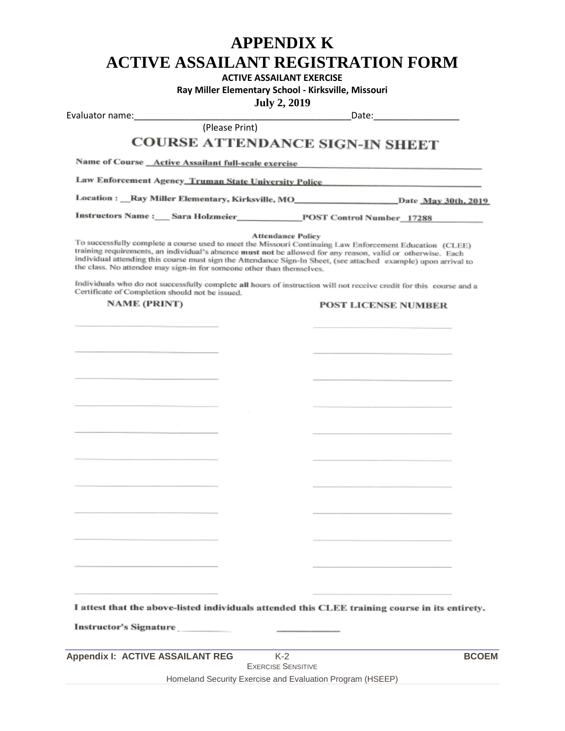# APPENDIX K
# ACTIVE ASSAILANT REGISTRATION FORM

**ACTIVE ASSAILANT EXERCISE**

**Ray Miller Elementary School - Kirksville, Missouri**

**July 2, 2019**

Evaluator name:_____________________________________________Date:_________________

(Please Print)

## COURSE ATTENDANCE SIGN-IN SHEET

**Name of Course** __Active Assailant full-scale exercise__

**Law Enforcement Agency** __Truman State University Police__

**Location :** __Ray Miller Elementary, Kirksville, MO__ **Date** __May 30th, 2019__

**Instructors Name :** __Sara Holzmeier__ **POST Control Number** __17288__

**Attendance Policy**

To successfully complete a course used to meet the Missouri Continuing Law Enforcement Education (CLEE) training requirements, an individual's absence **must not** be allowed for any reason, valid or otherwise. Each individual attending this course must sign the Attendance Sign-In Sheet, (see attached example) upon arrival to the class. No attendee may sign-in for someone other than themselves.

Individuals who do not successfully complete **all** hours of instruction will not receive credit for this course and a Certificate of Completion should not be issued.

| NAME (PRINT) | POST LICENSE NUMBER |
|---|---|
| | |
| | |
| | |
| | |
| | |
| | |
| | |
| | |
| | |
| | |
| | |

**I attest that the above-listed individuals attended this CLEE training course in its entirety.**

**Instructor's Signature** ______________ ____________

EXERCISE SENSITIVE

Homeland Security Exercise and Evaluation Program (HSEEP)